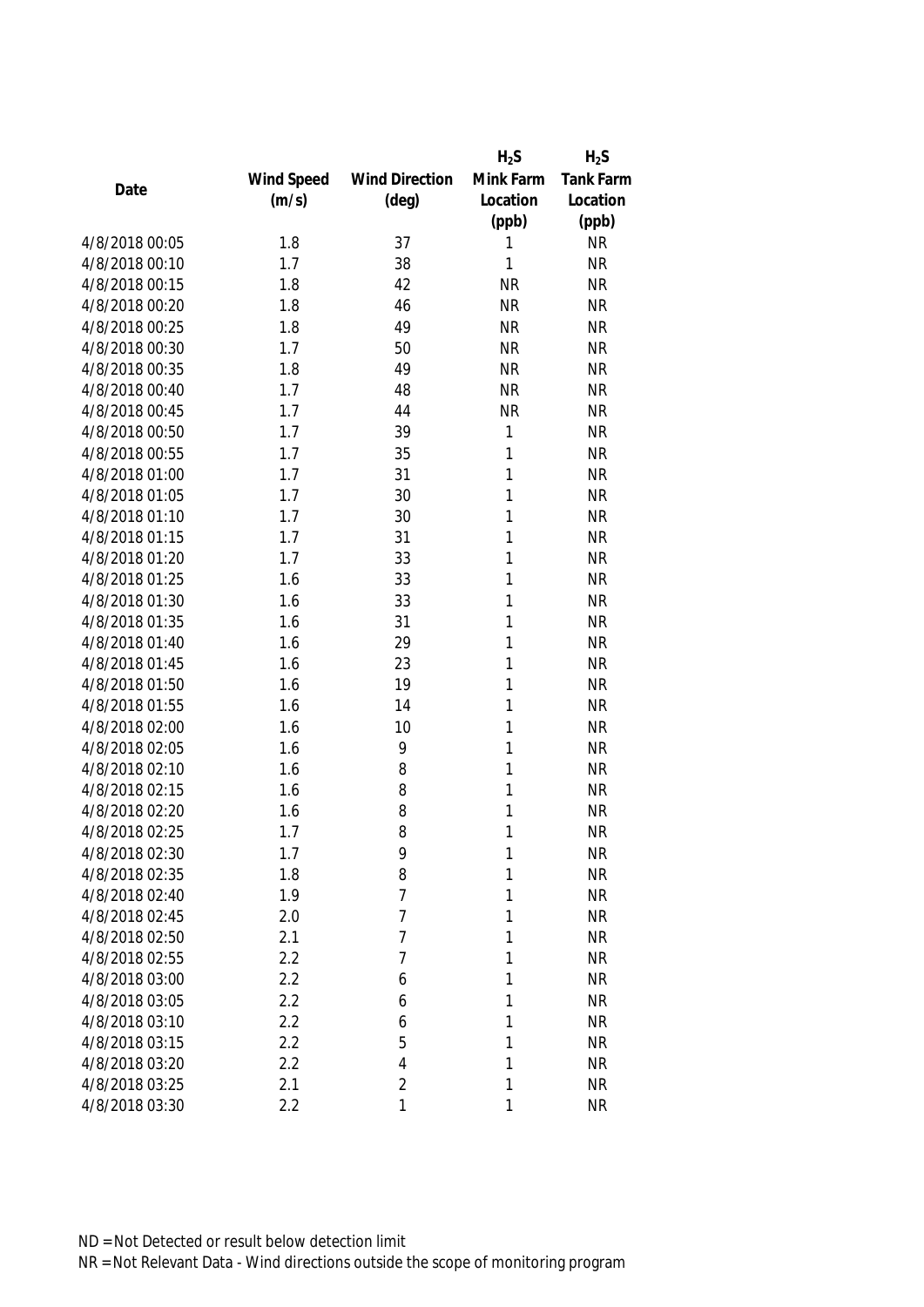| Date | Wind Speed (m/s) | Wind Direction (deg) | $H_2S$ Mink Farm Location (ppb) | $H_2S$ Tank Farm Location (ppb) |
|---|---|---|---|---|
| 4/8/2018 00:05 | 1.8 | 37 | 1 | NR |
| 4/8/2018 00:10 | 1.7 | 38 | 1 | NR |
| 4/8/2018 00:15 | 1.8 | 42 | NR | NR |
| 4/8/2018 00:20 | 1.8 | 46 | NR | NR |
| 4/8/2018 00:25 | 1.8 | 49 | NR | NR |
| 4/8/2018 00:30 | 1.7 | 50 | NR | NR |
| 4/8/2018 00:35 | 1.8 | 49 | NR | NR |
| 4/8/2018 00:40 | 1.7 | 48 | NR | NR |
| 4/8/2018 00:45 | 1.7 | 44 | NR | NR |
| 4/8/2018 00:50 | 1.7 | 39 | 1 | NR |
| 4/8/2018 00:55 | 1.7 | 35 | 1 | NR |
| 4/8/2018 01:00 | 1.7 | 31 | 1 | NR |
| 4/8/2018 01:05 | 1.7 | 30 | 1 | NR |
| 4/8/2018 01:10 | 1.7 | 30 | 1 | NR |
| 4/8/2018 01:15 | 1.7 | 31 | 1 | NR |
| 4/8/2018 01:20 | 1.7 | 33 | 1 | NR |
| 4/8/2018 01:25 | 1.6 | 33 | 1 | NR |
| 4/8/2018 01:30 | 1.6 | 33 | 1 | NR |
| 4/8/2018 01:35 | 1.6 | 31 | 1 | NR |
| 4/8/2018 01:40 | 1.6 | 29 | 1 | NR |
| 4/8/2018 01:45 | 1.6 | 23 | 1 | NR |
| 4/8/2018 01:50 | 1.6 | 19 | 1 | NR |
| 4/8/2018 01:55 | 1.6 | 14 | 1 | NR |
| 4/8/2018 02:00 | 1.6 | 10 | 1 | NR |
| 4/8/2018 02:05 | 1.6 | 9 | 1 | NR |
| 4/8/2018 02:10 | 1.6 | 8 | 1 | NR |
| 4/8/2018 02:15 | 1.6 | 8 | 1 | NR |
| 4/8/2018 02:20 | 1.6 | 8 | 1 | NR |
| 4/8/2018 02:25 | 1.7 | 8 | 1 | NR |
| 4/8/2018 02:30 | 1.7 | 9 | 1 | NR |
| 4/8/2018 02:35 | 1.8 | 8 | 1 | NR |
| 4/8/2018 02:40 | 1.9 | 7 | 1 | NR |
| 4/8/2018 02:45 | 2.0 | 7 | 1 | NR |
| 4/8/2018 02:50 | 2.1 | 7 | 1 | NR |
| 4/8/2018 02:55 | 2.2 | 7 | 1 | NR |
| 4/8/2018 03:00 | 2.2 | 6 | 1 | NR |
| 4/8/2018 03:05 | 2.2 | 6 | 1 | NR |
| 4/8/2018 03:10 | 2.2 | 6 | 1 | NR |
| 4/8/2018 03:15 | 2.2 | 5 | 1 | NR |
| 4/8/2018 03:20 | 2.2 | 4 | 1 | NR |
| 4/8/2018 03:25 | 2.1 | 2 | 1 | NR |
| 4/8/2018 03:30 | 2.2 | 1 | 1 | NR |

ND = Not Detected or result below detection limit
NR = Not Relevant Data - Wind directions outside the scope of monitoring program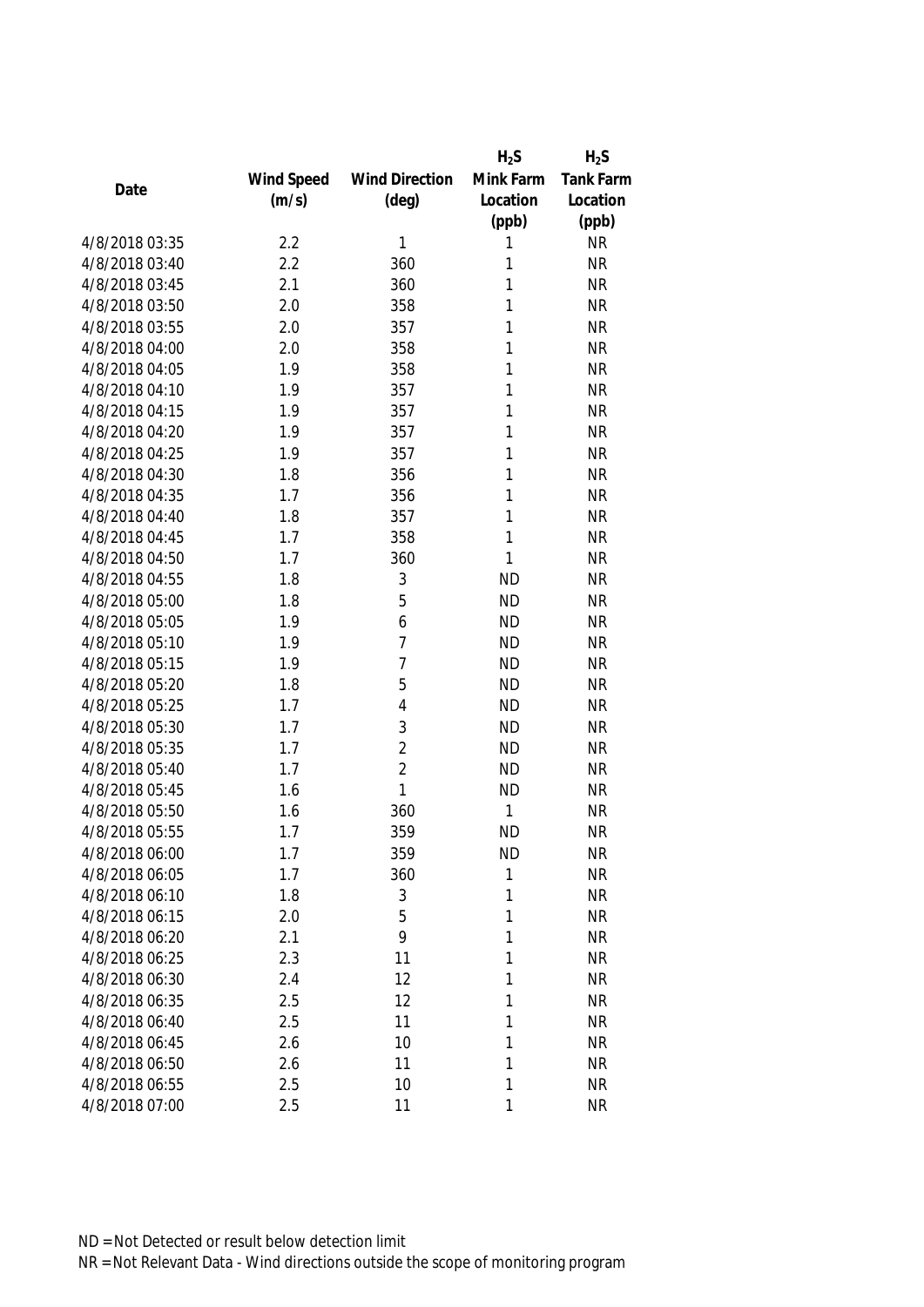| Date | Wind Speed (m/s) | Wind Direction (deg) | $H_2S$ Mink Farm Location (ppb) | $H_2S$ Tank Farm Location (ppb) |
|---|---|---|---|---|
| 4/8/2018 03:35 | 2.2 | 1 | 1 | NR |
| 4/8/2018 03:40 | 2.2 | 360 | 1 | NR |
| 4/8/2018 03:45 | 2.1 | 360 | 1 | NR |
| 4/8/2018 03:50 | 2.0 | 358 | 1 | NR |
| 4/8/2018 03:55 | 2.0 | 357 | 1 | NR |
| 4/8/2018 04:00 | 2.0 | 358 | 1 | NR |
| 4/8/2018 04:05 | 1.9 | 358 | 1 | NR |
| 4/8/2018 04:10 | 1.9 | 357 | 1 | NR |
| 4/8/2018 04:15 | 1.9 | 357 | 1 | NR |
| 4/8/2018 04:20 | 1.9 | 357 | 1 | NR |
| 4/8/2018 04:25 | 1.9 | 357 | 1 | NR |
| 4/8/2018 04:30 | 1.8 | 356 | 1 | NR |
| 4/8/2018 04:35 | 1.7 | 356 | 1 | NR |
| 4/8/2018 04:40 | 1.8 | 357 | 1 | NR |
| 4/8/2018 04:45 | 1.7 | 358 | 1 | NR |
| 4/8/2018 04:50 | 1.7 | 360 | 1 | NR |
| 4/8/2018 04:55 | 1.8 | 3 | ND | NR |
| 4/8/2018 05:00 | 1.8 | 5 | ND | NR |
| 4/8/2018 05:05 | 1.9 | 6 | ND | NR |
| 4/8/2018 05:10 | 1.9 | 7 | ND | NR |
| 4/8/2018 05:15 | 1.9 | 7 | ND | NR |
| 4/8/2018 05:20 | 1.8 | 5 | ND | NR |
| 4/8/2018 05:25 | 1.7 | 4 | ND | NR |
| 4/8/2018 05:30 | 1.7 | 3 | ND | NR |
| 4/8/2018 05:35 | 1.7 | 2 | ND | NR |
| 4/8/2018 05:40 | 1.7 | 2 | ND | NR |
| 4/8/2018 05:45 | 1.6 | 1 | ND | NR |
| 4/8/2018 05:50 | 1.6 | 360 | 1 | NR |
| 4/8/2018 05:55 | 1.7 | 359 | ND | NR |
| 4/8/2018 06:00 | 1.7 | 359 | ND | NR |
| 4/8/2018 06:05 | 1.7 | 360 | 1 | NR |
| 4/8/2018 06:10 | 1.8 | 3 | 1 | NR |
| 4/8/2018 06:15 | 2.0 | 5 | 1 | NR |
| 4/8/2018 06:20 | 2.1 | 9 | 1 | NR |
| 4/8/2018 06:25 | 2.3 | 11 | 1 | NR |
| 4/8/2018 06:30 | 2.4 | 12 | 1 | NR |
| 4/8/2018 06:35 | 2.5 | 12 | 1 | NR |
| 4/8/2018 06:40 | 2.5 | 11 | 1 | NR |
| 4/8/2018 06:45 | 2.6 | 10 | 1 | NR |
| 4/8/2018 06:50 | 2.6 | 11 | 1 | NR |
| 4/8/2018 06:55 | 2.5 | 10 | 1 | NR |
| 4/8/2018 07:00 | 2.5 | 11 | 1 | NR |

ND = Not Detected or result below detection limit

NR = Not Relevant Data - Wind directions outside the scope of monitoring program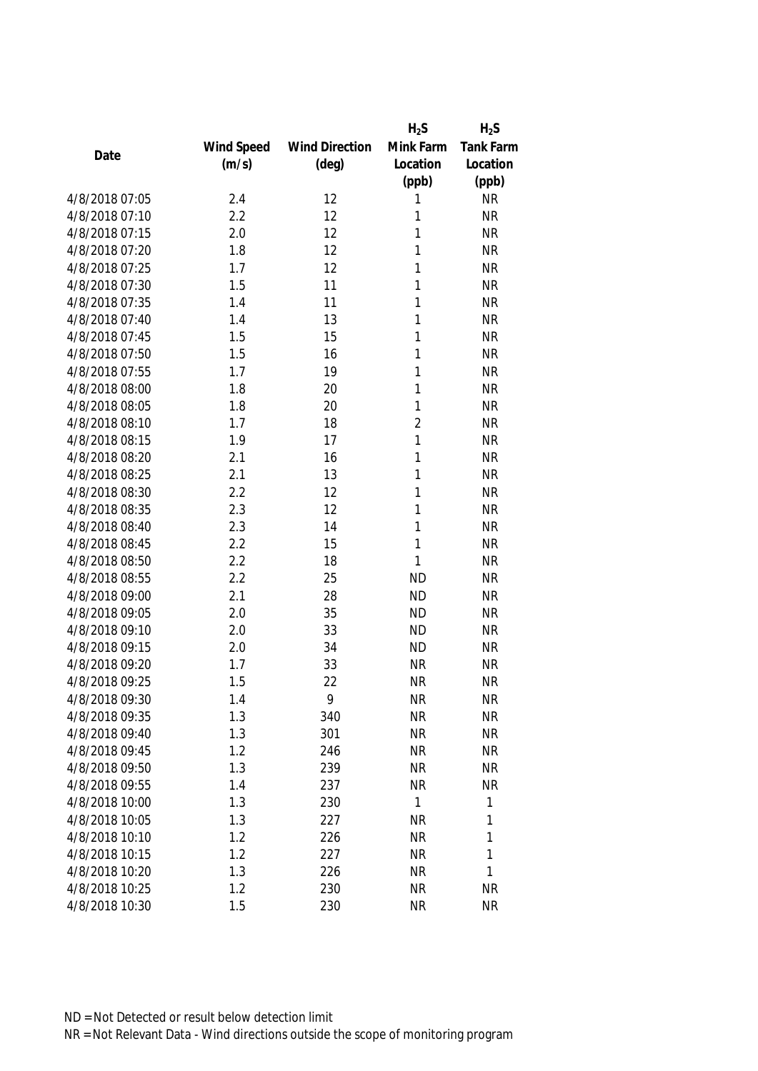| Date | Wind Speed (m/s) | Wind Direction (deg) | $H_2S$ Mink Farm Location (ppb) | $H_2S$ Tank Farm Location (ppb) |
|---|---|---|---|---|
| 4/8/2018 07:05 | 2.4 | 12 | 1 | NR |
| 4/8/2018 07:10 | 2.2 | 12 | 1 | NR |
| 4/8/2018 07:15 | 2.0 | 12 | 1 | NR |
| 4/8/2018 07:20 | 1.8 | 12 | 1 | NR |
| 4/8/2018 07:25 | 1.7 | 12 | 1 | NR |
| 4/8/2018 07:30 | 1.5 | 11 | 1 | NR |
| 4/8/2018 07:35 | 1.4 | 11 | 1 | NR |
| 4/8/2018 07:40 | 1.4 | 13 | 1 | NR |
| 4/8/2018 07:45 | 1.5 | 15 | 1 | NR |
| 4/8/2018 07:50 | 1.5 | 16 | 1 | NR |
| 4/8/2018 07:55 | 1.7 | 19 | 1 | NR |
| 4/8/2018 08:00 | 1.8 | 20 | 1 | NR |
| 4/8/2018 08:05 | 1.8 | 20 | 1 | NR |
| 4/8/2018 08:10 | 1.7 | 18 | 2 | NR |
| 4/8/2018 08:15 | 1.9 | 17 | 1 | NR |
| 4/8/2018 08:20 | 2.1 | 16 | 1 | NR |
| 4/8/2018 08:25 | 2.1 | 13 | 1 | NR |
| 4/8/2018 08:30 | 2.2 | 12 | 1 | NR |
| 4/8/2018 08:35 | 2.3 | 12 | 1 | NR |
| 4/8/2018 08:40 | 2.3 | 14 | 1 | NR |
| 4/8/2018 08:45 | 2.2 | 15 | 1 | NR |
| 4/8/2018 08:50 | 2.2 | 18 | 1 | NR |
| 4/8/2018 08:55 | 2.2 | 25 | ND | NR |
| 4/8/2018 09:00 | 2.1 | 28 | ND | NR |
| 4/8/2018 09:05 | 2.0 | 35 | ND | NR |
| 4/8/2018 09:10 | 2.0 | 33 | ND | NR |
| 4/8/2018 09:15 | 2.0 | 34 | ND | NR |
| 4/8/2018 09:20 | 1.7 | 33 | NR | NR |
| 4/8/2018 09:25 | 1.5 | 22 | NR | NR |
| 4/8/2018 09:30 | 1.4 | 9 | NR | NR |
| 4/8/2018 09:35 | 1.3 | 340 | NR | NR |
| 4/8/2018 09:40 | 1.3 | 301 | NR | NR |
| 4/8/2018 09:45 | 1.2 | 246 | NR | NR |
| 4/8/2018 09:50 | 1.3 | 239 | NR | NR |
| 4/8/2018 09:55 | 1.4 | 237 | NR | NR |
| 4/8/2018 10:00 | 1.3 | 230 | 1 | 1 |
| 4/8/2018 10:05 | 1.3 | 227 | NR | 1 |
| 4/8/2018 10:10 | 1.2 | 226 | NR | 1 |
| 4/8/2018 10:15 | 1.2 | 227 | NR | 1 |
| 4/8/2018 10:20 | 1.3 | 226 | NR | 1 |
| 4/8/2018 10:25 | 1.2 | 230 | NR | NR |
| 4/8/2018 10:30 | 1.5 | 230 | NR | NR |

ND = Not Detected or result below detection limit

NR = Not Relevant Data - Wind directions outside the scope of monitoring program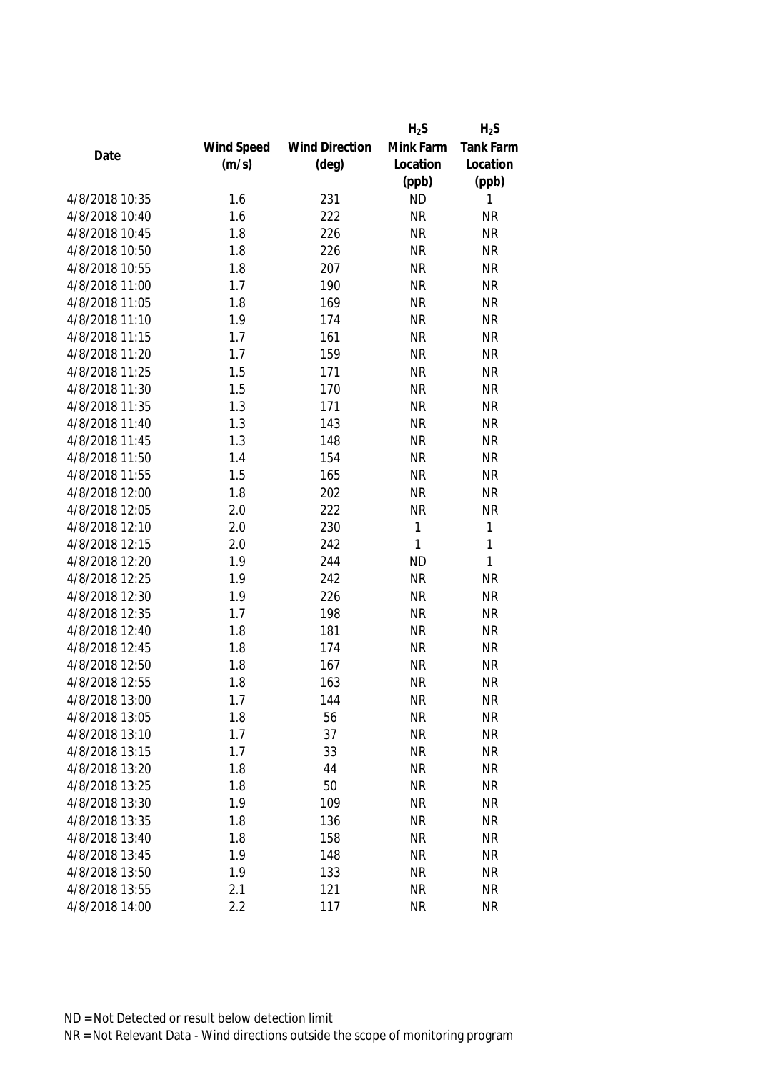| Date | Wind Speed (m/s) | Wind Direction (deg) | $H_2S$ Mink Farm Location (ppb) | $H_2S$ Tank Farm Location (ppb) |
|---|---|---|---|---|
| 4/8/2018 10:35 | 1.6 | 231 | ND | 1 |
| 4/8/2018 10:40 | 1.6 | 222 | NR | NR |
| 4/8/2018 10:45 | 1.8 | 226 | NR | NR |
| 4/8/2018 10:50 | 1.8 | 226 | NR | NR |
| 4/8/2018 10:55 | 1.8 | 207 | NR | NR |
| 4/8/2018 11:00 | 1.7 | 190 | NR | NR |
| 4/8/2018 11:05 | 1.8 | 169 | NR | NR |
| 4/8/2018 11:10 | 1.9 | 174 | NR | NR |
| 4/8/2018 11:15 | 1.7 | 161 | NR | NR |
| 4/8/2018 11:20 | 1.7 | 159 | NR | NR |
| 4/8/2018 11:25 | 1.5 | 171 | NR | NR |
| 4/8/2018 11:30 | 1.5 | 170 | NR | NR |
| 4/8/2018 11:35 | 1.3 | 171 | NR | NR |
| 4/8/2018 11:40 | 1.3 | 143 | NR | NR |
| 4/8/2018 11:45 | 1.3 | 148 | NR | NR |
| 4/8/2018 11:50 | 1.4 | 154 | NR | NR |
| 4/8/2018 11:55 | 1.5 | 165 | NR | NR |
| 4/8/2018 12:00 | 1.8 | 202 | NR | NR |
| 4/8/2018 12:05 | 2.0 | 222 | NR | NR |
| 4/8/2018 12:10 | 2.0 | 230 | 1 | 1 |
| 4/8/2018 12:15 | 2.0 | 242 | 1 | 1 |
| 4/8/2018 12:20 | 1.9 | 244 | ND | 1 |
| 4/8/2018 12:25 | 1.9 | 242 | NR | NR |
| 4/8/2018 12:30 | 1.9 | 226 | NR | NR |
| 4/8/2018 12:35 | 1.7 | 198 | NR | NR |
| 4/8/2018 12:40 | 1.8 | 181 | NR | NR |
| 4/8/2018 12:45 | 1.8 | 174 | NR | NR |
| 4/8/2018 12:50 | 1.8 | 167 | NR | NR |
| 4/8/2018 12:55 | 1.8 | 163 | NR | NR |
| 4/8/2018 13:00 | 1.7 | 144 | NR | NR |
| 4/8/2018 13:05 | 1.8 | 56 | NR | NR |
| 4/8/2018 13:10 | 1.7 | 37 | NR | NR |
| 4/8/2018 13:15 | 1.7 | 33 | NR | NR |
| 4/8/2018 13:20 | 1.8 | 44 | NR | NR |
| 4/8/2018 13:25 | 1.8 | 50 | NR | NR |
| 4/8/2018 13:30 | 1.9 | 109 | NR | NR |
| 4/8/2018 13:35 | 1.8 | 136 | NR | NR |
| 4/8/2018 13:40 | 1.8 | 158 | NR | NR |
| 4/8/2018 13:45 | 1.9 | 148 | NR | NR |
| 4/8/2018 13:50 | 1.9 | 133 | NR | NR |
| 4/8/2018 13:55 | 2.1 | 121 | NR | NR |
| 4/8/2018 14:00 | 2.2 | 117 | NR | NR |

ND = Not Detected or result below detection limit

NR = Not Relevant Data - Wind directions outside the scope of monitoring program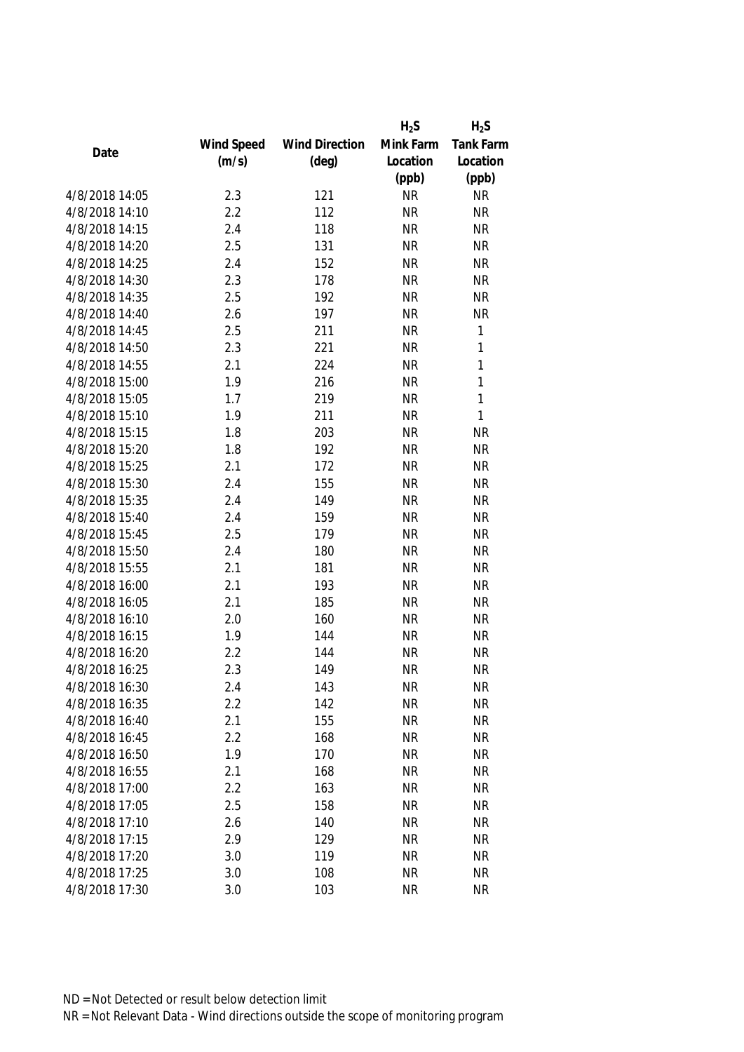| Date | Wind Speed (m/s) | Wind Direction (deg) | $H_2S$ Mink Farm Location (ppb) | $H_2S$ Tank Farm Location (ppb) |
|---|---|---|---|---|
| 4/8/2018 14:05 | 2.3 | 121 | NR | NR |
| 4/8/2018 14:10 | 2.2 | 112 | NR | NR |
| 4/8/2018 14:15 | 2.4 | 118 | NR | NR |
| 4/8/2018 14:20 | 2.5 | 131 | NR | NR |
| 4/8/2018 14:25 | 2.4 | 152 | NR | NR |
| 4/8/2018 14:30 | 2.3 | 178 | NR | NR |
| 4/8/2018 14:35 | 2.5 | 192 | NR | NR |
| 4/8/2018 14:40 | 2.6 | 197 | NR | NR |
| 4/8/2018 14:45 | 2.5 | 211 | NR | 1 |
| 4/8/2018 14:50 | 2.3 | 221 | NR | 1 |
| 4/8/2018 14:55 | 2.1 | 224 | NR | 1 |
| 4/8/2018 15:00 | 1.9 | 216 | NR | 1 |
| 4/8/2018 15:05 | 1.7 | 219 | NR | 1 |
| 4/8/2018 15:10 | 1.9 | 211 | NR | 1 |
| 4/8/2018 15:15 | 1.8 | 203 | NR | NR |
| 4/8/2018 15:20 | 1.8 | 192 | NR | NR |
| 4/8/2018 15:25 | 2.1 | 172 | NR | NR |
| 4/8/2018 15:30 | 2.4 | 155 | NR | NR |
| 4/8/2018 15:35 | 2.4 | 149 | NR | NR |
| 4/8/2018 15:40 | 2.4 | 159 | NR | NR |
| 4/8/2018 15:45 | 2.5 | 179 | NR | NR |
| 4/8/2018 15:50 | 2.4 | 180 | NR | NR |
| 4/8/2018 15:55 | 2.1 | 181 | NR | NR |
| 4/8/2018 16:00 | 2.1 | 193 | NR | NR |
| 4/8/2018 16:05 | 2.1 | 185 | NR | NR |
| 4/8/2018 16:10 | 2.0 | 160 | NR | NR |
| 4/8/2018 16:15 | 1.9 | 144 | NR | NR |
| 4/8/2018 16:20 | 2.2 | 144 | NR | NR |
| 4/8/2018 16:25 | 2.3 | 149 | NR | NR |
| 4/8/2018 16:30 | 2.4 | 143 | NR | NR |
| 4/8/2018 16:35 | 2.2 | 142 | NR | NR |
| 4/8/2018 16:40 | 2.1 | 155 | NR | NR |
| 4/8/2018 16:45 | 2.2 | 168 | NR | NR |
| 4/8/2018 16:50 | 1.9 | 170 | NR | NR |
| 4/8/2018 16:55 | 2.1 | 168 | NR | NR |
| 4/8/2018 17:00 | 2.2 | 163 | NR | NR |
| 4/8/2018 17:05 | 2.5 | 158 | NR | NR |
| 4/8/2018 17:10 | 2.6 | 140 | NR | NR |
| 4/8/2018 17:15 | 2.9 | 129 | NR | NR |
| 4/8/2018 17:20 | 3.0 | 119 | NR | NR |
| 4/8/2018 17:25 | 3.0 | 108 | NR | NR |
| 4/8/2018 17:30 | 3.0 | 103 | NR | NR |

ND = Not Detected or result below detection limit

NR = Not Relevant Data - Wind directions outside the scope of monitoring program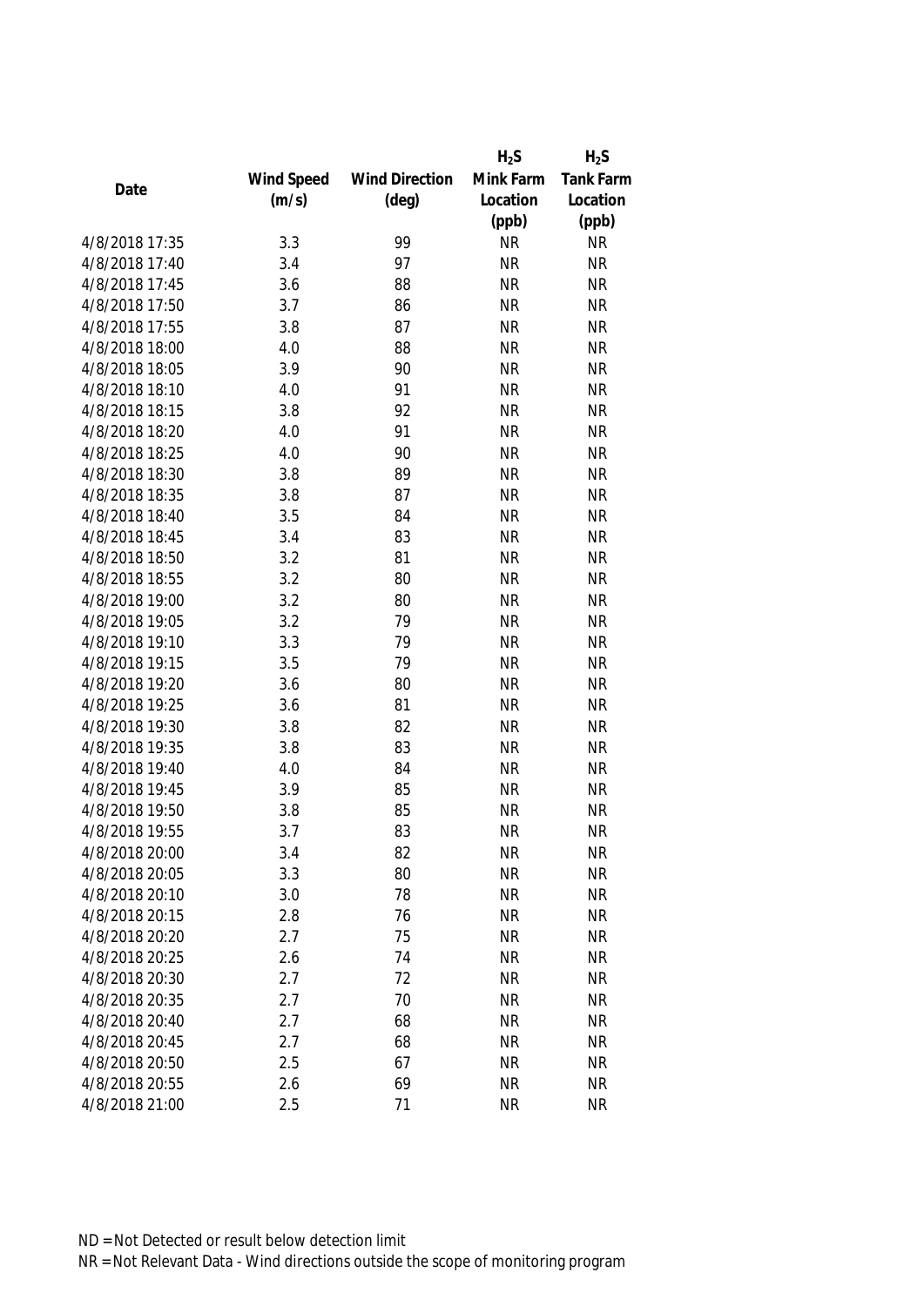| Date | Wind Speed (m/s) | Wind Direction (deg) | $H_2S$ Mink Farm Location (ppb) | $H_2S$ Tank Farm Location (ppb) |
|---|---|---|---|---|
| 4/8/2018 17:35 | 3.3 | 99 | NR | NR |
| 4/8/2018 17:40 | 3.4 | 97 | NR | NR |
| 4/8/2018 17:45 | 3.6 | 88 | NR | NR |
| 4/8/2018 17:50 | 3.7 | 86 | NR | NR |
| 4/8/2018 17:55 | 3.8 | 87 | NR | NR |
| 4/8/2018 18:00 | 4.0 | 88 | NR | NR |
| 4/8/2018 18:05 | 3.9 | 90 | NR | NR |
| 4/8/2018 18:10 | 4.0 | 91 | NR | NR |
| 4/8/2018 18:15 | 3.8 | 92 | NR | NR |
| 4/8/2018 18:20 | 4.0 | 91 | NR | NR |
| 4/8/2018 18:25 | 4.0 | 90 | NR | NR |
| 4/8/2018 18:30 | 3.8 | 89 | NR | NR |
| 4/8/2018 18:35 | 3.8 | 87 | NR | NR |
| 4/8/2018 18:40 | 3.5 | 84 | NR | NR |
| 4/8/2018 18:45 | 3.4 | 83 | NR | NR |
| 4/8/2018 18:50 | 3.2 | 81 | NR | NR |
| 4/8/2018 18:55 | 3.2 | 80 | NR | NR |
| 4/8/2018 19:00 | 3.2 | 80 | NR | NR |
| 4/8/2018 19:05 | 3.2 | 79 | NR | NR |
| 4/8/2018 19:10 | 3.3 | 79 | NR | NR |
| 4/8/2018 19:15 | 3.5 | 79 | NR | NR |
| 4/8/2018 19:20 | 3.6 | 80 | NR | NR |
| 4/8/2018 19:25 | 3.6 | 81 | NR | NR |
| 4/8/2018 19:30 | 3.8 | 82 | NR | NR |
| 4/8/2018 19:35 | 3.8 | 83 | NR | NR |
| 4/8/2018 19:40 | 4.0 | 84 | NR | NR |
| 4/8/2018 19:45 | 3.9 | 85 | NR | NR |
| 4/8/2018 19:50 | 3.8 | 85 | NR | NR |
| 4/8/2018 19:55 | 3.7 | 83 | NR | NR |
| 4/8/2018 20:00 | 3.4 | 82 | NR | NR |
| 4/8/2018 20:05 | 3.3 | 80 | NR | NR |
| 4/8/2018 20:10 | 3.0 | 78 | NR | NR |
| 4/8/2018 20:15 | 2.8 | 76 | NR | NR |
| 4/8/2018 20:20 | 2.7 | 75 | NR | NR |
| 4/8/2018 20:25 | 2.6 | 74 | NR | NR |
| 4/8/2018 20:30 | 2.7 | 72 | NR | NR |
| 4/8/2018 20:35 | 2.7 | 70 | NR | NR |
| 4/8/2018 20:40 | 2.7 | 68 | NR | NR |
| 4/8/2018 20:45 | 2.7 | 68 | NR | NR |
| 4/8/2018 20:50 | 2.5 | 67 | NR | NR |
| 4/8/2018 20:55 | 2.6 | 69 | NR | NR |
| 4/8/2018 21:00 | 2.5 | 71 | NR | NR |

ND = Not Detected or result below detection limit

NR = Not Relevant Data - Wind directions outside the scope of monitoring program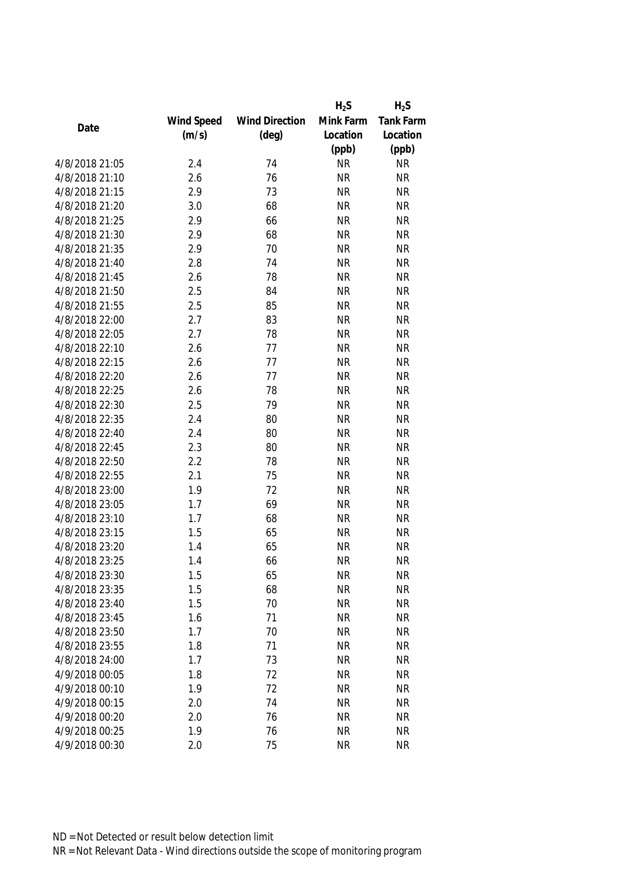| Date | Wind Speed (m/s) | Wind Direction (deg) | $H_2S$ Mink Farm Location (ppb) | $H_2S$ Tank Farm Location (ppb) |
|---|---|---|---|---|
| 4/8/2018 21:05 | 2.4 | 74 | NR | NR |
| 4/8/2018 21:10 | 2.6 | 76 | NR | NR |
| 4/8/2018 21:15 | 2.9 | 73 | NR | NR |
| 4/8/2018 21:20 | 3.0 | 68 | NR | NR |
| 4/8/2018 21:25 | 2.9 | 66 | NR | NR |
| 4/8/2018 21:30 | 2.9 | 68 | NR | NR |
| 4/8/2018 21:35 | 2.9 | 70 | NR | NR |
| 4/8/2018 21:40 | 2.8 | 74 | NR | NR |
| 4/8/2018 21:45 | 2.6 | 78 | NR | NR |
| 4/8/2018 21:50 | 2.5 | 84 | NR | NR |
| 4/8/2018 21:55 | 2.5 | 85 | NR | NR |
| 4/8/2018 22:00 | 2.7 | 83 | NR | NR |
| 4/8/2018 22:05 | 2.7 | 78 | NR | NR |
| 4/8/2018 22:10 | 2.6 | 77 | NR | NR |
| 4/8/2018 22:15 | 2.6 | 77 | NR | NR |
| 4/8/2018 22:20 | 2.6 | 77 | NR | NR |
| 4/8/2018 22:25 | 2.6 | 78 | NR | NR |
| 4/8/2018 22:30 | 2.5 | 79 | NR | NR |
| 4/8/2018 22:35 | 2.4 | 80 | NR | NR |
| 4/8/2018 22:40 | 2.4 | 80 | NR | NR |
| 4/8/2018 22:45 | 2.3 | 80 | NR | NR |
| 4/8/2018 22:50 | 2.2 | 78 | NR | NR |
| 4/8/2018 22:55 | 2.1 | 75 | NR | NR |
| 4/8/2018 23:00 | 1.9 | 72 | NR | NR |
| 4/8/2018 23:05 | 1.7 | 69 | NR | NR |
| 4/8/2018 23:10 | 1.7 | 68 | NR | NR |
| 4/8/2018 23:15 | 1.5 | 65 | NR | NR |
| 4/8/2018 23:20 | 1.4 | 65 | NR | NR |
| 4/8/2018 23:25 | 1.4 | 66 | NR | NR |
| 4/8/2018 23:30 | 1.5 | 65 | NR | NR |
| 4/8/2018 23:35 | 1.5 | 68 | NR | NR |
| 4/8/2018 23:40 | 1.5 | 70 | NR | NR |
| 4/8/2018 23:45 | 1.6 | 71 | NR | NR |
| 4/8/2018 23:50 | 1.7 | 70 | NR | NR |
| 4/8/2018 23:55 | 1.8 | 71 | NR | NR |
| 4/8/2018 24:00 | 1.7 | 73 | NR | NR |
| 4/9/2018 00:05 | 1.8 | 72 | NR | NR |
| 4/9/2018 00:10 | 1.9 | 72 | NR | NR |
| 4/9/2018 00:15 | 2.0 | 74 | NR | NR |
| 4/9/2018 00:20 | 2.0 | 76 | NR | NR |
| 4/9/2018 00:25 | 1.9 | 76 | NR | NR |
| 4/9/2018 00:30 | 2.0 | 75 | NR | NR |

ND = Not Detected or result below detection limit

NR = Not Relevant Data - Wind directions outside the scope of monitoring program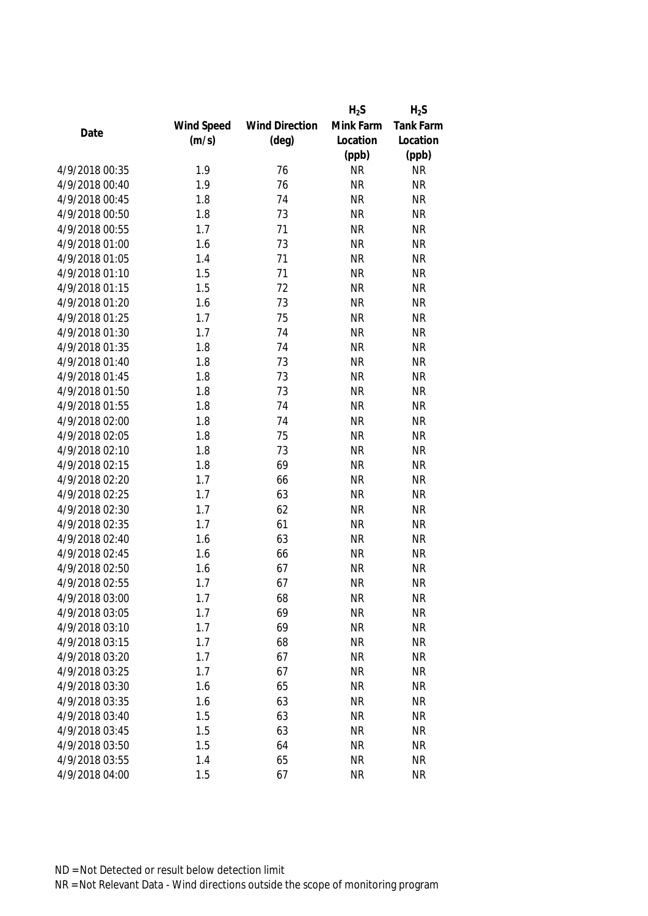| Date | Wind Speed (m/s) | Wind Direction (deg) | $H_2S$ Mink Farm Location (ppb) | $H_2S$ Tank Farm Location (ppb) |
|---|---|---|---|---|
| 4/9/2018 00:35 | 1.9 | 76 | NR | NR |
| 4/9/2018 00:40 | 1.9 | 76 | NR | NR |
| 4/9/2018 00:45 | 1.8 | 74 | NR | NR |
| 4/9/2018 00:50 | 1.8 | 73 | NR | NR |
| 4/9/2018 00:55 | 1.7 | 71 | NR | NR |
| 4/9/2018 01:00 | 1.6 | 73 | NR | NR |
| 4/9/2018 01:05 | 1.4 | 71 | NR | NR |
| 4/9/2018 01:10 | 1.5 | 71 | NR | NR |
| 4/9/2018 01:15 | 1.5 | 72 | NR | NR |
| 4/9/2018 01:20 | 1.6 | 73 | NR | NR |
| 4/9/2018 01:25 | 1.7 | 75 | NR | NR |
| 4/9/2018 01:30 | 1.7 | 74 | NR | NR |
| 4/9/2018 01:35 | 1.8 | 74 | NR | NR |
| 4/9/2018 01:40 | 1.8 | 73 | NR | NR |
| 4/9/2018 01:45 | 1.8 | 73 | NR | NR |
| 4/9/2018 01:50 | 1.8 | 73 | NR | NR |
| 4/9/2018 01:55 | 1.8 | 74 | NR | NR |
| 4/9/2018 02:00 | 1.8 | 74 | NR | NR |
| 4/9/2018 02:05 | 1.8 | 75 | NR | NR |
| 4/9/2018 02:10 | 1.8 | 73 | NR | NR |
| 4/9/2018 02:15 | 1.8 | 69 | NR | NR |
| 4/9/2018 02:20 | 1.7 | 66 | NR | NR |
| 4/9/2018 02:25 | 1.7 | 63 | NR | NR |
| 4/9/2018 02:30 | 1.7 | 62 | NR | NR |
| 4/9/2018 02:35 | 1.7 | 61 | NR | NR |
| 4/9/2018 02:40 | 1.6 | 63 | NR | NR |
| 4/9/2018 02:45 | 1.6 | 66 | NR | NR |
| 4/9/2018 02:50 | 1.6 | 67 | NR | NR |
| 4/9/2018 02:55 | 1.7 | 67 | NR | NR |
| 4/9/2018 03:00 | 1.7 | 68 | NR | NR |
| 4/9/2018 03:05 | 1.7 | 69 | NR | NR |
| 4/9/2018 03:10 | 1.7 | 69 | NR | NR |
| 4/9/2018 03:15 | 1.7 | 68 | NR | NR |
| 4/9/2018 03:20 | 1.7 | 67 | NR | NR |
| 4/9/2018 03:25 | 1.7 | 67 | NR | NR |
| 4/9/2018 03:30 | 1.6 | 65 | NR | NR |
| 4/9/2018 03:35 | 1.6 | 63 | NR | NR |
| 4/9/2018 03:40 | 1.5 | 63 | NR | NR |
| 4/9/2018 03:45 | 1.5 | 63 | NR | NR |
| 4/9/2018 03:50 | 1.5 | 64 | NR | NR |
| 4/9/2018 03:55 | 1.4 | 65 | NR | NR |
| 4/9/2018 04:00 | 1.5 | 67 | NR | NR |

ND = Not Detected or result below detection limit

NR = Not Relevant Data - Wind directions outside the scope of monitoring program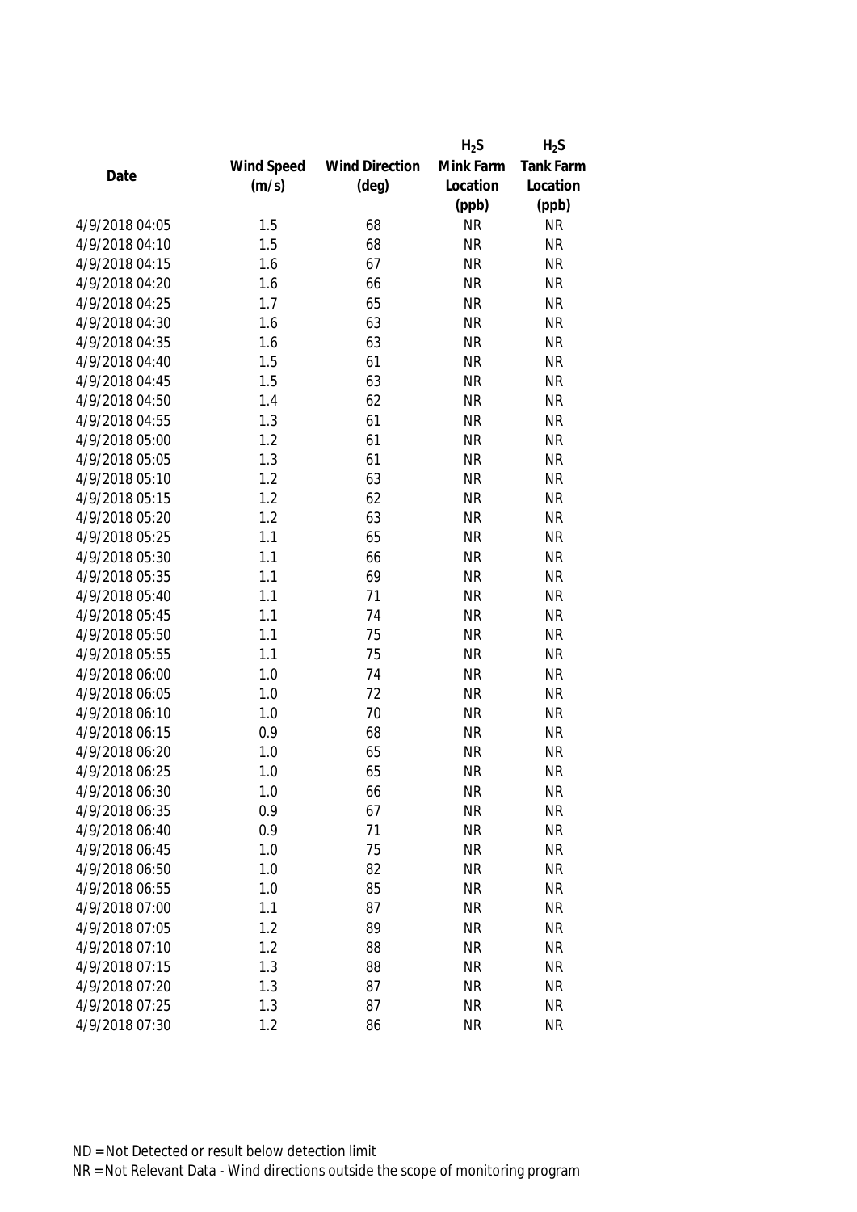| Date | Wind Speed (m/s) | Wind Direction (deg) | $H_2S$ Mink Farm Location (ppb) | $H_2S$ Tank Farm Location (ppb) |
|---|---|---|---|---|
| 4/9/2018 04:05 | 1.5 | 68 | NR | NR |
| 4/9/2018 04:10 | 1.5 | 68 | NR | NR |
| 4/9/2018 04:15 | 1.6 | 67 | NR | NR |
| 4/9/2018 04:20 | 1.6 | 66 | NR | NR |
| 4/9/2018 04:25 | 1.7 | 65 | NR | NR |
| 4/9/2018 04:30 | 1.6 | 63 | NR | NR |
| 4/9/2018 04:35 | 1.6 | 63 | NR | NR |
| 4/9/2018 04:40 | 1.5 | 61 | NR | NR |
| 4/9/2018 04:45 | 1.5 | 63 | NR | NR |
| 4/9/2018 04:50 | 1.4 | 62 | NR | NR |
| 4/9/2018 04:55 | 1.3 | 61 | NR | NR |
| 4/9/2018 05:00 | 1.2 | 61 | NR | NR |
| 4/9/2018 05:05 | 1.3 | 61 | NR | NR |
| 4/9/2018 05:10 | 1.2 | 63 | NR | NR |
| 4/9/2018 05:15 | 1.2 | 62 | NR | NR |
| 4/9/2018 05:20 | 1.2 | 63 | NR | NR |
| 4/9/2018 05:25 | 1.1 | 65 | NR | NR |
| 4/9/2018 05:30 | 1.1 | 66 | NR | NR |
| 4/9/2018 05:35 | 1.1 | 69 | NR | NR |
| 4/9/2018 05:40 | 1.1 | 71 | NR | NR |
| 4/9/2018 05:45 | 1.1 | 74 | NR | NR |
| 4/9/2018 05:50 | 1.1 | 75 | NR | NR |
| 4/9/2018 05:55 | 1.1 | 75 | NR | NR |
| 4/9/2018 06:00 | 1.0 | 74 | NR | NR |
| 4/9/2018 06:05 | 1.0 | 72 | NR | NR |
| 4/9/2018 06:10 | 1.0 | 70 | NR | NR |
| 4/9/2018 06:15 | 0.9 | 68 | NR | NR |
| 4/9/2018 06:20 | 1.0 | 65 | NR | NR |
| 4/9/2018 06:25 | 1.0 | 65 | NR | NR |
| 4/9/2018 06:30 | 1.0 | 66 | NR | NR |
| 4/9/2018 06:35 | 0.9 | 67 | NR | NR |
| 4/9/2018 06:40 | 0.9 | 71 | NR | NR |
| 4/9/2018 06:45 | 1.0 | 75 | NR | NR |
| 4/9/2018 06:50 | 1.0 | 82 | NR | NR |
| 4/9/2018 06:55 | 1.0 | 85 | NR | NR |
| 4/9/2018 07:00 | 1.1 | 87 | NR | NR |
| 4/9/2018 07:05 | 1.2 | 89 | NR | NR |
| 4/9/2018 07:10 | 1.2 | 88 | NR | NR |
| 4/9/2018 07:15 | 1.3 | 88 | NR | NR |
| 4/9/2018 07:20 | 1.3 | 87 | NR | NR |
| 4/9/2018 07:25 | 1.3 | 87 | NR | NR |
| 4/9/2018 07:30 | 1.2 | 86 | NR | NR |

ND = Not Detected or result below detection limit

NR = Not Relevant Data - Wind directions outside the scope of monitoring program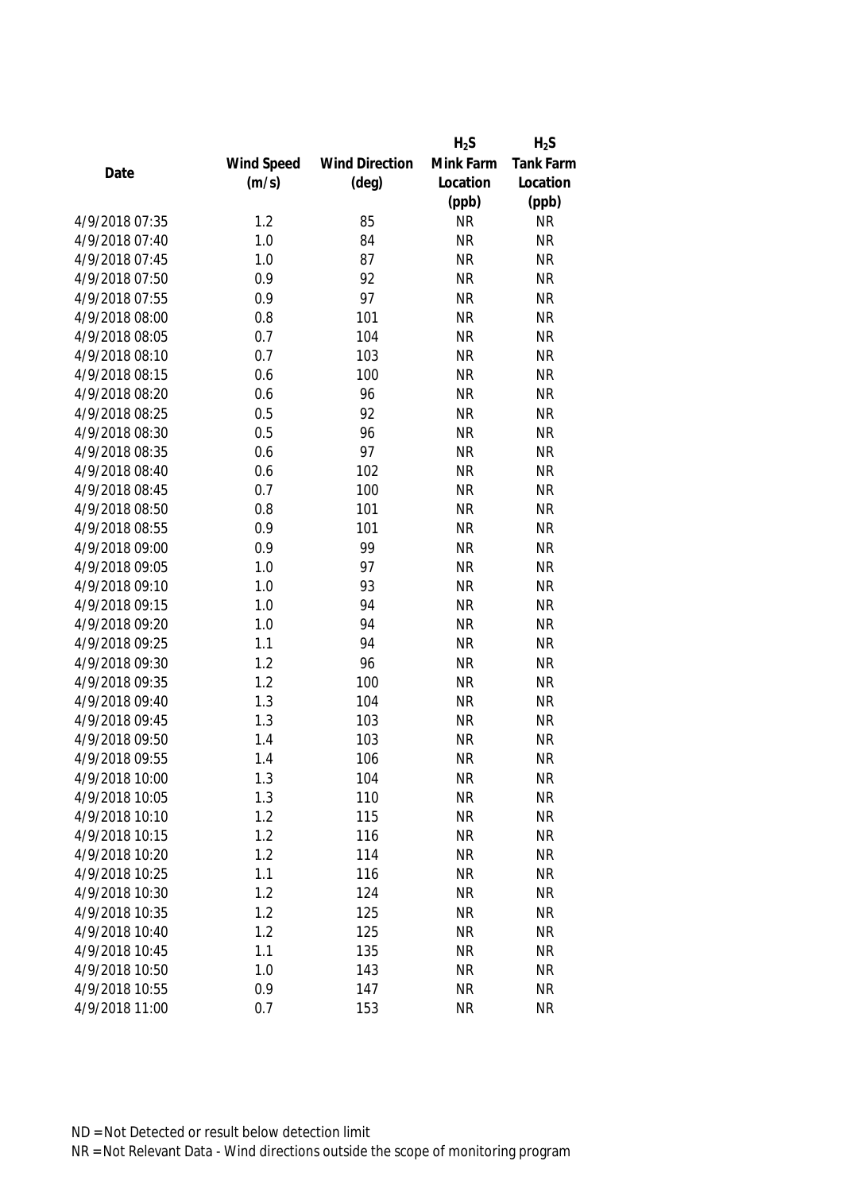| Date | Wind Speed (m/s) | Wind Direction (deg) | $H_2S$ Mink Farm Location (ppb) | $H_2S$ Tank Farm Location (ppb) |
|---|---|---|---|---|
| 4/9/2018 07:35 | 1.2 | 85 | NR | NR |
| 4/9/2018 07:40 | 1.0 | 84 | NR | NR |
| 4/9/2018 07:45 | 1.0 | 87 | NR | NR |
| 4/9/2018 07:50 | 0.9 | 92 | NR | NR |
| 4/9/2018 07:55 | 0.9 | 97 | NR | NR |
| 4/9/2018 08:00 | 0.8 | 101 | NR | NR |
| 4/9/2018 08:05 | 0.7 | 104 | NR | NR |
| 4/9/2018 08:10 | 0.7 | 103 | NR | NR |
| 4/9/2018 08:15 | 0.6 | 100 | NR | NR |
| 4/9/2018 08:20 | 0.6 | 96 | NR | NR |
| 4/9/2018 08:25 | 0.5 | 92 | NR | NR |
| 4/9/2018 08:30 | 0.5 | 96 | NR | NR |
| 4/9/2018 08:35 | 0.6 | 97 | NR | NR |
| 4/9/2018 08:40 | 0.6 | 102 | NR | NR |
| 4/9/2018 08:45 | 0.7 | 100 | NR | NR |
| 4/9/2018 08:50 | 0.8 | 101 | NR | NR |
| 4/9/2018 08:55 | 0.9 | 101 | NR | NR |
| 4/9/2018 09:00 | 0.9 | 99 | NR | NR |
| 4/9/2018 09:05 | 1.0 | 97 | NR | NR |
| 4/9/2018 09:10 | 1.0 | 93 | NR | NR |
| 4/9/2018 09:15 | 1.0 | 94 | NR | NR |
| 4/9/2018 09:20 | 1.0 | 94 | NR | NR |
| 4/9/2018 09:25 | 1.1 | 94 | NR | NR |
| 4/9/2018 09:30 | 1.2 | 96 | NR | NR |
| 4/9/2018 09:35 | 1.2 | 100 | NR | NR |
| 4/9/2018 09:40 | 1.3 | 104 | NR | NR |
| 4/9/2018 09:45 | 1.3 | 103 | NR | NR |
| 4/9/2018 09:50 | 1.4 | 103 | NR | NR |
| 4/9/2018 09:55 | 1.4 | 106 | NR | NR |
| 4/9/2018 10:00 | 1.3 | 104 | NR | NR |
| 4/9/2018 10:05 | 1.3 | 110 | NR | NR |
| 4/9/2018 10:10 | 1.2 | 115 | NR | NR |
| 4/9/2018 10:15 | 1.2 | 116 | NR | NR |
| 4/9/2018 10:20 | 1.2 | 114 | NR | NR |
| 4/9/2018 10:25 | 1.1 | 116 | NR | NR |
| 4/9/2018 10:30 | 1.2 | 124 | NR | NR |
| 4/9/2018 10:35 | 1.2 | 125 | NR | NR |
| 4/9/2018 10:40 | 1.2 | 125 | NR | NR |
| 4/9/2018 10:45 | 1.1 | 135 | NR | NR |
| 4/9/2018 10:50 | 1.0 | 143 | NR | NR |
| 4/9/2018 10:55 | 0.9 | 147 | NR | NR |
| 4/9/2018 11:00 | 0.7 | 153 | NR | NR |

ND = Not Detected or result below detection limit

NR = Not Relevant Data - Wind directions outside the scope of monitoring program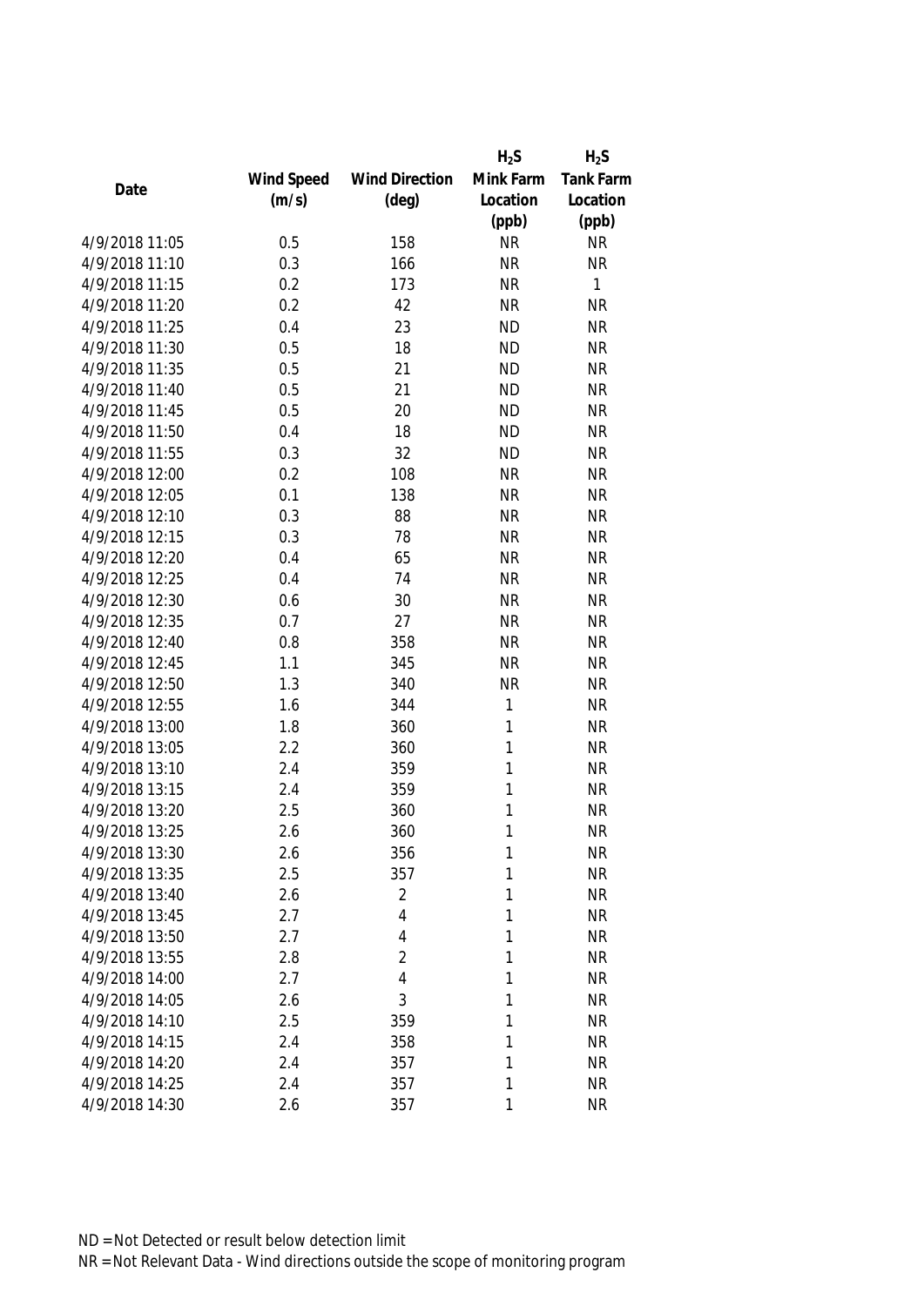| Date | Wind Speed (m/s) | Wind Direction (deg) | $H_2S$ Mink Farm Location (ppb) | $H_2S$ Tank Farm Location (ppb) |
|---|---|---|---|---|
| 4/9/2018 11:05 | 0.5 | 158 | NR | NR |
| 4/9/2018 11:10 | 0.3 | 166 | NR | NR |
| 4/9/2018 11:15 | 0.2 | 173 | NR | 1 |
| 4/9/2018 11:20 | 0.2 | 42 | NR | NR |
| 4/9/2018 11:25 | 0.4 | 23 | ND | NR |
| 4/9/2018 11:30 | 0.5 | 18 | ND | NR |
| 4/9/2018 11:35 | 0.5 | 21 | ND | NR |
| 4/9/2018 11:40 | 0.5 | 21 | ND | NR |
| 4/9/2018 11:45 | 0.5 | 20 | ND | NR |
| 4/9/2018 11:50 | 0.4 | 18 | ND | NR |
| 4/9/2018 11:55 | 0.3 | 32 | ND | NR |
| 4/9/2018 12:00 | 0.2 | 108 | NR | NR |
| 4/9/2018 12:05 | 0.1 | 138 | NR | NR |
| 4/9/2018 12:10 | 0.3 | 88 | NR | NR |
| 4/9/2018 12:15 | 0.3 | 78 | NR | NR |
| 4/9/2018 12:20 | 0.4 | 65 | NR | NR |
| 4/9/2018 12:25 | 0.4 | 74 | NR | NR |
| 4/9/2018 12:30 | 0.6 | 30 | NR | NR |
| 4/9/2018 12:35 | 0.7 | 27 | NR | NR |
| 4/9/2018 12:40 | 0.8 | 358 | NR | NR |
| 4/9/2018 12:45 | 1.1 | 345 | NR | NR |
| 4/9/2018 12:50 | 1.3 | 340 | NR | NR |
| 4/9/2018 12:55 | 1.6 | 344 | 1 | NR |
| 4/9/2018 13:00 | 1.8 | 360 | 1 | NR |
| 4/9/2018 13:05 | 2.2 | 360 | 1 | NR |
| 4/9/2018 13:10 | 2.4 | 359 | 1 | NR |
| 4/9/2018 13:15 | 2.4 | 359 | 1 | NR |
| 4/9/2018 13:20 | 2.5 | 360 | 1 | NR |
| 4/9/2018 13:25 | 2.6 | 360 | 1 | NR |
| 4/9/2018 13:30 | 2.6 | 356 | 1 | NR |
| 4/9/2018 13:35 | 2.5 | 357 | 1 | NR |
| 4/9/2018 13:40 | 2.6 | 2 | 1 | NR |
| 4/9/2018 13:45 | 2.7 | 4 | 1 | NR |
| 4/9/2018 13:50 | 2.7 | 4 | 1 | NR |
| 4/9/2018 13:55 | 2.8 | 2 | 1 | NR |
| 4/9/2018 14:00 | 2.7 | 4 | 1 | NR |
| 4/9/2018 14:05 | 2.6 | 3 | 1 | NR |
| 4/9/2018 14:10 | 2.5 | 359 | 1 | NR |
| 4/9/2018 14:15 | 2.4 | 358 | 1 | NR |
| 4/9/2018 14:20 | 2.4 | 357 | 1 | NR |
| 4/9/2018 14:25 | 2.4 | 357 | 1 | NR |
| 4/9/2018 14:30 | 2.6 | 357 | 1 | NR |

ND = Not Detected or result below detection limit
NR = Not Relevant Data - Wind directions outside the scope of monitoring program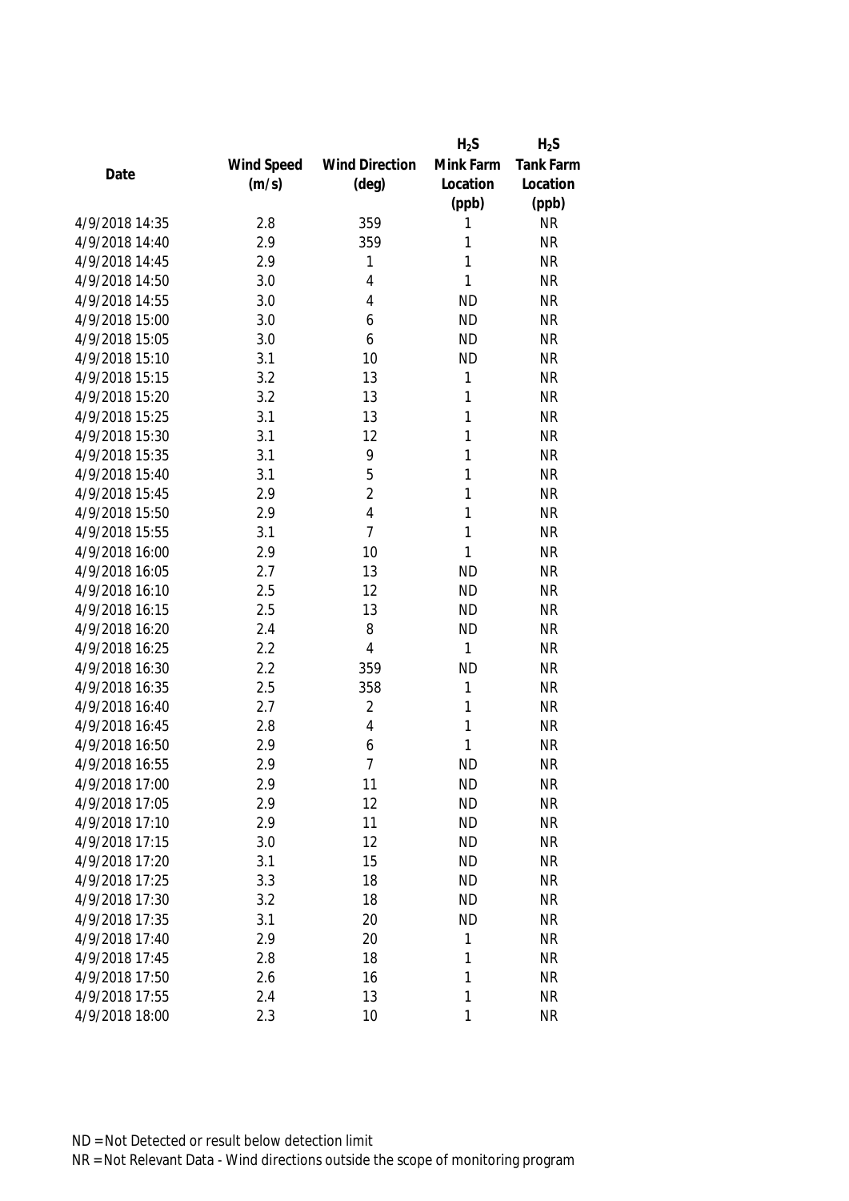| Date | Wind Speed (m/s) | Wind Direction (deg) | $H_2S$ Mink Farm Location (ppb) | $H_2S$ Tank Farm Location (ppb) |
|---|---|---|---|---|
| 4/9/2018 14:35 | 2.8 | 359 | 1 | NR |
| 4/9/2018 14:40 | 2.9 | 359 | 1 | NR |
| 4/9/2018 14:45 | 2.9 | 1 | 1 | NR |
| 4/9/2018 14:50 | 3.0 | 4 | 1 | NR |
| 4/9/2018 14:55 | 3.0 | 4 | ND | NR |
| 4/9/2018 15:00 | 3.0 | 6 | ND | NR |
| 4/9/2018 15:05 | 3.0 | 6 | ND | NR |
| 4/9/2018 15:10 | 3.1 | 10 | ND | NR |
| 4/9/2018 15:15 | 3.2 | 13 | 1 | NR |
| 4/9/2018 15:20 | 3.2 | 13 | 1 | NR |
| 4/9/2018 15:25 | 3.1 | 13 | 1 | NR |
| 4/9/2018 15:30 | 3.1 | 12 | 1 | NR |
| 4/9/2018 15:35 | 3.1 | 9 | 1 | NR |
| 4/9/2018 15:40 | 3.1 | 5 | 1 | NR |
| 4/9/2018 15:45 | 2.9 | 2 | 1 | NR |
| 4/9/2018 15:50 | 2.9 | 4 | 1 | NR |
| 4/9/2018 15:55 | 3.1 | 7 | 1 | NR |
| 4/9/2018 16:00 | 2.9 | 10 | 1 | NR |
| 4/9/2018 16:05 | 2.7 | 13 | ND | NR |
| 4/9/2018 16:10 | 2.5 | 12 | ND | NR |
| 4/9/2018 16:15 | 2.5 | 13 | ND | NR |
| 4/9/2018 16:20 | 2.4 | 8 | ND | NR |
| 4/9/2018 16:25 | 2.2 | 4 | 1 | NR |
| 4/9/2018 16:30 | 2.2 | 359 | ND | NR |
| 4/9/2018 16:35 | 2.5 | 358 | 1 | NR |
| 4/9/2018 16:40 | 2.7 | 2 | 1 | NR |
| 4/9/2018 16:45 | 2.8 | 4 | 1 | NR |
| 4/9/2018 16:50 | 2.9 | 6 | 1 | NR |
| 4/9/2018 16:55 | 2.9 | 7 | ND | NR |
| 4/9/2018 17:00 | 2.9 | 11 | ND | NR |
| 4/9/2018 17:05 | 2.9 | 12 | ND | NR |
| 4/9/2018 17:10 | 2.9 | 11 | ND | NR |
| 4/9/2018 17:15 | 3.0 | 12 | ND | NR |
| 4/9/2018 17:20 | 3.1 | 15 | ND | NR |
| 4/9/2018 17:25 | 3.3 | 18 | ND | NR |
| 4/9/2018 17:30 | 3.2 | 18 | ND | NR |
| 4/9/2018 17:35 | 3.1 | 20 | ND | NR |
| 4/9/2018 17:40 | 2.9 | 20 | 1 | NR |
| 4/9/2018 17:45 | 2.8 | 18 | 1 | NR |
| 4/9/2018 17:50 | 2.6 | 16 | 1 | NR |
| 4/9/2018 17:55 | 2.4 | 13 | 1 | NR |
| 4/9/2018 18:00 | 2.3 | 10 | 1 | NR |

ND = Not Detected or result below detection limit

NR = Not Relevant Data - Wind directions outside the scope of monitoring program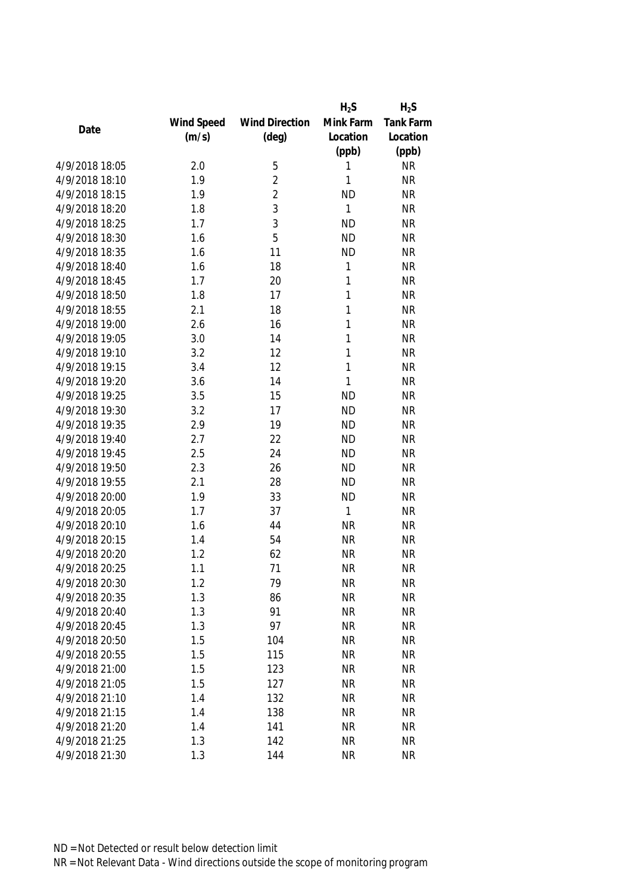| Date | Wind Speed (m/s) | Wind Direction (deg) | $H_2S$ Mink Farm Location (ppb) | $H_2S$ Tank Farm Location (ppb) |
|---|---|---|---|---|
| 4/9/2018 18:05 | 2.0 | 5 | 1 | NR |
| 4/9/2018 18:10 | 1.9 | 2 | 1 | NR |
| 4/9/2018 18:15 | 1.9 | 2 | ND | NR |
| 4/9/2018 18:20 | 1.8 | 3 | 1 | NR |
| 4/9/2018 18:25 | 1.7 | 3 | ND | NR |
| 4/9/2018 18:30 | 1.6 | 5 | ND | NR |
| 4/9/2018 18:35 | 1.6 | 11 | ND | NR |
| 4/9/2018 18:40 | 1.6 | 18 | 1 | NR |
| 4/9/2018 18:45 | 1.7 | 20 | 1 | NR |
| 4/9/2018 18:50 | 1.8 | 17 | 1 | NR |
| 4/9/2018 18:55 | 2.1 | 18 | 1 | NR |
| 4/9/2018 19:00 | 2.6 | 16 | 1 | NR |
| 4/9/2018 19:05 | 3.0 | 14 | 1 | NR |
| 4/9/2018 19:10 | 3.2 | 12 | 1 | NR |
| 4/9/2018 19:15 | 3.4 | 12 | 1 | NR |
| 4/9/2018 19:20 | 3.6 | 14 | 1 | NR |
| 4/9/2018 19:25 | 3.5 | 15 | ND | NR |
| 4/9/2018 19:30 | 3.2 | 17 | ND | NR |
| 4/9/2018 19:35 | 2.9 | 19 | ND | NR |
| 4/9/2018 19:40 | 2.7 | 22 | ND | NR |
| 4/9/2018 19:45 | 2.5 | 24 | ND | NR |
| 4/9/2018 19:50 | 2.3 | 26 | ND | NR |
| 4/9/2018 19:55 | 2.1 | 28 | ND | NR |
| 4/9/2018 20:00 | 1.9 | 33 | ND | NR |
| 4/9/2018 20:05 | 1.7 | 37 | 1 | NR |
| 4/9/2018 20:10 | 1.6 | 44 | NR | NR |
| 4/9/2018 20:15 | 1.4 | 54 | NR | NR |
| 4/9/2018 20:20 | 1.2 | 62 | NR | NR |
| 4/9/2018 20:25 | 1.1 | 71 | NR | NR |
| 4/9/2018 20:30 | 1.2 | 79 | NR | NR |
| 4/9/2018 20:35 | 1.3 | 86 | NR | NR |
| 4/9/2018 20:40 | 1.3 | 91 | NR | NR |
| 4/9/2018 20:45 | 1.3 | 97 | NR | NR |
| 4/9/2018 20:50 | 1.5 | 104 | NR | NR |
| 4/9/2018 20:55 | 1.5 | 115 | NR | NR |
| 4/9/2018 21:00 | 1.5 | 123 | NR | NR |
| 4/9/2018 21:05 | 1.5 | 127 | NR | NR |
| 4/9/2018 21:10 | 1.4 | 132 | NR | NR |
| 4/9/2018 21:15 | 1.4 | 138 | NR | NR |
| 4/9/2018 21:20 | 1.4 | 141 | NR | NR |
| 4/9/2018 21:25 | 1.3 | 142 | NR | NR |
| 4/9/2018 21:30 | 1.3 | 144 | NR | NR |

ND = Not Detected or result below detection limit

NR = Not Relevant Data - Wind directions outside the scope of monitoring program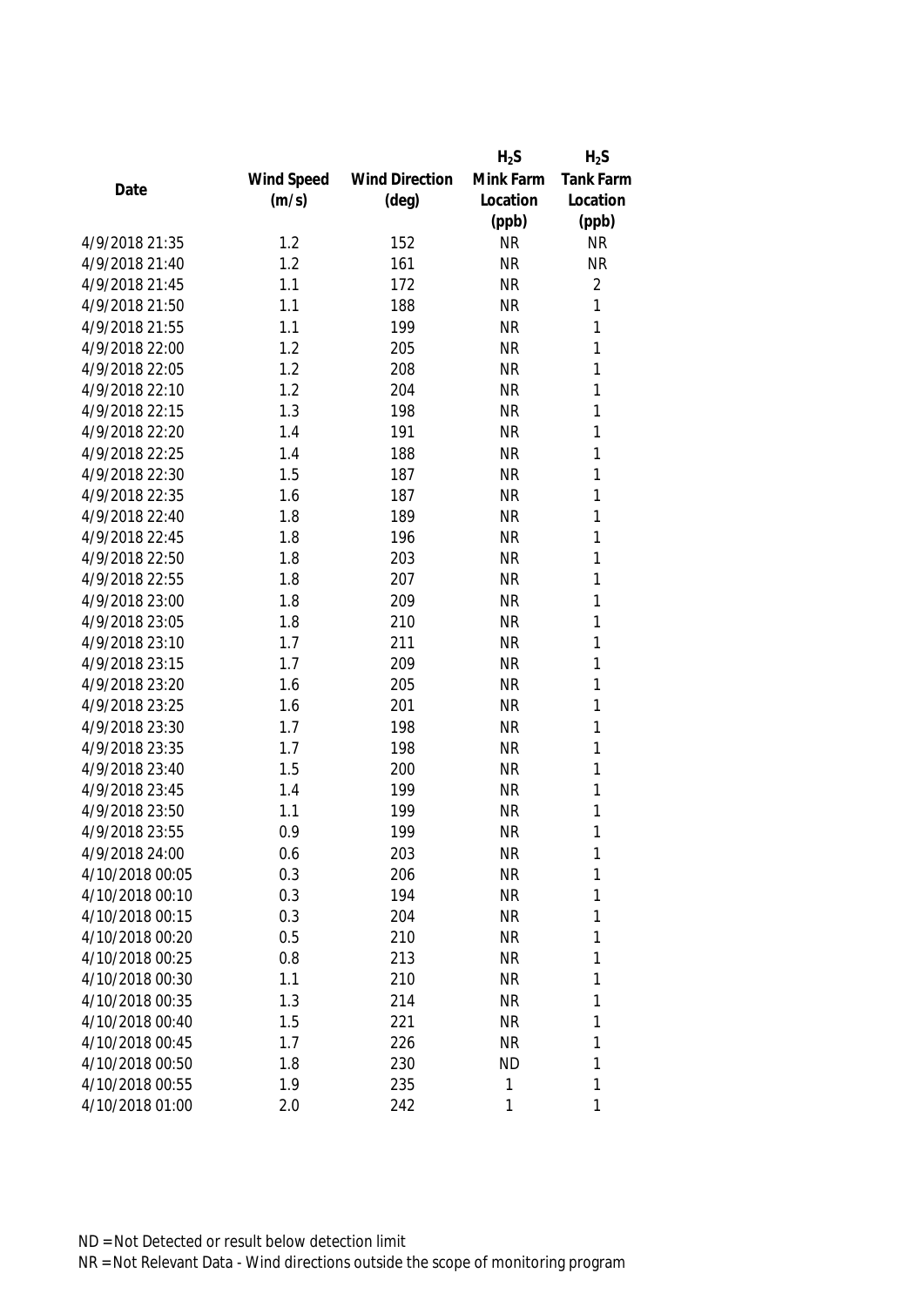| Date | Wind Speed (m/s) | Wind Direction (deg) | $H_2S$ Mink Farm Location (ppb) | $H_2S$ Tank Farm Location (ppb) |
|---|---|---|---|---|
| 4/9/2018 21:35 | 1.2 | 152 | NR | NR |
| 4/9/2018 21:40 | 1.2 | 161 | NR | NR |
| 4/9/2018 21:45 | 1.1 | 172 | NR | 2 |
| 4/9/2018 21:50 | 1.1 | 188 | NR | 1 |
| 4/9/2018 21:55 | 1.1 | 199 | NR | 1 |
| 4/9/2018 22:00 | 1.2 | 205 | NR | 1 |
| 4/9/2018 22:05 | 1.2 | 208 | NR | 1 |
| 4/9/2018 22:10 | 1.2 | 204 | NR | 1 |
| 4/9/2018 22:15 | 1.3 | 198 | NR | 1 |
| 4/9/2018 22:20 | 1.4 | 191 | NR | 1 |
| 4/9/2018 22:25 | 1.4 | 188 | NR | 1 |
| 4/9/2018 22:30 | 1.5 | 187 | NR | 1 |
| 4/9/2018 22:35 | 1.6 | 187 | NR | 1 |
| 4/9/2018 22:40 | 1.8 | 189 | NR | 1 |
| 4/9/2018 22:45 | 1.8 | 196 | NR | 1 |
| 4/9/2018 22:50 | 1.8 | 203 | NR | 1 |
| 4/9/2018 22:55 | 1.8 | 207 | NR | 1 |
| 4/9/2018 23:00 | 1.8 | 209 | NR | 1 |
| 4/9/2018 23:05 | 1.8 | 210 | NR | 1 |
| 4/9/2018 23:10 | 1.7 | 211 | NR | 1 |
| 4/9/2018 23:15 | 1.7 | 209 | NR | 1 |
| 4/9/2018 23:20 | 1.6 | 205 | NR | 1 |
| 4/9/2018 23:25 | 1.6 | 201 | NR | 1 |
| 4/9/2018 23:30 | 1.7 | 198 | NR | 1 |
| 4/9/2018 23:35 | 1.7 | 198 | NR | 1 |
| 4/9/2018 23:40 | 1.5 | 200 | NR | 1 |
| 4/9/2018 23:45 | 1.4 | 199 | NR | 1 |
| 4/9/2018 23:50 | 1.1 | 199 | NR | 1 |
| 4/9/2018 23:55 | 0.9 | 199 | NR | 1 |
| 4/9/2018 24:00 | 0.6 | 203 | NR | 1 |
| 4/10/2018 00:05 | 0.3 | 206 | NR | 1 |
| 4/10/2018 00:10 | 0.3 | 194 | NR | 1 |
| 4/10/2018 00:15 | 0.3 | 204 | NR | 1 |
| 4/10/2018 00:20 | 0.5 | 210 | NR | 1 |
| 4/10/2018 00:25 | 0.8 | 213 | NR | 1 |
| 4/10/2018 00:30 | 1.1 | 210 | NR | 1 |
| 4/10/2018 00:35 | 1.3 | 214 | NR | 1 |
| 4/10/2018 00:40 | 1.5 | 221 | NR | 1 |
| 4/10/2018 00:45 | 1.7 | 226 | NR | 1 |
| 4/10/2018 00:50 | 1.8 | 230 | ND | 1 |
| 4/10/2018 00:55 | 1.9 | 235 | 1 | 1 |
| 4/10/2018 01:00 | 2.0 | 242 | 1 | 1 |

ND = Not Detected or result below detection limit

NR = Not Relevant Data - Wind directions outside the scope of monitoring program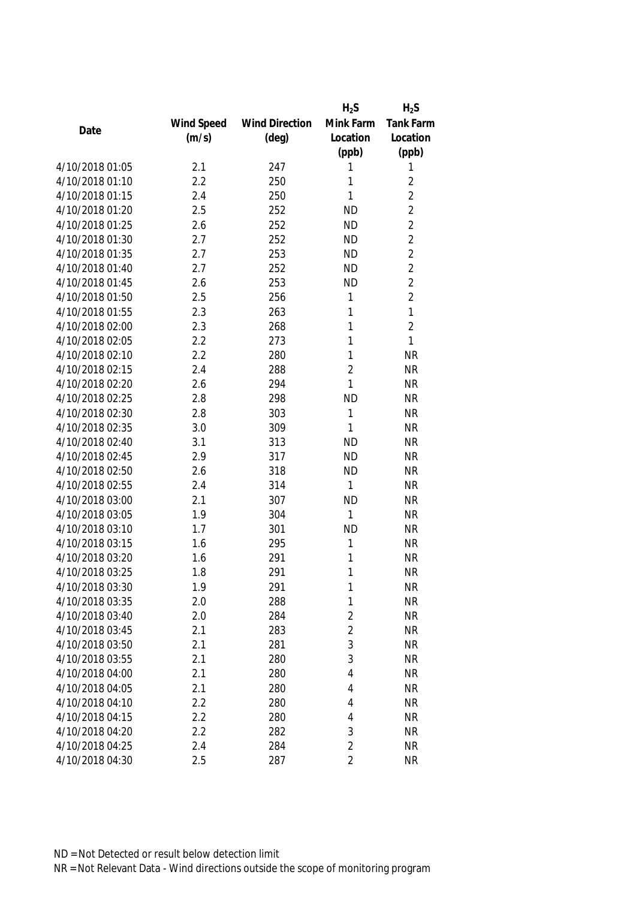| Date | Wind Speed (m/s) | Wind Direction (deg) | $H_2S$ Mink Farm Location (ppb) | $H_2S$ Tank Farm Location (ppb) |
|---|---|---|---|---|
| 4/10/2018 01:05 | 2.1 | 247 | 1 | 1 |
| 4/10/2018 01:10 | 2.2 | 250 | 1 | 2 |
| 4/10/2018 01:15 | 2.4 | 250 | 1 | 2 |
| 4/10/2018 01:20 | 2.5 | 252 | ND | 2 |
| 4/10/2018 01:25 | 2.6 | 252 | ND | 2 |
| 4/10/2018 01:30 | 2.7 | 252 | ND | 2 |
| 4/10/2018 01:35 | 2.7 | 253 | ND | 2 |
| 4/10/2018 01:40 | 2.7 | 252 | ND | 2 |
| 4/10/2018 01:45 | 2.6 | 253 | ND | 2 |
| 4/10/2018 01:50 | 2.5 | 256 | 1 | 2 |
| 4/10/2018 01:55 | 2.3 | 263 | 1 | 1 |
| 4/10/2018 02:00 | 2.3 | 268 | 1 | 2 |
| 4/10/2018 02:05 | 2.2 | 273 | 1 | 1 |
| 4/10/2018 02:10 | 2.2 | 280 | 1 | NR |
| 4/10/2018 02:15 | 2.4 | 288 | 2 | NR |
| 4/10/2018 02:20 | 2.6 | 294 | 1 | NR |
| 4/10/2018 02:25 | 2.8 | 298 | ND | NR |
| 4/10/2018 02:30 | 2.8 | 303 | 1 | NR |
| 4/10/2018 02:35 | 3.0 | 309 | 1 | NR |
| 4/10/2018 02:40 | 3.1 | 313 | ND | NR |
| 4/10/2018 02:45 | 2.9 | 317 | ND | NR |
| 4/10/2018 02:50 | 2.6 | 318 | ND | NR |
| 4/10/2018 02:55 | 2.4 | 314 | 1 | NR |
| 4/10/2018 03:00 | 2.1 | 307 | ND | NR |
| 4/10/2018 03:05 | 1.9 | 304 | 1 | NR |
| 4/10/2018 03:10 | 1.7 | 301 | ND | NR |
| 4/10/2018 03:15 | 1.6 | 295 | 1 | NR |
| 4/10/2018 03:20 | 1.6 | 291 | 1 | NR |
| 4/10/2018 03:25 | 1.8 | 291 | 1 | NR |
| 4/10/2018 03:30 | 1.9 | 291 | 1 | NR |
| 4/10/2018 03:35 | 2.0 | 288 | 1 | NR |
| 4/10/2018 03:40 | 2.0 | 284 | 2 | NR |
| 4/10/2018 03:45 | 2.1 | 283 | 2 | NR |
| 4/10/2018 03:50 | 2.1 | 281 | 3 | NR |
| 4/10/2018 03:55 | 2.1 | 280 | 3 | NR |
| 4/10/2018 04:00 | 2.1 | 280 | 4 | NR |
| 4/10/2018 04:05 | 2.1 | 280 | 4 | NR |
| 4/10/2018 04:10 | 2.2 | 280 | 4 | NR |
| 4/10/2018 04:15 | 2.2 | 280 | 4 | NR |
| 4/10/2018 04:20 | 2.2 | 282 | 3 | NR |
| 4/10/2018 04:25 | 2.4 | 284 | 2 | NR |
| 4/10/2018 04:30 | 2.5 | 287 | 2 | NR |

ND = Not Detected or result below detection limit

NR = Not Relevant Data - Wind directions outside the scope of monitoring program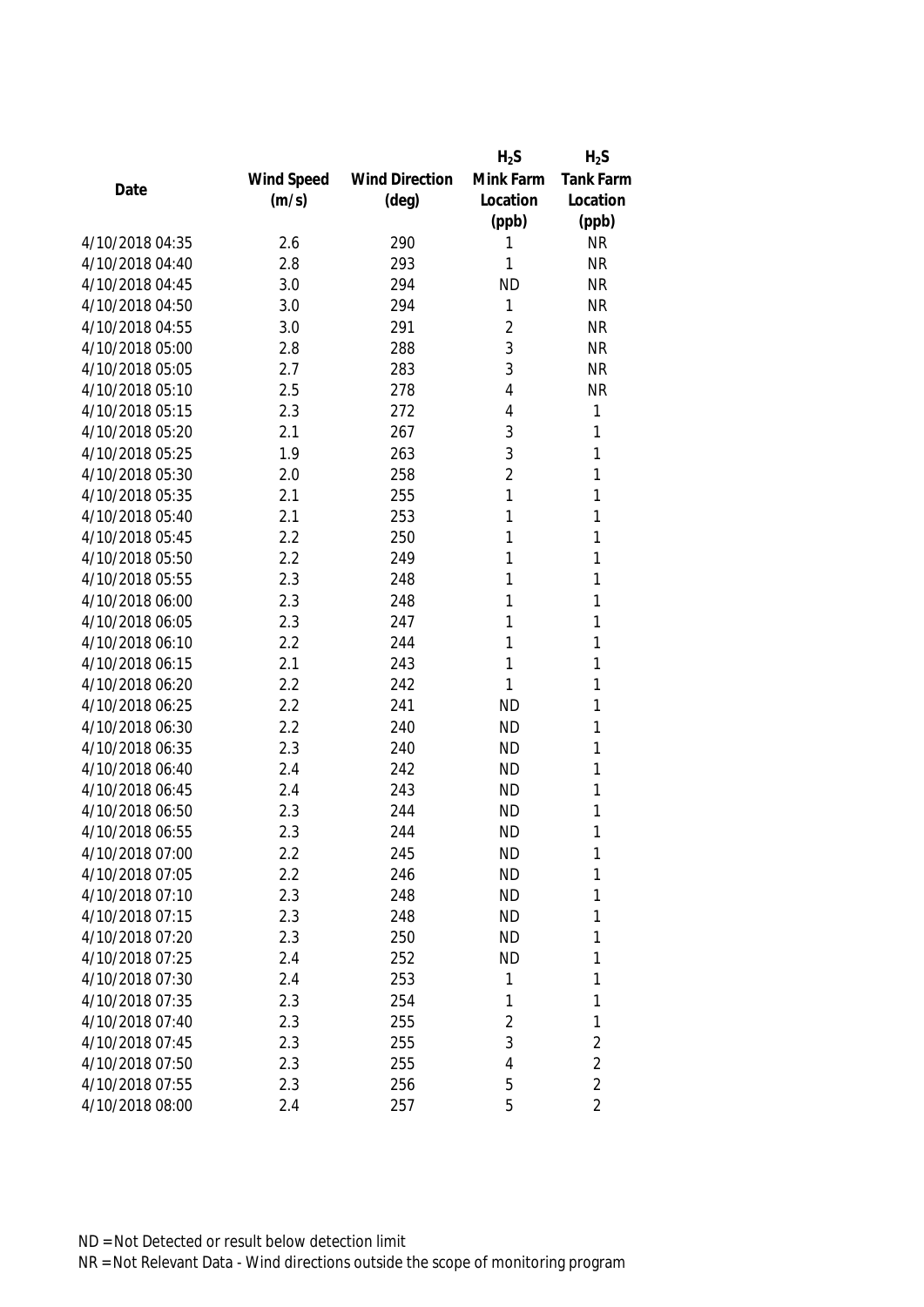| Date | Wind Speed (m/s) | Wind Direction (deg) | $H_2S$ Mink Farm Location (ppb) | $H_2S$ Tank Farm Location (ppb) |
|---|---|---|---|---|
| 4/10/2018 04:35 | 2.6 | 290 | 1 | NR |
| 4/10/2018 04:40 | 2.8 | 293 | 1 | NR |
| 4/10/2018 04:45 | 3.0 | 294 | ND | NR |
| 4/10/2018 04:50 | 3.0 | 294 | 1 | NR |
| 4/10/2018 04:55 | 3.0 | 291 | 2 | NR |
| 4/10/2018 05:00 | 2.8 | 288 | 3 | NR |
| 4/10/2018 05:05 | 2.7 | 283 | 3 | NR |
| 4/10/2018 05:10 | 2.5 | 278 | 4 | NR |
| 4/10/2018 05:15 | 2.3 | 272 | 4 | 1 |
| 4/10/2018 05:20 | 2.1 | 267 | 3 | 1 |
| 4/10/2018 05:25 | 1.9 | 263 | 3 | 1 |
| 4/10/2018 05:30 | 2.0 | 258 | 2 | 1 |
| 4/10/2018 05:35 | 2.1 | 255 | 1 | 1 |
| 4/10/2018 05:40 | 2.1 | 253 | 1 | 1 |
| 4/10/2018 05:45 | 2.2 | 250 | 1 | 1 |
| 4/10/2018 05:50 | 2.2 | 249 | 1 | 1 |
| 4/10/2018 05:55 | 2.3 | 248 | 1 | 1 |
| 4/10/2018 06:00 | 2.3 | 248 | 1 | 1 |
| 4/10/2018 06:05 | 2.3 | 247 | 1 | 1 |
| 4/10/2018 06:10 | 2.2 | 244 | 1 | 1 |
| 4/10/2018 06:15 | 2.1 | 243 | 1 | 1 |
| 4/10/2018 06:20 | 2.2 | 242 | 1 | 1 |
| 4/10/2018 06:25 | 2.2 | 241 | ND | 1 |
| 4/10/2018 06:30 | 2.2 | 240 | ND | 1 |
| 4/10/2018 06:35 | 2.3 | 240 | ND | 1 |
| 4/10/2018 06:40 | 2.4 | 242 | ND | 1 |
| 4/10/2018 06:45 | 2.4 | 243 | ND | 1 |
| 4/10/2018 06:50 | 2.3 | 244 | ND | 1 |
| 4/10/2018 06:55 | 2.3 | 244 | ND | 1 |
| 4/10/2018 07:00 | 2.2 | 245 | ND | 1 |
| 4/10/2018 07:05 | 2.2 | 246 | ND | 1 |
| 4/10/2018 07:10 | 2.3 | 248 | ND | 1 |
| 4/10/2018 07:15 | 2.3 | 248 | ND | 1 |
| 4/10/2018 07:20 | 2.3 | 250 | ND | 1 |
| 4/10/2018 07:25 | 2.4 | 252 | ND | 1 |
| 4/10/2018 07:30 | 2.4 | 253 | 1 | 1 |
| 4/10/2018 07:35 | 2.3 | 254 | 1 | 1 |
| 4/10/2018 07:40 | 2.3 | 255 | 2 | 1 |
| 4/10/2018 07:45 | 2.3 | 255 | 3 | 2 |
| 4/10/2018 07:50 | 2.3 | 255 | 4 | 2 |
| 4/10/2018 07:55 | 2.3 | 256 | 5 | 2 |
| 4/10/2018 08:00 | 2.4 | 257 | 5 | 2 |

ND = Not Detected or result below detection limit

NR = Not Relevant Data - Wind directions outside the scope of monitoring program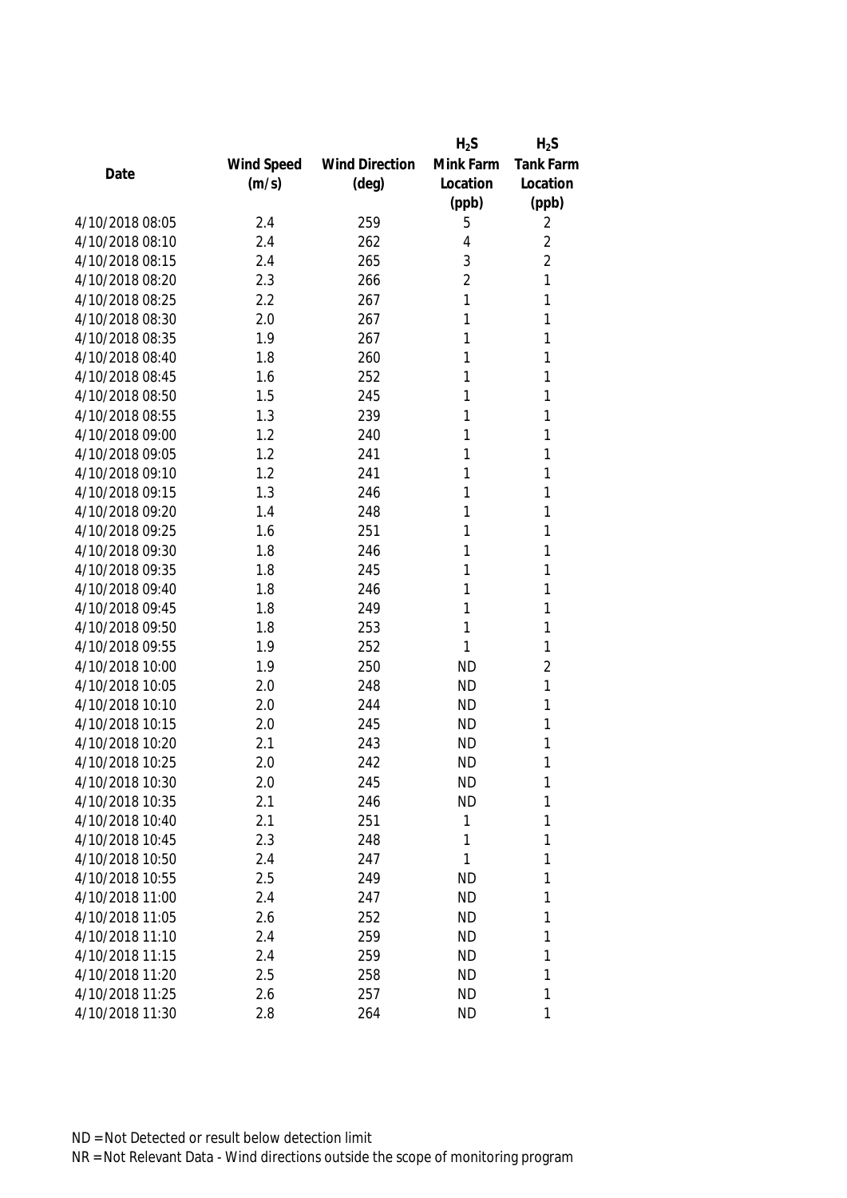| Date | Wind Speed (m/s) | Wind Direction (deg) | $H_2S$ Mink Farm Location (ppb) | $H_2S$ Tank Farm Location (ppb) |
|---|---|---|---|---|
| 4/10/2018 08:05 | 2.4 | 259 | 5 | 2 |
| 4/10/2018 08:10 | 2.4 | 262 | 4 | 2 |
| 4/10/2018 08:15 | 2.4 | 265 | 3 | 2 |
| 4/10/2018 08:20 | 2.3 | 266 | 2 | 1 |
| 4/10/2018 08:25 | 2.2 | 267 | 1 | 1 |
| 4/10/2018 08:30 | 2.0 | 267 | 1 | 1 |
| 4/10/2018 08:35 | 1.9 | 267 | 1 | 1 |
| 4/10/2018 08:40 | 1.8 | 260 | 1 | 1 |
| 4/10/2018 08:45 | 1.6 | 252 | 1 | 1 |
| 4/10/2018 08:50 | 1.5 | 245 | 1 | 1 |
| 4/10/2018 08:55 | 1.3 | 239 | 1 | 1 |
| 4/10/2018 09:00 | 1.2 | 240 | 1 | 1 |
| 4/10/2018 09:05 | 1.2 | 241 | 1 | 1 |
| 4/10/2018 09:10 | 1.2 | 241 | 1 | 1 |
| 4/10/2018 09:15 | 1.3 | 246 | 1 | 1 |
| 4/10/2018 09:20 | 1.4 | 248 | 1 | 1 |
| 4/10/2018 09:25 | 1.6 | 251 | 1 | 1 |
| 4/10/2018 09:30 | 1.8 | 246 | 1 | 1 |
| 4/10/2018 09:35 | 1.8 | 245 | 1 | 1 |
| 4/10/2018 09:40 | 1.8 | 246 | 1 | 1 |
| 4/10/2018 09:45 | 1.8 | 249 | 1 | 1 |
| 4/10/2018 09:50 | 1.8 | 253 | 1 | 1 |
| 4/10/2018 09:55 | 1.9 | 252 | 1 | 1 |
| 4/10/2018 10:00 | 1.9 | 250 | ND | 2 |
| 4/10/2018 10:05 | 2.0 | 248 | ND | 1 |
| 4/10/2018 10:10 | 2.0 | 244 | ND | 1 |
| 4/10/2018 10:15 | 2.0 | 245 | ND | 1 |
| 4/10/2018 10:20 | 2.1 | 243 | ND | 1 |
| 4/10/2018 10:25 | 2.0 | 242 | ND | 1 |
| 4/10/2018 10:30 | 2.0 | 245 | ND | 1 |
| 4/10/2018 10:35 | 2.1 | 246 | ND | 1 |
| 4/10/2018 10:40 | 2.1 | 251 | 1 | 1 |
| 4/10/2018 10:45 | 2.3 | 248 | 1 | 1 |
| 4/10/2018 10:50 | 2.4 | 247 | 1 | 1 |
| 4/10/2018 10:55 | 2.5 | 249 | ND | 1 |
| 4/10/2018 11:00 | 2.4 | 247 | ND | 1 |
| 4/10/2018 11:05 | 2.6 | 252 | ND | 1 |
| 4/10/2018 11:10 | 2.4 | 259 | ND | 1 |
| 4/10/2018 11:15 | 2.4 | 259 | ND | 1 |
| 4/10/2018 11:20 | 2.5 | 258 | ND | 1 |
| 4/10/2018 11:25 | 2.6 | 257 | ND | 1 |
| 4/10/2018 11:30 | 2.8 | 264 | ND | 1 |

ND = Not Detected or result below detection limit
NR = Not Relevant Data - Wind directions outside the scope of monitoring program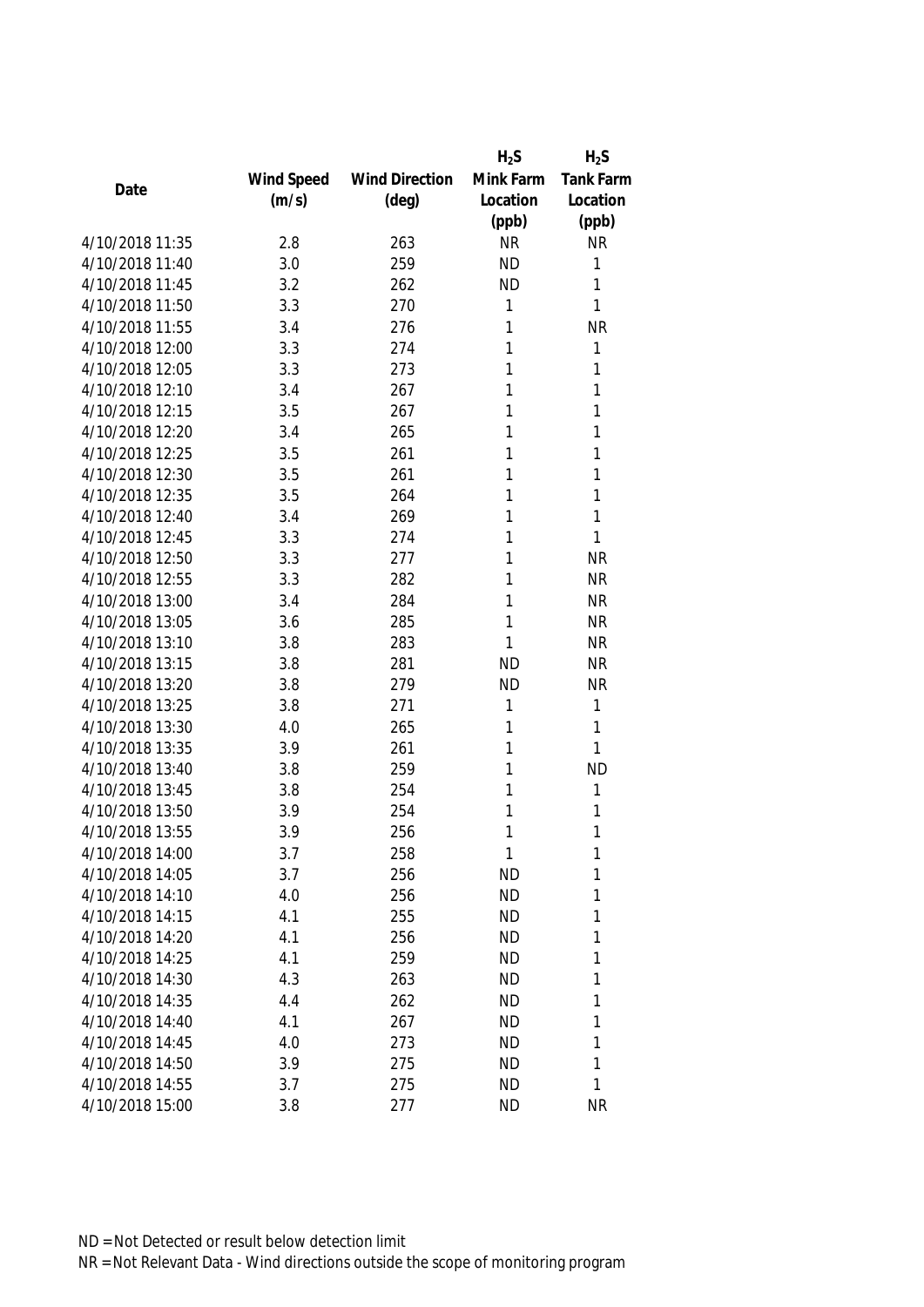| Date | Wind Speed (m/s) | Wind Direction (deg) | $H_2S$ Mink Farm Location (ppb) | $H_2S$ Tank Farm Location (ppb) |
|---|---|---|---|---|
| 4/10/2018 11:35 | 2.8 | 263 | NR | NR |
| 4/10/2018 11:40 | 3.0 | 259 | ND | 1 |
| 4/10/2018 11:45 | 3.2 | 262 | ND | 1 |
| 4/10/2018 11:50 | 3.3 | 270 | 1 | 1 |
| 4/10/2018 11:55 | 3.4 | 276 | 1 | NR |
| 4/10/2018 12:00 | 3.3 | 274 | 1 | 1 |
| 4/10/2018 12:05 | 3.3 | 273 | 1 | 1 |
| 4/10/2018 12:10 | 3.4 | 267 | 1 | 1 |
| 4/10/2018 12:15 | 3.5 | 267 | 1 | 1 |
| 4/10/2018 12:20 | 3.4 | 265 | 1 | 1 |
| 4/10/2018 12:25 | 3.5 | 261 | 1 | 1 |
| 4/10/2018 12:30 | 3.5 | 261 | 1 | 1 |
| 4/10/2018 12:35 | 3.5 | 264 | 1 | 1 |
| 4/10/2018 12:40 | 3.4 | 269 | 1 | 1 |
| 4/10/2018 12:45 | 3.3 | 274 | 1 | 1 |
| 4/10/2018 12:50 | 3.3 | 277 | 1 | NR |
| 4/10/2018 12:55 | 3.3 | 282 | 1 | NR |
| 4/10/2018 13:00 | 3.4 | 284 | 1 | NR |
| 4/10/2018 13:05 | 3.6 | 285 | 1 | NR |
| 4/10/2018 13:10 | 3.8 | 283 | 1 | NR |
| 4/10/2018 13:15 | 3.8 | 281 | ND | NR |
| 4/10/2018 13:20 | 3.8 | 279 | ND | NR |
| 4/10/2018 13:25 | 3.8 | 271 | 1 | 1 |
| 4/10/2018 13:30 | 4.0 | 265 | 1 | 1 |
| 4/10/2018 13:35 | 3.9 | 261 | 1 | 1 |
| 4/10/2018 13:40 | 3.8 | 259 | 1 | ND |
| 4/10/2018 13:45 | 3.8 | 254 | 1 | 1 |
| 4/10/2018 13:50 | 3.9 | 254 | 1 | 1 |
| 4/10/2018 13:55 | 3.9 | 256 | 1 | 1 |
| 4/10/2018 14:00 | 3.7 | 258 | 1 | 1 |
| 4/10/2018 14:05 | 3.7 | 256 | ND | 1 |
| 4/10/2018 14:10 | 4.0 | 256 | ND | 1 |
| 4/10/2018 14:15 | 4.1 | 255 | ND | 1 |
| 4/10/2018 14:20 | 4.1 | 256 | ND | 1 |
| 4/10/2018 14:25 | 4.1 | 259 | ND | 1 |
| 4/10/2018 14:30 | 4.3 | 263 | ND | 1 |
| 4/10/2018 14:35 | 4.4 | 262 | ND | 1 |
| 4/10/2018 14:40 | 4.1 | 267 | ND | 1 |
| 4/10/2018 14:45 | 4.0 | 273 | ND | 1 |
| 4/10/2018 14:50 | 3.9 | 275 | ND | 1 |
| 4/10/2018 14:55 | 3.7 | 275 | ND | 1 |
| 4/10/2018 15:00 | 3.8 | 277 | ND | NR |

ND = Not Detected or result below detection limit

NR = Not Relevant Data - Wind directions outside the scope of monitoring program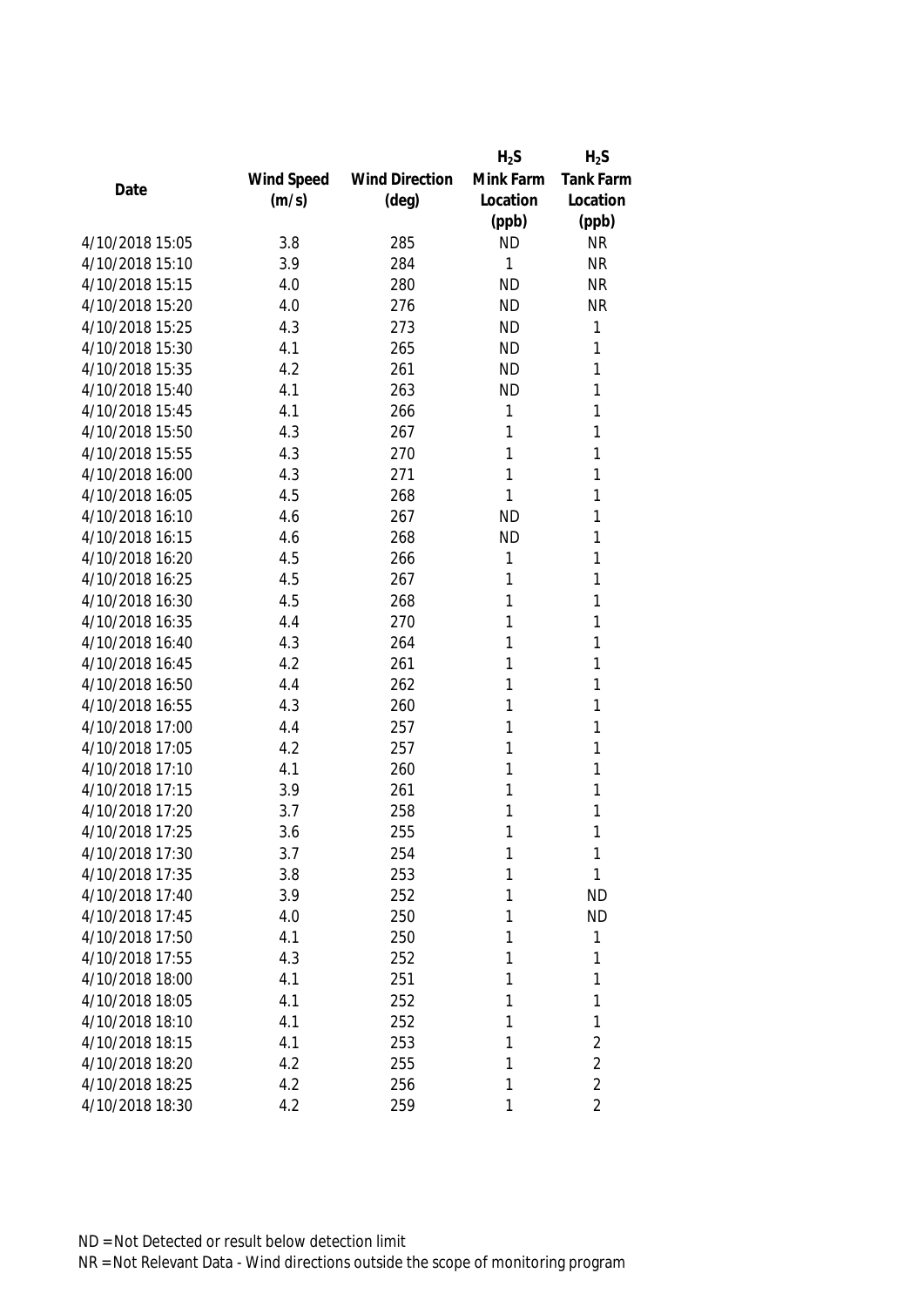| Date | Wind Speed (m/s) | Wind Direction (deg) | $H_2S$ Mink Farm Location (ppb) | $H_2S$ Tank Farm Location (ppb) |
|---|---|---|---|---|
| 4/10/2018 15:05 | 3.8 | 285 | ND | NR |
| 4/10/2018 15:10 | 3.9 | 284 | 1 | NR |
| 4/10/2018 15:15 | 4.0 | 280 | ND | NR |
| 4/10/2018 15:20 | 4.0 | 276 | ND | NR |
| 4/10/2018 15:25 | 4.3 | 273 | ND | 1 |
| 4/10/2018 15:30 | 4.1 | 265 | ND | 1 |
| 4/10/2018 15:35 | 4.2 | 261 | ND | 1 |
| 4/10/2018 15:40 | 4.1 | 263 | ND | 1 |
| 4/10/2018 15:45 | 4.1 | 266 | 1 | 1 |
| 4/10/2018 15:50 | 4.3 | 267 | 1 | 1 |
| 4/10/2018 15:55 | 4.3 | 270 | 1 | 1 |
| 4/10/2018 16:00 | 4.3 | 271 | 1 | 1 |
| 4/10/2018 16:05 | 4.5 | 268 | 1 | 1 |
| 4/10/2018 16:10 | 4.6 | 267 | ND | 1 |
| 4/10/2018 16:15 | 4.6 | 268 | ND | 1 |
| 4/10/2018 16:20 | 4.5 | 266 | 1 | 1 |
| 4/10/2018 16:25 | 4.5 | 267 | 1 | 1 |
| 4/10/2018 16:30 | 4.5 | 268 | 1 | 1 |
| 4/10/2018 16:35 | 4.4 | 270 | 1 | 1 |
| 4/10/2018 16:40 | 4.3 | 264 | 1 | 1 |
| 4/10/2018 16:45 | 4.2 | 261 | 1 | 1 |
| 4/10/2018 16:50 | 4.4 | 262 | 1 | 1 |
| 4/10/2018 16:55 | 4.3 | 260 | 1 | 1 |
| 4/10/2018 17:00 | 4.4 | 257 | 1 | 1 |
| 4/10/2018 17:05 | 4.2 | 257 | 1 | 1 |
| 4/10/2018 17:10 | 4.1 | 260 | 1 | 1 |
| 4/10/2018 17:15 | 3.9 | 261 | 1 | 1 |
| 4/10/2018 17:20 | 3.7 | 258 | 1 | 1 |
| 4/10/2018 17:25 | 3.6 | 255 | 1 | 1 |
| 4/10/2018 17:30 | 3.7 | 254 | 1 | 1 |
| 4/10/2018 17:35 | 3.8 | 253 | 1 | 1 |
| 4/10/2018 17:40 | 3.9 | 252 | 1 | ND |
| 4/10/2018 17:45 | 4.0 | 250 | 1 | ND |
| 4/10/2018 17:50 | 4.1 | 250 | 1 | 1 |
| 4/10/2018 17:55 | 4.3 | 252 | 1 | 1 |
| 4/10/2018 18:00 | 4.1 | 251 | 1 | 1 |
| 4/10/2018 18:05 | 4.1 | 252 | 1 | 1 |
| 4/10/2018 18:10 | 4.1 | 252 | 1 | 1 |
| 4/10/2018 18:15 | 4.1 | 253 | 1 | 2 |
| 4/10/2018 18:20 | 4.2 | 255 | 1 | 2 |
| 4/10/2018 18:25 | 4.2 | 256 | 1 | 2 |
| 4/10/2018 18:30 | 4.2 | 259 | 1 | 2 |

ND = Not Detected or result below detection limit

NR = Not Relevant Data - Wind directions outside the scope of monitoring program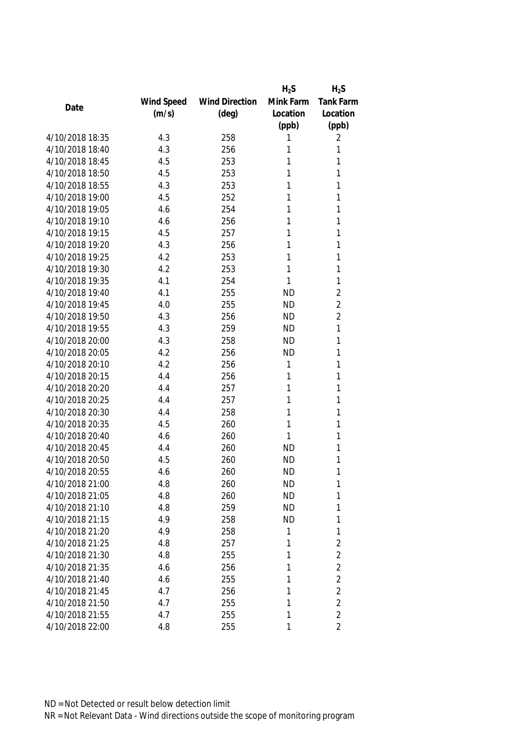| Date | Wind Speed (m/s) | Wind Direction (deg) | $H_2S$ Mink Farm Location (ppb) | $H_2S$ Tank Farm Location (ppb) |
|---|---|---|---|---|
| 4/10/2018 18:35 | 4.3 | 258 | 1 | 2 |
| 4/10/2018 18:40 | 4.3 | 256 | 1 | 1 |
| 4/10/2018 18:45 | 4.5 | 253 | 1 | 1 |
| 4/10/2018 18:50 | 4.5 | 253 | 1 | 1 |
| 4/10/2018 18:55 | 4.3 | 253 | 1 | 1 |
| 4/10/2018 19:00 | 4.5 | 252 | 1 | 1 |
| 4/10/2018 19:05 | 4.6 | 254 | 1 | 1 |
| 4/10/2018 19:10 | 4.6 | 256 | 1 | 1 |
| 4/10/2018 19:15 | 4.5 | 257 | 1 | 1 |
| 4/10/2018 19:20 | 4.3 | 256 | 1 | 1 |
| 4/10/2018 19:25 | 4.2 | 253 | 1 | 1 |
| 4/10/2018 19:30 | 4.2 | 253 | 1 | 1 |
| 4/10/2018 19:35 | 4.1 | 254 | 1 | 1 |
| 4/10/2018 19:40 | 4.1 | 255 | ND | 2 |
| 4/10/2018 19:45 | 4.0 | 255 | ND | 2 |
| 4/10/2018 19:50 | 4.3 | 256 | ND | 2 |
| 4/10/2018 19:55 | 4.3 | 259 | ND | 1 |
| 4/10/2018 20:00 | 4.3 | 258 | ND | 1 |
| 4/10/2018 20:05 | 4.2 | 256 | ND | 1 |
| 4/10/2018 20:10 | 4.2 | 256 | 1 | 1 |
| 4/10/2018 20:15 | 4.4 | 256 | 1 | 1 |
| 4/10/2018 20:20 | 4.4 | 257 | 1 | 1 |
| 4/10/2018 20:25 | 4.4 | 257 | 1 | 1 |
| 4/10/2018 20:30 | 4.4 | 258 | 1 | 1 |
| 4/10/2018 20:35 | 4.5 | 260 | 1 | 1 |
| 4/10/2018 20:40 | 4.6 | 260 | 1 | 1 |
| 4/10/2018 20:45 | 4.4 | 260 | ND | 1 |
| 4/10/2018 20:50 | 4.5 | 260 | ND | 1 |
| 4/10/2018 20:55 | 4.6 | 260 | ND | 1 |
| 4/10/2018 21:00 | 4.8 | 260 | ND | 1 |
| 4/10/2018 21:05 | 4.8 | 260 | ND | 1 |
| 4/10/2018 21:10 | 4.8 | 259 | ND | 1 |
| 4/10/2018 21:15 | 4.9 | 258 | ND | 1 |
| 4/10/2018 21:20 | 4.9 | 258 | 1 | 1 |
| 4/10/2018 21:25 | 4.8 | 257 | 1 | 2 |
| 4/10/2018 21:30 | 4.8 | 255 | 1 | 2 |
| 4/10/2018 21:35 | 4.6 | 256 | 1 | 2 |
| 4/10/2018 21:40 | 4.6 | 255 | 1 | 2 |
| 4/10/2018 21:45 | 4.7 | 256 | 1 | 2 |
| 4/10/2018 21:50 | 4.7 | 255 | 1 | 2 |
| 4/10/2018 21:55 | 4.7 | 255 | 1 | 2 |
| 4/10/2018 22:00 | 4.8 | 255 | 1 | 2 |

ND = Not Detected or result below detection limit
NR = Not Relevant Data - Wind directions outside the scope of monitoring program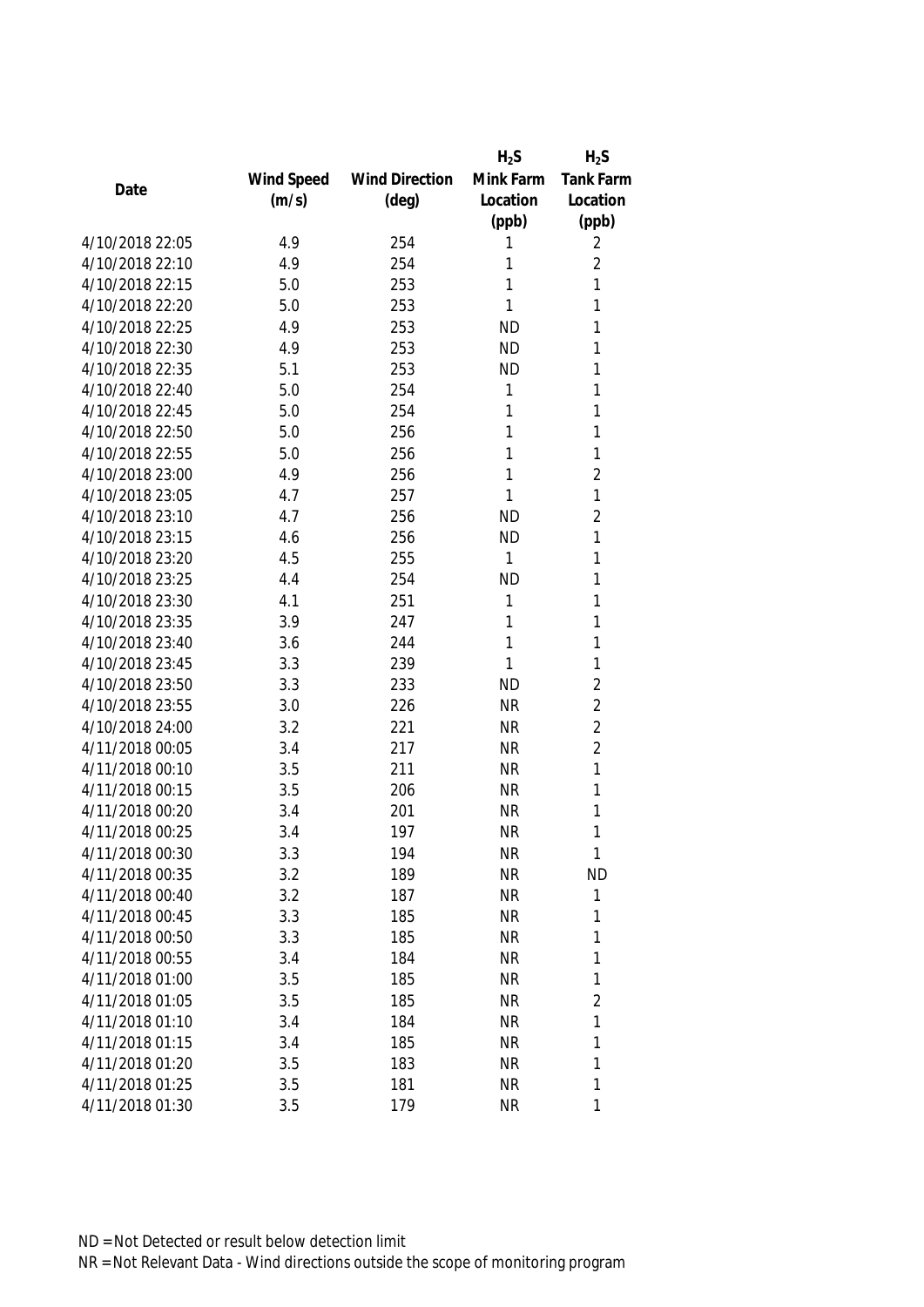| Date | Wind Speed (m/s) | Wind Direction (deg) | $H_2S$ Mink Farm Location (ppb) | $H_2S$ Tank Farm Location (ppb) |
|---|---|---|---|---|
| 4/10/2018 22:05 | 4.9 | 254 | 1 | 2 |
| 4/10/2018 22:10 | 4.9 | 254 | 1 | 2 |
| 4/10/2018 22:15 | 5.0 | 253 | 1 | 1 |
| 4/10/2018 22:20 | 5.0 | 253 | 1 | 1 |
| 4/10/2018 22:25 | 4.9 | 253 | ND | 1 |
| 4/10/2018 22:30 | 4.9 | 253 | ND | 1 |
| 4/10/2018 22:35 | 5.1 | 253 | ND | 1 |
| 4/10/2018 22:40 | 5.0 | 254 | 1 | 1 |
| 4/10/2018 22:45 | 5.0 | 254 | 1 | 1 |
| 4/10/2018 22:50 | 5.0 | 256 | 1 | 1 |
| 4/10/2018 22:55 | 5.0 | 256 | 1 | 1 |
| 4/10/2018 23:00 | 4.9 | 256 | 1 | 2 |
| 4/10/2018 23:05 | 4.7 | 257 | 1 | 1 |
| 4/10/2018 23:10 | 4.7 | 256 | ND | 2 |
| 4/10/2018 23:15 | 4.6 | 256 | ND | 1 |
| 4/10/2018 23:20 | 4.5 | 255 | 1 | 1 |
| 4/10/2018 23:25 | 4.4 | 254 | ND | 1 |
| 4/10/2018 23:30 | 4.1 | 251 | 1 | 1 |
| 4/10/2018 23:35 | 3.9 | 247 | 1 | 1 |
| 4/10/2018 23:40 | 3.6 | 244 | 1 | 1 |
| 4/10/2018 23:45 | 3.3 | 239 | 1 | 1 |
| 4/10/2018 23:50 | 3.3 | 233 | ND | 2 |
| 4/10/2018 23:55 | 3.0 | 226 | NR | 2 |
| 4/10/2018 24:00 | 3.2 | 221 | NR | 2 |
| 4/11/2018 00:05 | 3.4 | 217 | NR | 2 |
| 4/11/2018 00:10 | 3.5 | 211 | NR | 1 |
| 4/11/2018 00:15 | 3.5 | 206 | NR | 1 |
| 4/11/2018 00:20 | 3.4 | 201 | NR | 1 |
| 4/11/2018 00:25 | 3.4 | 197 | NR | 1 |
| 4/11/2018 00:30 | 3.3 | 194 | NR | 1 |
| 4/11/2018 00:35 | 3.2 | 189 | NR | ND |
| 4/11/2018 00:40 | 3.2 | 187 | NR | 1 |
| 4/11/2018 00:45 | 3.3 | 185 | NR | 1 |
| 4/11/2018 00:50 | 3.3 | 185 | NR | 1 |
| 4/11/2018 00:55 | 3.4 | 184 | NR | 1 |
| 4/11/2018 01:00 | 3.5 | 185 | NR | 1 |
| 4/11/2018 01:05 | 3.5 | 185 | NR | 2 |
| 4/11/2018 01:10 | 3.4 | 184 | NR | 1 |
| 4/11/2018 01:15 | 3.4 | 185 | NR | 1 |
| 4/11/2018 01:20 | 3.5 | 183 | NR | 1 |
| 4/11/2018 01:25 | 3.5 | 181 | NR | 1 |
| 4/11/2018 01:30 | 3.5 | 179 | NR | 1 |

ND = Not Detected or result below detection limit

NR = Not Relevant Data - Wind directions outside the scope of monitoring program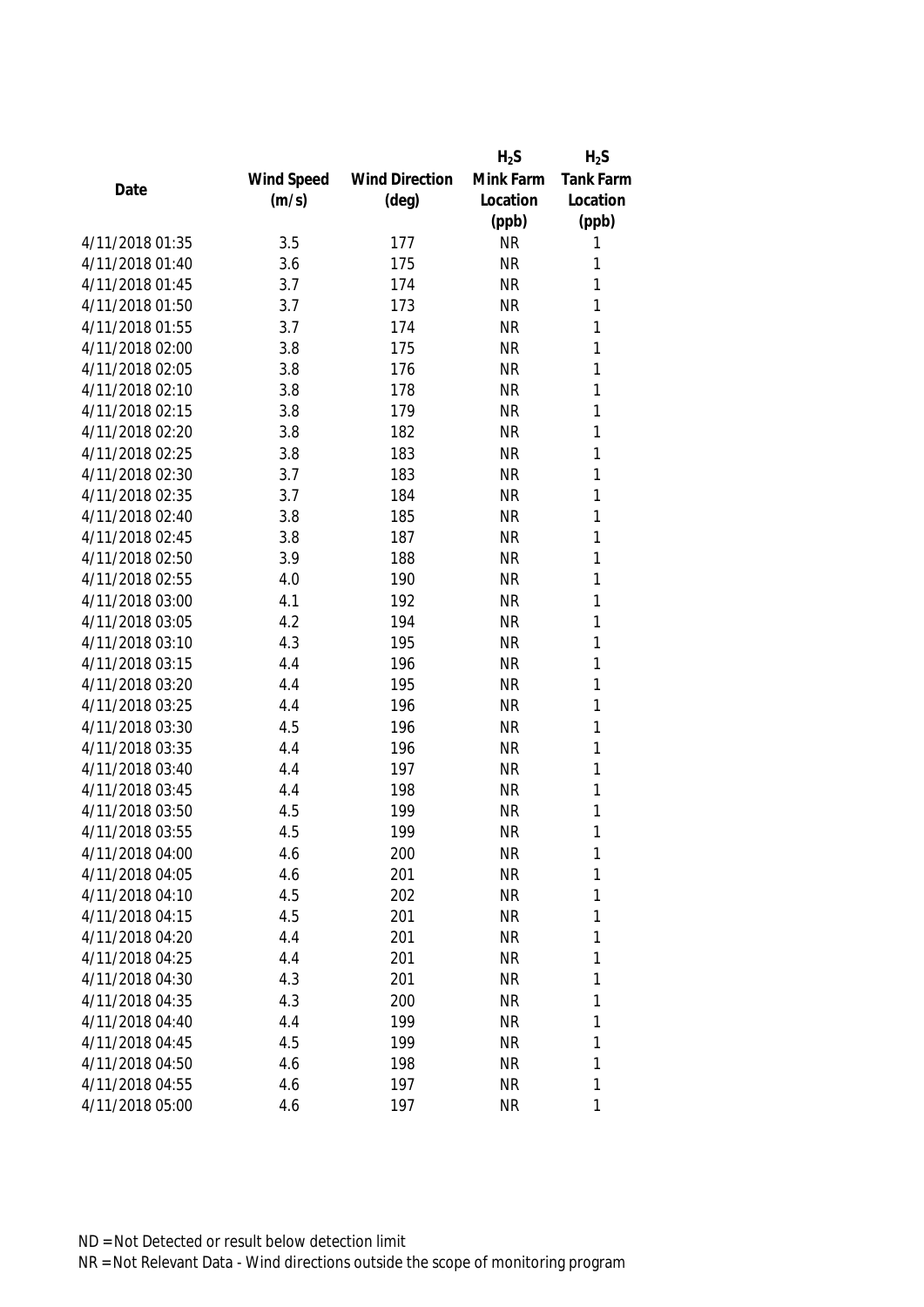| Date | Wind Speed (m/s) | Wind Direction (deg) | $H_2S$ Mink Farm Location (ppb) | $H_2S$ Tank Farm Location (ppb) |
|---|---|---|---|---|
| 4/11/2018 01:35 | 3.5 | 177 | NR | 1 |
| 4/11/2018 01:40 | 3.6 | 175 | NR | 1 |
| 4/11/2018 01:45 | 3.7 | 174 | NR | 1 |
| 4/11/2018 01:50 | 3.7 | 173 | NR | 1 |
| 4/11/2018 01:55 | 3.7 | 174 | NR | 1 |
| 4/11/2018 02:00 | 3.8 | 175 | NR | 1 |
| 4/11/2018 02:05 | 3.8 | 176 | NR | 1 |
| 4/11/2018 02:10 | 3.8 | 178 | NR | 1 |
| 4/11/2018 02:15 | 3.8 | 179 | NR | 1 |
| 4/11/2018 02:20 | 3.8 | 182 | NR | 1 |
| 4/11/2018 02:25 | 3.8 | 183 | NR | 1 |
| 4/11/2018 02:30 | 3.7 | 183 | NR | 1 |
| 4/11/2018 02:35 | 3.7 | 184 | NR | 1 |
| 4/11/2018 02:40 | 3.8 | 185 | NR | 1 |
| 4/11/2018 02:45 | 3.8 | 187 | NR | 1 |
| 4/11/2018 02:50 | 3.9 | 188 | NR | 1 |
| 4/11/2018 02:55 | 4.0 | 190 | NR | 1 |
| 4/11/2018 03:00 | 4.1 | 192 | NR | 1 |
| 4/11/2018 03:05 | 4.2 | 194 | NR | 1 |
| 4/11/2018 03:10 | 4.3 | 195 | NR | 1 |
| 4/11/2018 03:15 | 4.4 | 196 | NR | 1 |
| 4/11/2018 03:20 | 4.4 | 195 | NR | 1 |
| 4/11/2018 03:25 | 4.4 | 196 | NR | 1 |
| 4/11/2018 03:30 | 4.5 | 196 | NR | 1 |
| 4/11/2018 03:35 | 4.4 | 196 | NR | 1 |
| 4/11/2018 03:40 | 4.4 | 197 | NR | 1 |
| 4/11/2018 03:45 | 4.4 | 198 | NR | 1 |
| 4/11/2018 03:50 | 4.5 | 199 | NR | 1 |
| 4/11/2018 03:55 | 4.5 | 199 | NR | 1 |
| 4/11/2018 04:00 | 4.6 | 200 | NR | 1 |
| 4/11/2018 04:05 | 4.6 | 201 | NR | 1 |
| 4/11/2018 04:10 | 4.5 | 202 | NR | 1 |
| 4/11/2018 04:15 | 4.5 | 201 | NR | 1 |
| 4/11/2018 04:20 | 4.4 | 201 | NR | 1 |
| 4/11/2018 04:25 | 4.4 | 201 | NR | 1 |
| 4/11/2018 04:30 | 4.3 | 201 | NR | 1 |
| 4/11/2018 04:35 | 4.3 | 200 | NR | 1 |
| 4/11/2018 04:40 | 4.4 | 199 | NR | 1 |
| 4/11/2018 04:45 | 4.5 | 199 | NR | 1 |
| 4/11/2018 04:50 | 4.6 | 198 | NR | 1 |
| 4/11/2018 04:55 | 4.6 | 197 | NR | 1 |
| 4/11/2018 05:00 | 4.6 | 197 | NR | 1 |

ND = Not Detected or result below detection limit

NR = Not Relevant Data - Wind directions outside the scope of monitoring program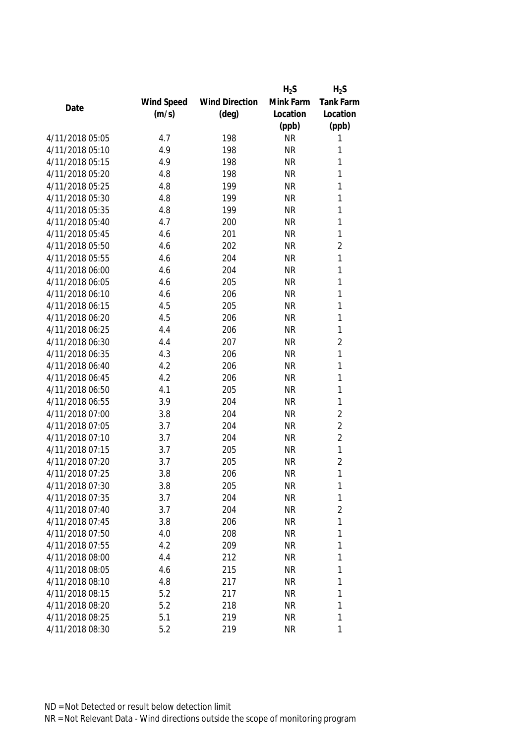| Date | Wind Speed (m/s) | Wind Direction (deg) | $H_2S$ Mink Farm Location (ppb) | $H_2S$ Tank Farm Location (ppb) |
|---|---|---|---|---|
| 4/11/2018 05:05 | 4.7 | 198 | NR | 1 |
| 4/11/2018 05:10 | 4.9 | 198 | NR | 1 |
| 4/11/2018 05:15 | 4.9 | 198 | NR | 1 |
| 4/11/2018 05:20 | 4.8 | 198 | NR | 1 |
| 4/11/2018 05:25 | 4.8 | 199 | NR | 1 |
| 4/11/2018 05:30 | 4.8 | 199 | NR | 1 |
| 4/11/2018 05:35 | 4.8 | 199 | NR | 1 |
| 4/11/2018 05:40 | 4.7 | 200 | NR | 1 |
| 4/11/2018 05:45 | 4.6 | 201 | NR | 1 |
| 4/11/2018 05:50 | 4.6 | 202 | NR | 2 |
| 4/11/2018 05:55 | 4.6 | 204 | NR | 1 |
| 4/11/2018 06:00 | 4.6 | 204 | NR | 1 |
| 4/11/2018 06:05 | 4.6 | 205 | NR | 1 |
| 4/11/2018 06:10 | 4.6 | 206 | NR | 1 |
| 4/11/2018 06:15 | 4.5 | 205 | NR | 1 |
| 4/11/2018 06:20 | 4.5 | 206 | NR | 1 |
| 4/11/2018 06:25 | 4.4 | 206 | NR | 1 |
| 4/11/2018 06:30 | 4.4 | 207 | NR | 2 |
| 4/11/2018 06:35 | 4.3 | 206 | NR | 1 |
| 4/11/2018 06:40 | 4.2 | 206 | NR | 1 |
| 4/11/2018 06:45 | 4.2 | 206 | NR | 1 |
| 4/11/2018 06:50 | 4.1 | 205 | NR | 1 |
| 4/11/2018 06:55 | 3.9 | 204 | NR | 1 |
| 4/11/2018 07:00 | 3.8 | 204 | NR | 2 |
| 4/11/2018 07:05 | 3.7 | 204 | NR | 2 |
| 4/11/2018 07:10 | 3.7 | 204 | NR | 2 |
| 4/11/2018 07:15 | 3.7 | 205 | NR | 1 |
| 4/11/2018 07:20 | 3.7 | 205 | NR | 2 |
| 4/11/2018 07:25 | 3.8 | 206 | NR | 1 |
| 4/11/2018 07:30 | 3.8 | 205 | NR | 1 |
| 4/11/2018 07:35 | 3.7 | 204 | NR | 1 |
| 4/11/2018 07:40 | 3.7 | 204 | NR | 2 |
| 4/11/2018 07:45 | 3.8 | 206 | NR | 1 |
| 4/11/2018 07:50 | 4.0 | 208 | NR | 1 |
| 4/11/2018 07:55 | 4.2 | 209 | NR | 1 |
| 4/11/2018 08:00 | 4.4 | 212 | NR | 1 |
| 4/11/2018 08:05 | 4.6 | 215 | NR | 1 |
| 4/11/2018 08:10 | 4.8 | 217 | NR | 1 |
| 4/11/2018 08:15 | 5.2 | 217 | NR | 1 |
| 4/11/2018 08:20 | 5.2 | 218 | NR | 1 |
| 4/11/2018 08:25 | 5.1 | 219 | NR | 1 |
| 4/11/2018 08:30 | 5.2 | 219 | NR | 1 |

ND = Not Detected or result below detection limit
NR = Not Relevant Data - Wind directions outside the scope of monitoring program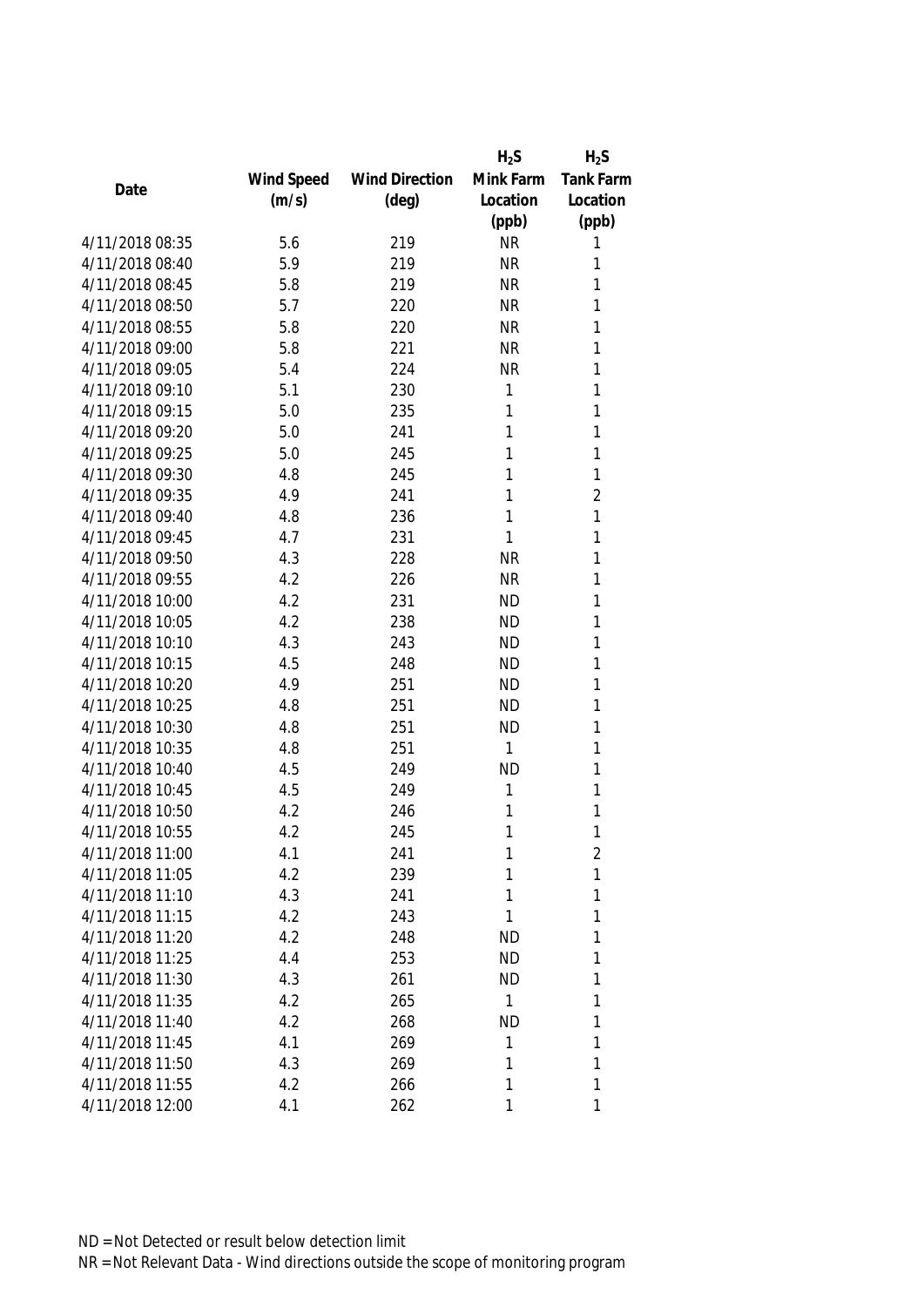| Date | Wind Speed (m/s) | Wind Direction (deg) | $H_2S$ Mink Farm Location (ppb) | $H_2S$ Tank Farm Location (ppb) |
|---|---|---|---|---|
| 4/11/2018 08:35 | 5.6 | 219 | NR | 1 |
| 4/11/2018 08:40 | 5.9 | 219 | NR | 1 |
| 4/11/2018 08:45 | 5.8 | 219 | NR | 1 |
| 4/11/2018 08:50 | 5.7 | 220 | NR | 1 |
| 4/11/2018 08:55 | 5.8 | 220 | NR | 1 |
| 4/11/2018 09:00 | 5.8 | 221 | NR | 1 |
| 4/11/2018 09:05 | 5.4 | 224 | NR | 1 |
| 4/11/2018 09:10 | 5.1 | 230 | 1 | 1 |
| 4/11/2018 09:15 | 5.0 | 235 | 1 | 1 |
| 4/11/2018 09:20 | 5.0 | 241 | 1 | 1 |
| 4/11/2018 09:25 | 5.0 | 245 | 1 | 1 |
| 4/11/2018 09:30 | 4.8 | 245 | 1 | 1 |
| 4/11/2018 09:35 | 4.9 | 241 | 1 | 2 |
| 4/11/2018 09:40 | 4.8 | 236 | 1 | 1 |
| 4/11/2018 09:45 | 4.7 | 231 | 1 | 1 |
| 4/11/2018 09:50 | 4.3 | 228 | NR | 1 |
| 4/11/2018 09:55 | 4.2 | 226 | NR | 1 |
| 4/11/2018 10:00 | 4.2 | 231 | ND | 1 |
| 4/11/2018 10:05 | 4.2 | 238 | ND | 1 |
| 4/11/2018 10:10 | 4.3 | 243 | ND | 1 |
| 4/11/2018 10:15 | 4.5 | 248 | ND | 1 |
| 4/11/2018 10:20 | 4.9 | 251 | ND | 1 |
| 4/11/2018 10:25 | 4.8 | 251 | ND | 1 |
| 4/11/2018 10:30 | 4.8 | 251 | ND | 1 |
| 4/11/2018 10:35 | 4.8 | 251 | 1 | 1 |
| 4/11/2018 10:40 | 4.5 | 249 | ND | 1 |
| 4/11/2018 10:45 | 4.5 | 249 | 1 | 1 |
| 4/11/2018 10:50 | 4.2 | 246 | 1 | 1 |
| 4/11/2018 10:55 | 4.2 | 245 | 1 | 1 |
| 4/11/2018 11:00 | 4.1 | 241 | 1 | 2 |
| 4/11/2018 11:05 | 4.2 | 239 | 1 | 1 |
| 4/11/2018 11:10 | 4.3 | 241 | 1 | 1 |
| 4/11/2018 11:15 | 4.2 | 243 | 1 | 1 |
| 4/11/2018 11:20 | 4.2 | 248 | ND | 1 |
| 4/11/2018 11:25 | 4.4 | 253 | ND | 1 |
| 4/11/2018 11:30 | 4.3 | 261 | ND | 1 |
| 4/11/2018 11:35 | 4.2 | 265 | 1 | 1 |
| 4/11/2018 11:40 | 4.2 | 268 | ND | 1 |
| 4/11/2018 11:45 | 4.1 | 269 | 1 | 1 |
| 4/11/2018 11:50 | 4.3 | 269 | 1 | 1 |
| 4/11/2018 11:55 | 4.2 | 266 | 1 | 1 |
| 4/11/2018 12:00 | 4.1 | 262 | 1 | 1 |

ND = Not Detected or result below detection limit

NR = Not Relevant Data - Wind directions outside the scope of monitoring program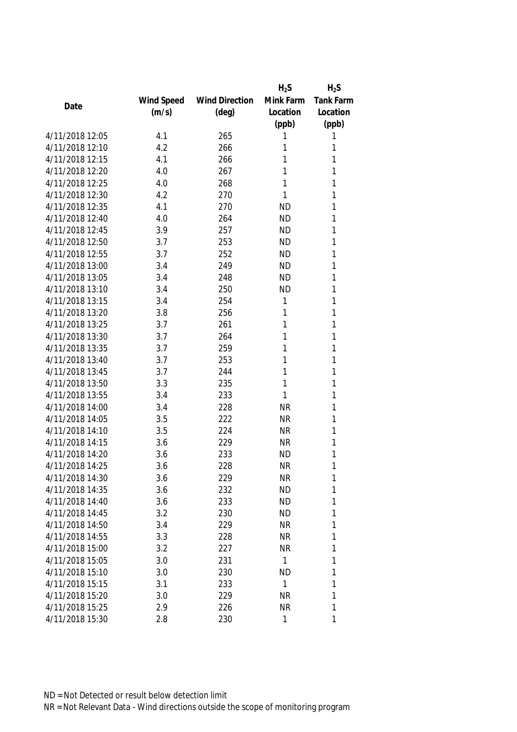| Date | Wind Speed (m/s) | Wind Direction (deg) | $H_2S$ Mink Farm Location (ppb) | $H_2S$ Tank Farm Location (ppb) |
|---|---|---|---|---|
| 4/11/2018 12:05 | 4.1 | 265 | 1 | 1 |
| 4/11/2018 12:10 | 4.2 | 266 | 1 | 1 |
| 4/11/2018 12:15 | 4.1 | 266 | 1 | 1 |
| 4/11/2018 12:20 | 4.0 | 267 | 1 | 1 |
| 4/11/2018 12:25 | 4.0 | 268 | 1 | 1 |
| 4/11/2018 12:30 | 4.2 | 270 | 1 | 1 |
| 4/11/2018 12:35 | 4.1 | 270 | ND | 1 |
| 4/11/2018 12:40 | 4.0 | 264 | ND | 1 |
| 4/11/2018 12:45 | 3.9 | 257 | ND | 1 |
| 4/11/2018 12:50 | 3.7 | 253 | ND | 1 |
| 4/11/2018 12:55 | 3.7 | 252 | ND | 1 |
| 4/11/2018 13:00 | 3.4 | 249 | ND | 1 |
| 4/11/2018 13:05 | 3.4 | 248 | ND | 1 |
| 4/11/2018 13:10 | 3.4 | 250 | ND | 1 |
| 4/11/2018 13:15 | 3.4 | 254 | 1 | 1 |
| 4/11/2018 13:20 | 3.8 | 256 | 1 | 1 |
| 4/11/2018 13:25 | 3.7 | 261 | 1 | 1 |
| 4/11/2018 13:30 | 3.7 | 264 | 1 | 1 |
| 4/11/2018 13:35 | 3.7 | 259 | 1 | 1 |
| 4/11/2018 13:40 | 3.7 | 253 | 1 | 1 |
| 4/11/2018 13:45 | 3.7 | 244 | 1 | 1 |
| 4/11/2018 13:50 | 3.3 | 235 | 1 | 1 |
| 4/11/2018 13:55 | 3.4 | 233 | 1 | 1 |
| 4/11/2018 14:00 | 3.4 | 228 | NR | 1 |
| 4/11/2018 14:05 | 3.5 | 222 | NR | 1 |
| 4/11/2018 14:10 | 3.5 | 224 | NR | 1 |
| 4/11/2018 14:15 | 3.6 | 229 | NR | 1 |
| 4/11/2018 14:20 | 3.6 | 233 | ND | 1 |
| 4/11/2018 14:25 | 3.6 | 228 | NR | 1 |
| 4/11/2018 14:30 | 3.6 | 229 | NR | 1 |
| 4/11/2018 14:35 | 3.6 | 232 | ND | 1 |
| 4/11/2018 14:40 | 3.6 | 233 | ND | 1 |
| 4/11/2018 14:45 | 3.2 | 230 | ND | 1 |
| 4/11/2018 14:50 | 3.4 | 229 | NR | 1 |
| 4/11/2018 14:55 | 3.3 | 228 | NR | 1 |
| 4/11/2018 15:00 | 3.2 | 227 | NR | 1 |
| 4/11/2018 15:05 | 3.0 | 231 | 1 | 1 |
| 4/11/2018 15:10 | 3.0 | 230 | ND | 1 |
| 4/11/2018 15:15 | 3.1 | 233 | 1 | 1 |
| 4/11/2018 15:20 | 3.0 | 229 | NR | 1 |
| 4/11/2018 15:25 | 2.9 | 226 | NR | 1 |
| 4/11/2018 15:30 | 2.8 | 230 | 1 | 1 |

ND = Not Detected or result below detection limit

NR = Not Relevant Data - Wind directions outside the scope of monitoring program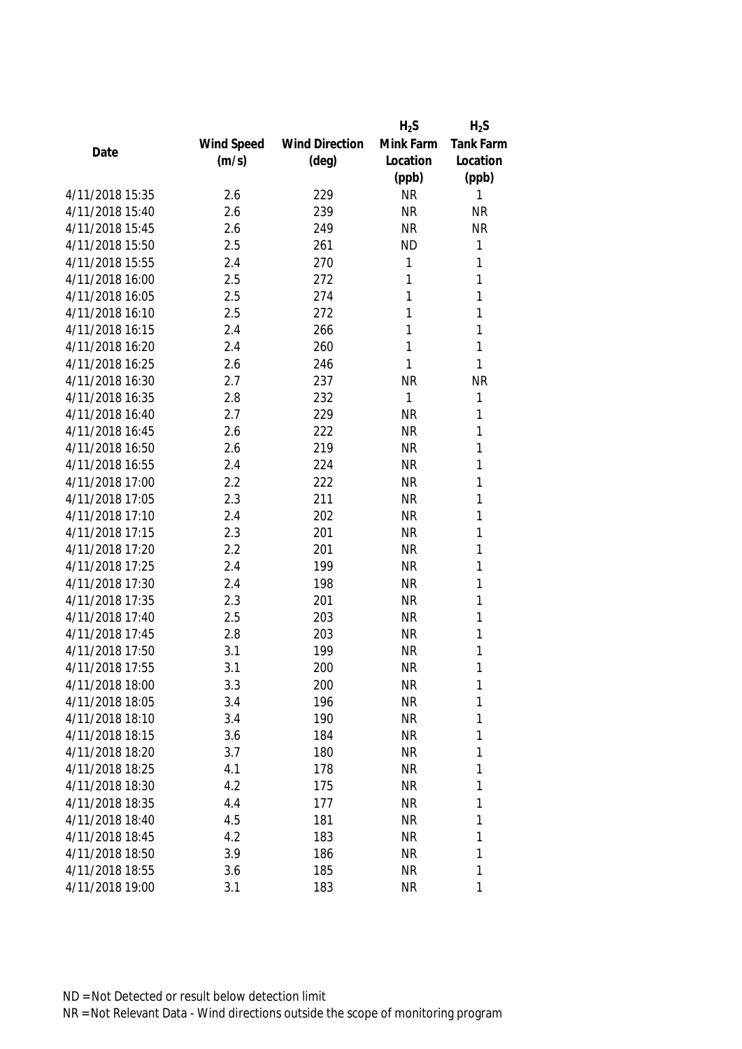| Date | Wind Speed (m/s) | Wind Direction (deg) | $H_2S$ Mink Farm Location (ppb) | $H_2S$ Tank Farm Location (ppb) |
|---|---|---|---|---|
| 4/11/2018 15:35 | 2.6 | 229 | NR | 1 |
| 4/11/2018 15:40 | 2.6 | 239 | NR | NR |
| 4/11/2018 15:45 | 2.6 | 249 | NR | NR |
| 4/11/2018 15:50 | 2.5 | 261 | ND | 1 |
| 4/11/2018 15:55 | 2.4 | 270 | 1 | 1 |
| 4/11/2018 16:00 | 2.5 | 272 | 1 | 1 |
| 4/11/2018 16:05 | 2.5 | 274 | 1 | 1 |
| 4/11/2018 16:10 | 2.5 | 272 | 1 | 1 |
| 4/11/2018 16:15 | 2.4 | 266 | 1 | 1 |
| 4/11/2018 16:20 | 2.4 | 260 | 1 | 1 |
| 4/11/2018 16:25 | 2.6 | 246 | 1 | 1 |
| 4/11/2018 16:30 | 2.7 | 237 | NR | NR |
| 4/11/2018 16:35 | 2.8 | 232 | 1 | 1 |
| 4/11/2018 16:40 | 2.7 | 229 | NR | 1 |
| 4/11/2018 16:45 | 2.6 | 222 | NR | 1 |
| 4/11/2018 16:50 | 2.6 | 219 | NR | 1 |
| 4/11/2018 16:55 | 2.4 | 224 | NR | 1 |
| 4/11/2018 17:00 | 2.2 | 222 | NR | 1 |
| 4/11/2018 17:05 | 2.3 | 211 | NR | 1 |
| 4/11/2018 17:10 | 2.4 | 202 | NR | 1 |
| 4/11/2018 17:15 | 2.3 | 201 | NR | 1 |
| 4/11/2018 17:20 | 2.2 | 201 | NR | 1 |
| 4/11/2018 17:25 | 2.4 | 199 | NR | 1 |
| 4/11/2018 17:30 | 2.4 | 198 | NR | 1 |
| 4/11/2018 17:35 | 2.3 | 201 | NR | 1 |
| 4/11/2018 17:40 | 2.5 | 203 | NR | 1 |
| 4/11/2018 17:45 | 2.8 | 203 | NR | 1 |
| 4/11/2018 17:50 | 3.1 | 199 | NR | 1 |
| 4/11/2018 17:55 | 3.1 | 200 | NR | 1 |
| 4/11/2018 18:00 | 3.3 | 200 | NR | 1 |
| 4/11/2018 18:05 | 3.4 | 196 | NR | 1 |
| 4/11/2018 18:10 | 3.4 | 190 | NR | 1 |
| 4/11/2018 18:15 | 3.6 | 184 | NR | 1 |
| 4/11/2018 18:20 | 3.7 | 180 | NR | 1 |
| 4/11/2018 18:25 | 4.1 | 178 | NR | 1 |
| 4/11/2018 18:30 | 4.2 | 175 | NR | 1 |
| 4/11/2018 18:35 | 4.4 | 177 | NR | 1 |
| 4/11/2018 18:40 | 4.5 | 181 | NR | 1 |
| 4/11/2018 18:45 | 4.2 | 183 | NR | 1 |
| 4/11/2018 18:50 | 3.9 | 186 | NR | 1 |
| 4/11/2018 18:55 | 3.6 | 185 | NR | 1 |
| 4/11/2018 19:00 | 3.1 | 183 | NR | 1 |

ND = Not Detected or result below detection limit

NR = Not Relevant Data - Wind directions outside the scope of monitoring program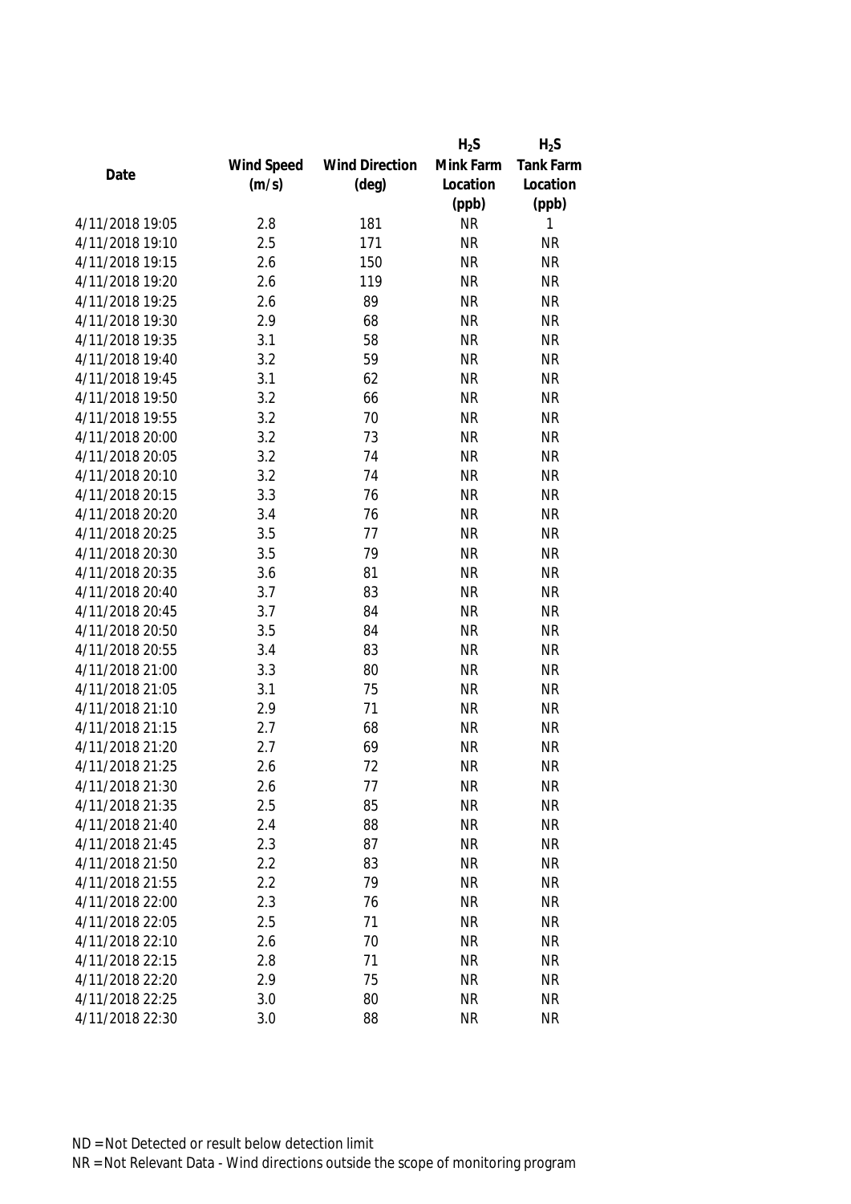| Date | Wind Speed (m/s) | Wind Direction (deg) | $H_2S$ Mink Farm Location (ppb) | $H_2S$ Tank Farm Location (ppb) |
|---|---|---|---|---|
| 4/11/2018 19:05 | 2.8 | 181 | NR | 1 |
| 4/11/2018 19:10 | 2.5 | 171 | NR | NR |
| 4/11/2018 19:15 | 2.6 | 150 | NR | NR |
| 4/11/2018 19:20 | 2.6 | 119 | NR | NR |
| 4/11/2018 19:25 | 2.6 | 89 | NR | NR |
| 4/11/2018 19:30 | 2.9 | 68 | NR | NR |
| 4/11/2018 19:35 | 3.1 | 58 | NR | NR |
| 4/11/2018 19:40 | 3.2 | 59 | NR | NR |
| 4/11/2018 19:45 | 3.1 | 62 | NR | NR |
| 4/11/2018 19:50 | 3.2 | 66 | NR | NR |
| 4/11/2018 19:55 | 3.2 | 70 | NR | NR |
| 4/11/2018 20:00 | 3.2 | 73 | NR | NR |
| 4/11/2018 20:05 | 3.2 | 74 | NR | NR |
| 4/11/2018 20:10 | 3.2 | 74 | NR | NR |
| 4/11/2018 20:15 | 3.3 | 76 | NR | NR |
| 4/11/2018 20:20 | 3.4 | 76 | NR | NR |
| 4/11/2018 20:25 | 3.5 | 77 | NR | NR |
| 4/11/2018 20:30 | 3.5 | 79 | NR | NR |
| 4/11/2018 20:35 | 3.6 | 81 | NR | NR |
| 4/11/2018 20:40 | 3.7 | 83 | NR | NR |
| 4/11/2018 20:45 | 3.7 | 84 | NR | NR |
| 4/11/2018 20:50 | 3.5 | 84 | NR | NR |
| 4/11/2018 20:55 | 3.4 | 83 | NR | NR |
| 4/11/2018 21:00 | 3.3 | 80 | NR | NR |
| 4/11/2018 21:05 | 3.1 | 75 | NR | NR |
| 4/11/2018 21:10 | 2.9 | 71 | NR | NR |
| 4/11/2018 21:15 | 2.7 | 68 | NR | NR |
| 4/11/2018 21:20 | 2.7 | 69 | NR | NR |
| 4/11/2018 21:25 | 2.6 | 72 | NR | NR |
| 4/11/2018 21:30 | 2.6 | 77 | NR | NR |
| 4/11/2018 21:35 | 2.5 | 85 | NR | NR |
| 4/11/2018 21:40 | 2.4 | 88 | NR | NR |
| 4/11/2018 21:45 | 2.3 | 87 | NR | NR |
| 4/11/2018 21:50 | 2.2 | 83 | NR | NR |
| 4/11/2018 21:55 | 2.2 | 79 | NR | NR |
| 4/11/2018 22:00 | 2.3 | 76 | NR | NR |
| 4/11/2018 22:05 | 2.5 | 71 | NR | NR |
| 4/11/2018 22:10 | 2.6 | 70 | NR | NR |
| 4/11/2018 22:15 | 2.8 | 71 | NR | NR |
| 4/11/2018 22:20 | 2.9 | 75 | NR | NR |
| 4/11/2018 22:25 | 3.0 | 80 | NR | NR |
| 4/11/2018 22:30 | 3.0 | 88 | NR | NR |

ND = Not Detected or result below detection limit

NR = Not Relevant Data - Wind directions outside the scope of monitoring program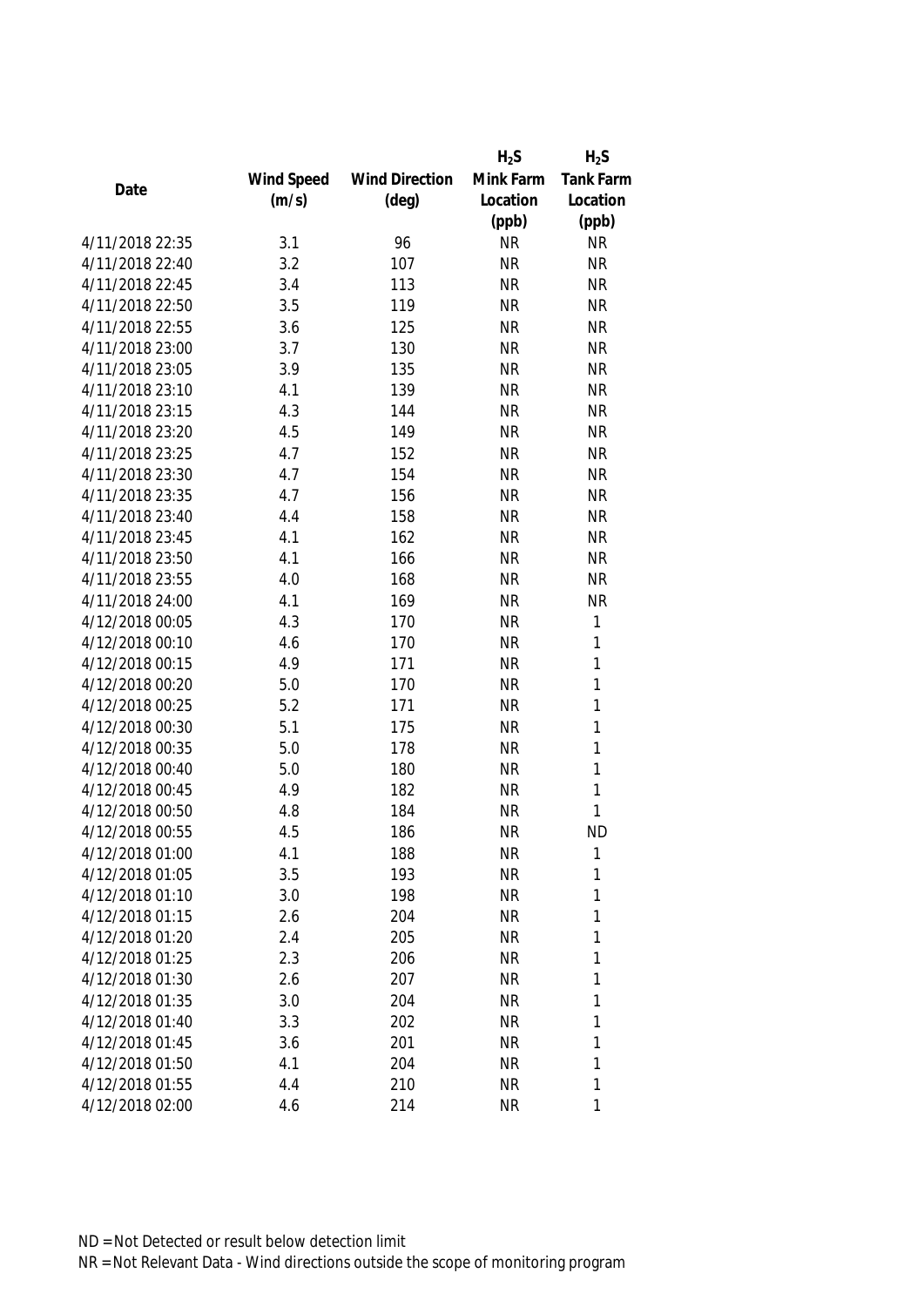| Date | Wind Speed (m/s) | Wind Direction (deg) | $H_2S$ Mink Farm Location (ppb) | $H_2S$ Tank Farm Location (ppb) |
|---|---|---|---|---|
| 4/11/2018 22:35 | 3.1 | 96 | NR | NR |
| 4/11/2018 22:40 | 3.2 | 107 | NR | NR |
| 4/11/2018 22:45 | 3.4 | 113 | NR | NR |
| 4/11/2018 22:50 | 3.5 | 119 | NR | NR |
| 4/11/2018 22:55 | 3.6 | 125 | NR | NR |
| 4/11/2018 23:00 | 3.7 | 130 | NR | NR |
| 4/11/2018 23:05 | 3.9 | 135 | NR | NR |
| 4/11/2018 23:10 | 4.1 | 139 | NR | NR |
| 4/11/2018 23:15 | 4.3 | 144 | NR | NR |
| 4/11/2018 23:20 | 4.5 | 149 | NR | NR |
| 4/11/2018 23:25 | 4.7 | 152 | NR | NR |
| 4/11/2018 23:30 | 4.7 | 154 | NR | NR |
| 4/11/2018 23:35 | 4.7 | 156 | NR | NR |
| 4/11/2018 23:40 | 4.4 | 158 | NR | NR |
| 4/11/2018 23:45 | 4.1 | 162 | NR | NR |
| 4/11/2018 23:50 | 4.1 | 166 | NR | NR |
| 4/11/2018 23:55 | 4.0 | 168 | NR | NR |
| 4/11/2018 24:00 | 4.1 | 169 | NR | NR |
| 4/12/2018 00:05 | 4.3 | 170 | NR | 1 |
| 4/12/2018 00:10 | 4.6 | 170 | NR | 1 |
| 4/12/2018 00:15 | 4.9 | 171 | NR | 1 |
| 4/12/2018 00:20 | 5.0 | 170 | NR | 1 |
| 4/12/2018 00:25 | 5.2 | 171 | NR | 1 |
| 4/12/2018 00:30 | 5.1 | 175 | NR | 1 |
| 4/12/2018 00:35 | 5.0 | 178 | NR | 1 |
| 4/12/2018 00:40 | 5.0 | 180 | NR | 1 |
| 4/12/2018 00:45 | 4.9 | 182 | NR | 1 |
| 4/12/2018 00:50 | 4.8 | 184 | NR | 1 |
| 4/12/2018 00:55 | 4.5 | 186 | NR | ND |
| 4/12/2018 01:00 | 4.1 | 188 | NR | 1 |
| 4/12/2018 01:05 | 3.5 | 193 | NR | 1 |
| 4/12/2018 01:10 | 3.0 | 198 | NR | 1 |
| 4/12/2018 01:15 | 2.6 | 204 | NR | 1 |
| 4/12/2018 01:20 | 2.4 | 205 | NR | 1 |
| 4/12/2018 01:25 | 2.3 | 206 | NR | 1 |
| 4/12/2018 01:30 | 2.6 | 207 | NR | 1 |
| 4/12/2018 01:35 | 3.0 | 204 | NR | 1 |
| 4/12/2018 01:40 | 3.3 | 202 | NR | 1 |
| 4/12/2018 01:45 | 3.6 | 201 | NR | 1 |
| 4/12/2018 01:50 | 4.1 | 204 | NR | 1 |
| 4/12/2018 01:55 | 4.4 | 210 | NR | 1 |
| 4/12/2018 02:00 | 4.6 | 214 | NR | 1 |

ND = Not Detected or result below detection limit

NR = Not Relevant Data - Wind directions outside the scope of monitoring program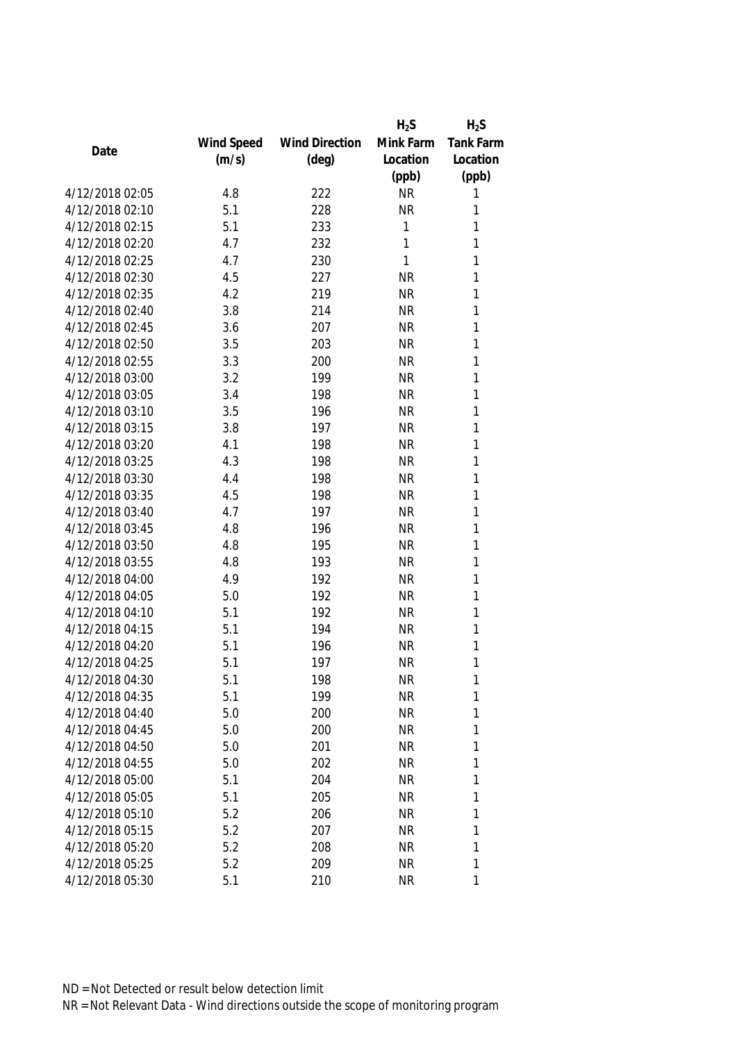| Date | Wind Speed (m/s) | Wind Direction (deg) | $H_2S$ Mink Farm Location (ppb) | $H_2S$ Tank Farm Location (ppb) |
|---|---|---|---|---|
| 4/12/2018 02:05 | 4.8 | 222 | NR | 1 |
| 4/12/2018 02:10 | 5.1 | 228 | NR | 1 |
| 4/12/2018 02:15 | 5.1 | 233 | 1 | 1 |
| 4/12/2018 02:20 | 4.7 | 232 | 1 | 1 |
| 4/12/2018 02:25 | 4.7 | 230 | 1 | 1 |
| 4/12/2018 02:30 | 4.5 | 227 | NR | 1 |
| 4/12/2018 02:35 | 4.2 | 219 | NR | 1 |
| 4/12/2018 02:40 | 3.8 | 214 | NR | 1 |
| 4/12/2018 02:45 | 3.6 | 207 | NR | 1 |
| 4/12/2018 02:50 | 3.5 | 203 | NR | 1 |
| 4/12/2018 02:55 | 3.3 | 200 | NR | 1 |
| 4/12/2018 03:00 | 3.2 | 199 | NR | 1 |
| 4/12/2018 03:05 | 3.4 | 198 | NR | 1 |
| 4/12/2018 03:10 | 3.5 | 196 | NR | 1 |
| 4/12/2018 03:15 | 3.8 | 197 | NR | 1 |
| 4/12/2018 03:20 | 4.1 | 198 | NR | 1 |
| 4/12/2018 03:25 | 4.3 | 198 | NR | 1 |
| 4/12/2018 03:30 | 4.4 | 198 | NR | 1 |
| 4/12/2018 03:35 | 4.5 | 198 | NR | 1 |
| 4/12/2018 03:40 | 4.7 | 197 | NR | 1 |
| 4/12/2018 03:45 | 4.8 | 196 | NR | 1 |
| 4/12/2018 03:50 | 4.8 | 195 | NR | 1 |
| 4/12/2018 03:55 | 4.8 | 193 | NR | 1 |
| 4/12/2018 04:00 | 4.9 | 192 | NR | 1 |
| 4/12/2018 04:05 | 5.0 | 192 | NR | 1 |
| 4/12/2018 04:10 | 5.1 | 192 | NR | 1 |
| 4/12/2018 04:15 | 5.1 | 194 | NR | 1 |
| 4/12/2018 04:20 | 5.1 | 196 | NR | 1 |
| 4/12/2018 04:25 | 5.1 | 197 | NR | 1 |
| 4/12/2018 04:30 | 5.1 | 198 | NR | 1 |
| 4/12/2018 04:35 | 5.1 | 199 | NR | 1 |
| 4/12/2018 04:40 | 5.0 | 200 | NR | 1 |
| 4/12/2018 04:45 | 5.0 | 200 | NR | 1 |
| 4/12/2018 04:50 | 5.0 | 201 | NR | 1 |
| 4/12/2018 04:55 | 5.0 | 202 | NR | 1 |
| 4/12/2018 05:00 | 5.1 | 204 | NR | 1 |
| 4/12/2018 05:05 | 5.1 | 205 | NR | 1 |
| 4/12/2018 05:10 | 5.2 | 206 | NR | 1 |
| 4/12/2018 05:15 | 5.2 | 207 | NR | 1 |
| 4/12/2018 05:20 | 5.2 | 208 | NR | 1 |
| 4/12/2018 05:25 | 5.2 | 209 | NR | 1 |
| 4/12/2018 05:30 | 5.1 | 210 | NR | 1 |

ND = Not Detected or result below detection limit

NR = Not Relevant Data - Wind directions outside the scope of monitoring program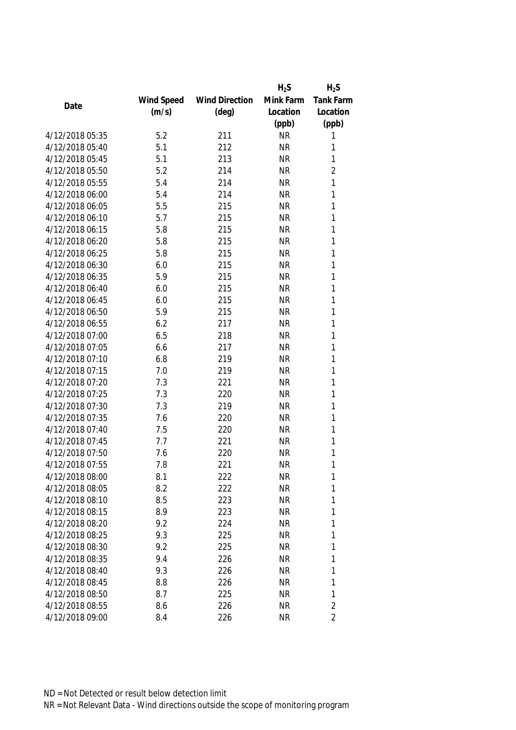| Date | Wind Speed (m/s) | Wind Direction (deg) | $H_2S$ Mink Farm Location (ppb) | $H_2S$ Tank Farm Location (ppb) |
|---|---|---|---|---|
| 4/12/2018 05:35 | 5.2 | 211 | NR | 1 |
| 4/12/2018 05:40 | 5.1 | 212 | NR | 1 |
| 4/12/2018 05:45 | 5.1 | 213 | NR | 1 |
| 4/12/2018 05:50 | 5.2 | 214 | NR | 2 |
| 4/12/2018 05:55 | 5.4 | 214 | NR | 1 |
| 4/12/2018 06:00 | 5.4 | 214 | NR | 1 |
| 4/12/2018 06:05 | 5.5 | 215 | NR | 1 |
| 4/12/2018 06:10 | 5.7 | 215 | NR | 1 |
| 4/12/2018 06:15 | 5.8 | 215 | NR | 1 |
| 4/12/2018 06:20 | 5.8 | 215 | NR | 1 |
| 4/12/2018 06:25 | 5.8 | 215 | NR | 1 |
| 4/12/2018 06:30 | 6.0 | 215 | NR | 1 |
| 4/12/2018 06:35 | 5.9 | 215 | NR | 1 |
| 4/12/2018 06:40 | 6.0 | 215 | NR | 1 |
| 4/12/2018 06:45 | 6.0 | 215 | NR | 1 |
| 4/12/2018 06:50 | 5.9 | 215 | NR | 1 |
| 4/12/2018 06:55 | 6.2 | 217 | NR | 1 |
| 4/12/2018 07:00 | 6.5 | 218 | NR | 1 |
| 4/12/2018 07:05 | 6.6 | 217 | NR | 1 |
| 4/12/2018 07:10 | 6.8 | 219 | NR | 1 |
| 4/12/2018 07:15 | 7.0 | 219 | NR | 1 |
| 4/12/2018 07:20 | 7.3 | 221 | NR | 1 |
| 4/12/2018 07:25 | 7.3 | 220 | NR | 1 |
| 4/12/2018 07:30 | 7.3 | 219 | NR | 1 |
| 4/12/2018 07:35 | 7.6 | 220 | NR | 1 |
| 4/12/2018 07:40 | 7.5 | 220 | NR | 1 |
| 4/12/2018 07:45 | 7.7 | 221 | NR | 1 |
| 4/12/2018 07:50 | 7.6 | 220 | NR | 1 |
| 4/12/2018 07:55 | 7.8 | 221 | NR | 1 |
| 4/12/2018 08:00 | 8.1 | 222 | NR | 1 |
| 4/12/2018 08:05 | 8.2 | 222 | NR | 1 |
| 4/12/2018 08:10 | 8.5 | 223 | NR | 1 |
| 4/12/2018 08:15 | 8.9 | 223 | NR | 1 |
| 4/12/2018 08:20 | 9.2 | 224 | NR | 1 |
| 4/12/2018 08:25 | 9.3 | 225 | NR | 1 |
| 4/12/2018 08:30 | 9.2 | 225 | NR | 1 |
| 4/12/2018 08:35 | 9.4 | 226 | NR | 1 |
| 4/12/2018 08:40 | 9.3 | 226 | NR | 1 |
| 4/12/2018 08:45 | 8.8 | 226 | NR | 1 |
| 4/12/2018 08:50 | 8.7 | 225 | NR | 1 |
| 4/12/2018 08:55 | 8.6 | 226 | NR | 2 |
| 4/12/2018 09:00 | 8.4 | 226 | NR | 2 |

ND = Not Detected or result below detection limit

NR = Not Relevant Data - Wind directions outside the scope of monitoring program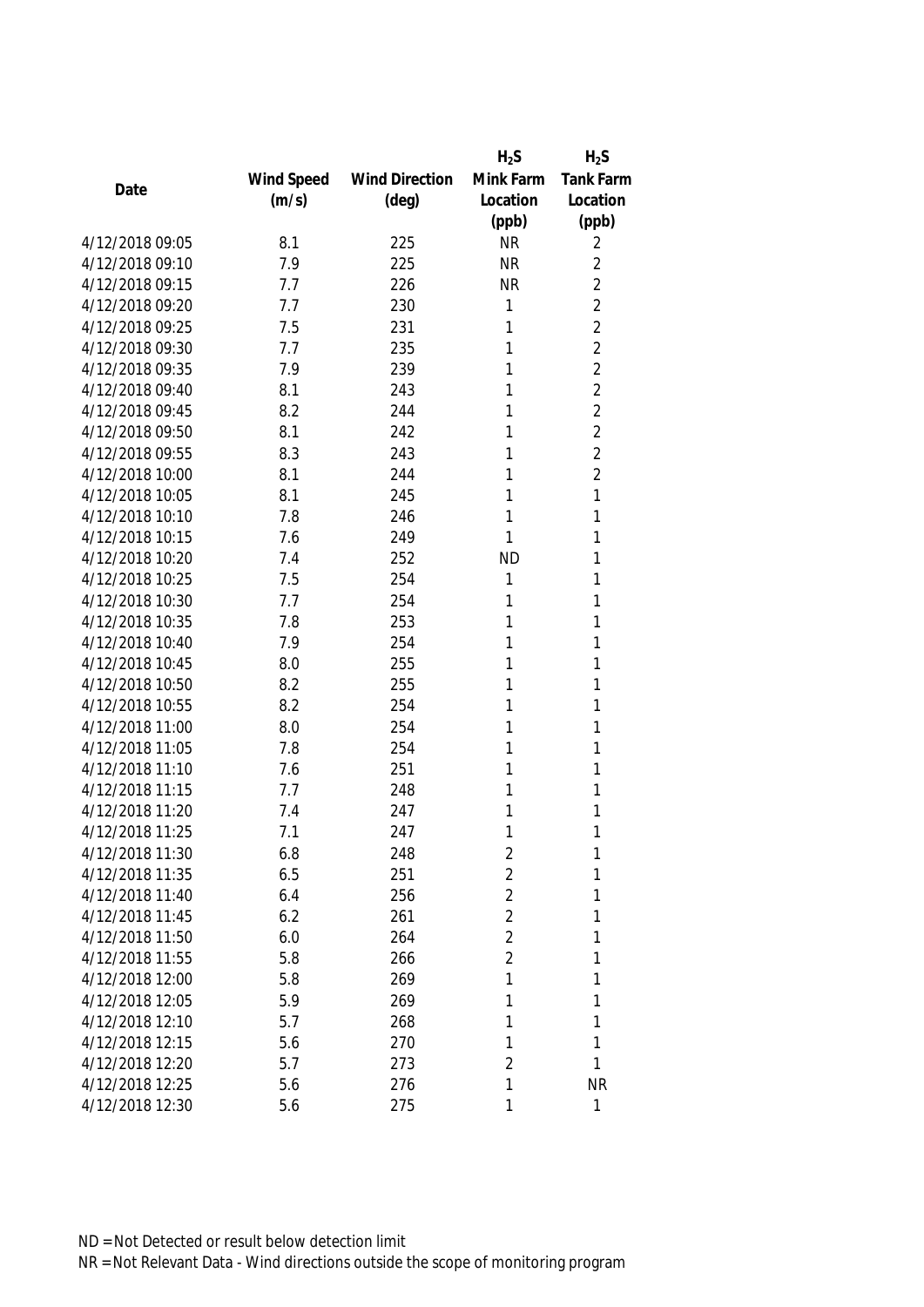| Date | Wind Speed (m/s) | Wind Direction (deg) | $H_2S$ Mink Farm Location (ppb) | $H_2S$ Tank Farm Location (ppb) |
|---|---|---|---|---|
| 4/12/2018 09:05 | 8.1 | 225 | NR | 2 |
| 4/12/2018 09:10 | 7.9 | 225 | NR | 2 |
| 4/12/2018 09:15 | 7.7 | 226 | NR | 2 |
| 4/12/2018 09:20 | 7.7 | 230 | 1 | 2 |
| 4/12/2018 09:25 | 7.5 | 231 | 1 | 2 |
| 4/12/2018 09:30 | 7.7 | 235 | 1 | 2 |
| 4/12/2018 09:35 | 7.9 | 239 | 1 | 2 |
| 4/12/2018 09:40 | 8.1 | 243 | 1 | 2 |
| 4/12/2018 09:45 | 8.2 | 244 | 1 | 2 |
| 4/12/2018 09:50 | 8.1 | 242 | 1 | 2 |
| 4/12/2018 09:55 | 8.3 | 243 | 1 | 2 |
| 4/12/2018 10:00 | 8.1 | 244 | 1 | 2 |
| 4/12/2018 10:05 | 8.1 | 245 | 1 | 1 |
| 4/12/2018 10:10 | 7.8 | 246 | 1 | 1 |
| 4/12/2018 10:15 | 7.6 | 249 | 1 | 1 |
| 4/12/2018 10:20 | 7.4 | 252 | ND | 1 |
| 4/12/2018 10:25 | 7.5 | 254 | 1 | 1 |
| 4/12/2018 10:30 | 7.7 | 254 | 1 | 1 |
| 4/12/2018 10:35 | 7.8 | 253 | 1 | 1 |
| 4/12/2018 10:40 | 7.9 | 254 | 1 | 1 |
| 4/12/2018 10:45 | 8.0 | 255 | 1 | 1 |
| 4/12/2018 10:50 | 8.2 | 255 | 1 | 1 |
| 4/12/2018 10:55 | 8.2 | 254 | 1 | 1 |
| 4/12/2018 11:00 | 8.0 | 254 | 1 | 1 |
| 4/12/2018 11:05 | 7.8 | 254 | 1 | 1 |
| 4/12/2018 11:10 | 7.6 | 251 | 1 | 1 |
| 4/12/2018 11:15 | 7.7 | 248 | 1 | 1 |
| 4/12/2018 11:20 | 7.4 | 247 | 1 | 1 |
| 4/12/2018 11:25 | 7.1 | 247 | 1 | 1 |
| 4/12/2018 11:30 | 6.8 | 248 | 2 | 1 |
| 4/12/2018 11:35 | 6.5 | 251 | 2 | 1 |
| 4/12/2018 11:40 | 6.4 | 256 | 2 | 1 |
| 4/12/2018 11:45 | 6.2 | 261 | 2 | 1 |
| 4/12/2018 11:50 | 6.0 | 264 | 2 | 1 |
| 4/12/2018 11:55 | 5.8 | 266 | 2 | 1 |
| 4/12/2018 12:00 | 5.8 | 269 | 1 | 1 |
| 4/12/2018 12:05 | 5.9 | 269 | 1 | 1 |
| 4/12/2018 12:10 | 5.7 | 268 | 1 | 1 |
| 4/12/2018 12:15 | 5.6 | 270 | 1 | 1 |
| 4/12/2018 12:20 | 5.7 | 273 | 2 | 1 |
| 4/12/2018 12:25 | 5.6 | 276 | 1 | NR |
| 4/12/2018 12:30 | 5.6 | 275 | 1 | 1 |

ND = Not Detected or result below detection limit

NR = Not Relevant Data - Wind directions outside the scope of monitoring program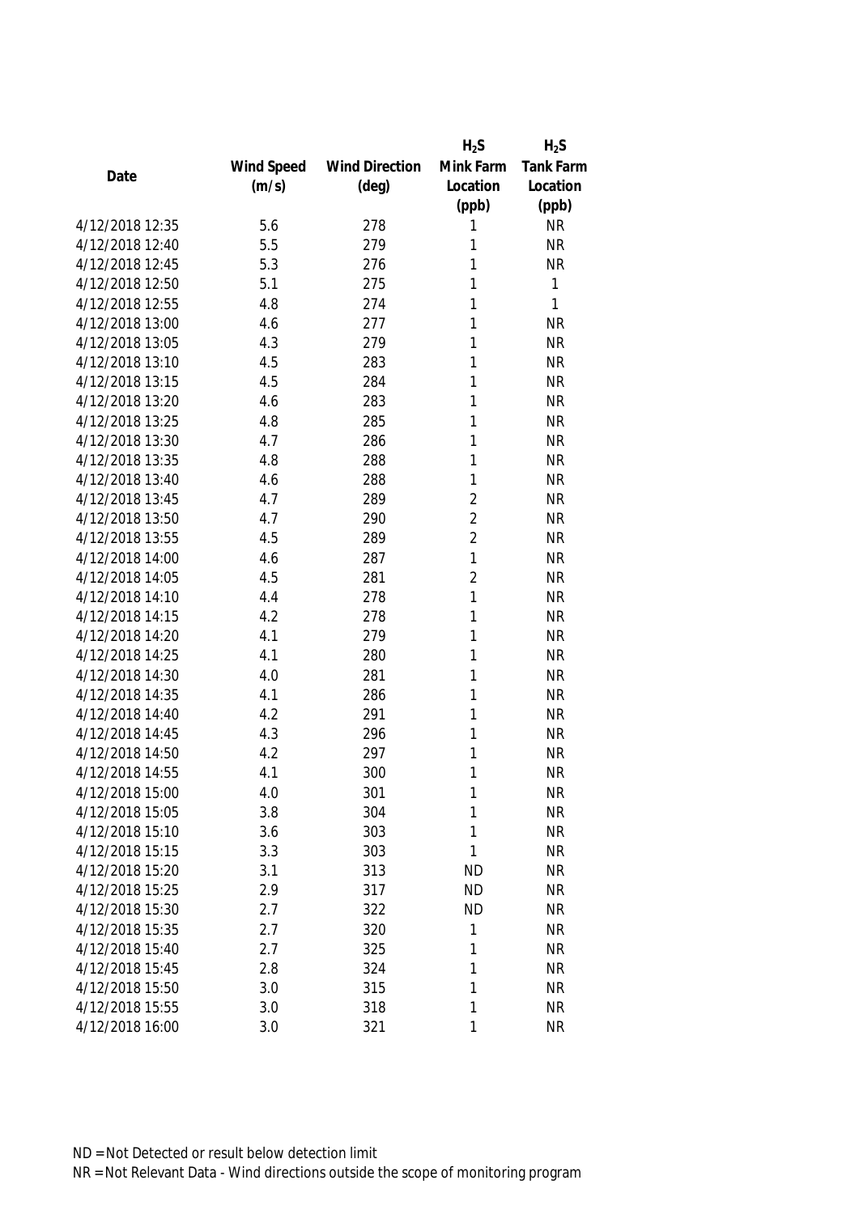| Date | Wind Speed (m/s) | Wind Direction (deg) | $H_2S$ Mink Farm Location (ppb) | $H_2S$ Tank Farm Location (ppb) |
|---|---|---|---|---|
| 4/12/2018 12:35 | 5.6 | 278 | 1 | NR |
| 4/12/2018 12:40 | 5.5 | 279 | 1 | NR |
| 4/12/2018 12:45 | 5.3 | 276 | 1 | NR |
| 4/12/2018 12:50 | 5.1 | 275 | 1 | 1 |
| 4/12/2018 12:55 | 4.8 | 274 | 1 | 1 |
| 4/12/2018 13:00 | 4.6 | 277 | 1 | NR |
| 4/12/2018 13:05 | 4.3 | 279 | 1 | NR |
| 4/12/2018 13:10 | 4.5 | 283 | 1 | NR |
| 4/12/2018 13:15 | 4.5 | 284 | 1 | NR |
| 4/12/2018 13:20 | 4.6 | 283 | 1 | NR |
| 4/12/2018 13:25 | 4.8 | 285 | 1 | NR |
| 4/12/2018 13:30 | 4.7 | 286 | 1 | NR |
| 4/12/2018 13:35 | 4.8 | 288 | 1 | NR |
| 4/12/2018 13:40 | 4.6 | 288 | 1 | NR |
| 4/12/2018 13:45 | 4.7 | 289 | 2 | NR |
| 4/12/2018 13:50 | 4.7 | 290 | 2 | NR |
| 4/12/2018 13:55 | 4.5 | 289 | 2 | NR |
| 4/12/2018 14:00 | 4.6 | 287 | 1 | NR |
| 4/12/2018 14:05 | 4.5 | 281 | 2 | NR |
| 4/12/2018 14:10 | 4.4 | 278 | 1 | NR |
| 4/12/2018 14:15 | 4.2 | 278 | 1 | NR |
| 4/12/2018 14:20 | 4.1 | 279 | 1 | NR |
| 4/12/2018 14:25 | 4.1 | 280 | 1 | NR |
| 4/12/2018 14:30 | 4.0 | 281 | 1 | NR |
| 4/12/2018 14:35 | 4.1 | 286 | 1 | NR |
| 4/12/2018 14:40 | 4.2 | 291 | 1 | NR |
| 4/12/2018 14:45 | 4.3 | 296 | 1 | NR |
| 4/12/2018 14:50 | 4.2 | 297 | 1 | NR |
| 4/12/2018 14:55 | 4.1 | 300 | 1 | NR |
| 4/12/2018 15:00 | 4.0 | 301 | 1 | NR |
| 4/12/2018 15:05 | 3.8 | 304 | 1 | NR |
| 4/12/2018 15:10 | 3.6 | 303 | 1 | NR |
| 4/12/2018 15:15 | 3.3 | 303 | 1 | NR |
| 4/12/2018 15:20 | 3.1 | 313 | ND | NR |
| 4/12/2018 15:25 | 2.9 | 317 | ND | NR |
| 4/12/2018 15:30 | 2.7 | 322 | ND | NR |
| 4/12/2018 15:35 | 2.7 | 320 | 1 | NR |
| 4/12/2018 15:40 | 2.7 | 325 | 1 | NR |
| 4/12/2018 15:45 | 2.8 | 324 | 1 | NR |
| 4/12/2018 15:50 | 3.0 | 315 | 1 | NR |
| 4/12/2018 15:55 | 3.0 | 318 | 1 | NR |
| 4/12/2018 16:00 | 3.0 | 321 | 1 | NR |

ND = Not Detected or result below detection limit

NR = Not Relevant Data - Wind directions outside the scope of monitoring program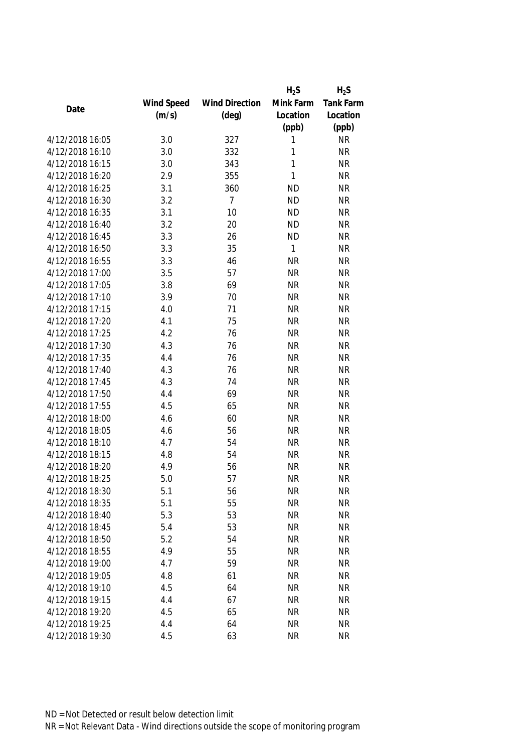| Date | Wind Speed (m/s) | Wind Direction (deg) | $H_2S$ Mink Farm Location (ppb) | $H_2S$ Tank Farm Location (ppb) |
|---|---|---|---|---|
| 4/12/2018 16:05 | 3.0 | 327 | 1 | NR |
| 4/12/2018 16:10 | 3.0 | 332 | 1 | NR |
| 4/12/2018 16:15 | 3.0 | 343 | 1 | NR |
| 4/12/2018 16:20 | 2.9 | 355 | 1 | NR |
| 4/12/2018 16:25 | 3.1 | 360 | ND | NR |
| 4/12/2018 16:30 | 3.2 | 7 | ND | NR |
| 4/12/2018 16:35 | 3.1 | 10 | ND | NR |
| 4/12/2018 16:40 | 3.2 | 20 | ND | NR |
| 4/12/2018 16:45 | 3.3 | 26 | ND | NR |
| 4/12/2018 16:50 | 3.3 | 35 | 1 | NR |
| 4/12/2018 16:55 | 3.3 | 46 | NR | NR |
| 4/12/2018 17:00 | 3.5 | 57 | NR | NR |
| 4/12/2018 17:05 | 3.8 | 69 | NR | NR |
| 4/12/2018 17:10 | 3.9 | 70 | NR | NR |
| 4/12/2018 17:15 | 4.0 | 71 | NR | NR |
| 4/12/2018 17:20 | 4.1 | 75 | NR | NR |
| 4/12/2018 17:25 | 4.2 | 76 | NR | NR |
| 4/12/2018 17:30 | 4.3 | 76 | NR | NR |
| 4/12/2018 17:35 | 4.4 | 76 | NR | NR |
| 4/12/2018 17:40 | 4.3 | 76 | NR | NR |
| 4/12/2018 17:45 | 4.3 | 74 | NR | NR |
| 4/12/2018 17:50 | 4.4 | 69 | NR | NR |
| 4/12/2018 17:55 | 4.5 | 65 | NR | NR |
| 4/12/2018 18:00 | 4.6 | 60 | NR | NR |
| 4/12/2018 18:05 | 4.6 | 56 | NR | NR |
| 4/12/2018 18:10 | 4.7 | 54 | NR | NR |
| 4/12/2018 18:15 | 4.8 | 54 | NR | NR |
| 4/12/2018 18:20 | 4.9 | 56 | NR | NR |
| 4/12/2018 18:25 | 5.0 | 57 | NR | NR |
| 4/12/2018 18:30 | 5.1 | 56 | NR | NR |
| 4/12/2018 18:35 | 5.1 | 55 | NR | NR |
| 4/12/2018 18:40 | 5.3 | 53 | NR | NR |
| 4/12/2018 18:45 | 5.4 | 53 | NR | NR |
| 4/12/2018 18:50 | 5.2 | 54 | NR | NR |
| 4/12/2018 18:55 | 4.9 | 55 | NR | NR |
| 4/12/2018 19:00 | 4.7 | 59 | NR | NR |
| 4/12/2018 19:05 | 4.8 | 61 | NR | NR |
| 4/12/2018 19:10 | 4.5 | 64 | NR | NR |
| 4/12/2018 19:15 | 4.4 | 67 | NR | NR |
| 4/12/2018 19:20 | 4.5 | 65 | NR | NR |
| 4/12/2018 19:25 | 4.4 | 64 | NR | NR |
| 4/12/2018 19:30 | 4.5 | 63 | NR | NR |

ND = Not Detected or result below detection limit

NR = Not Relevant Data - Wind directions outside the scope of monitoring program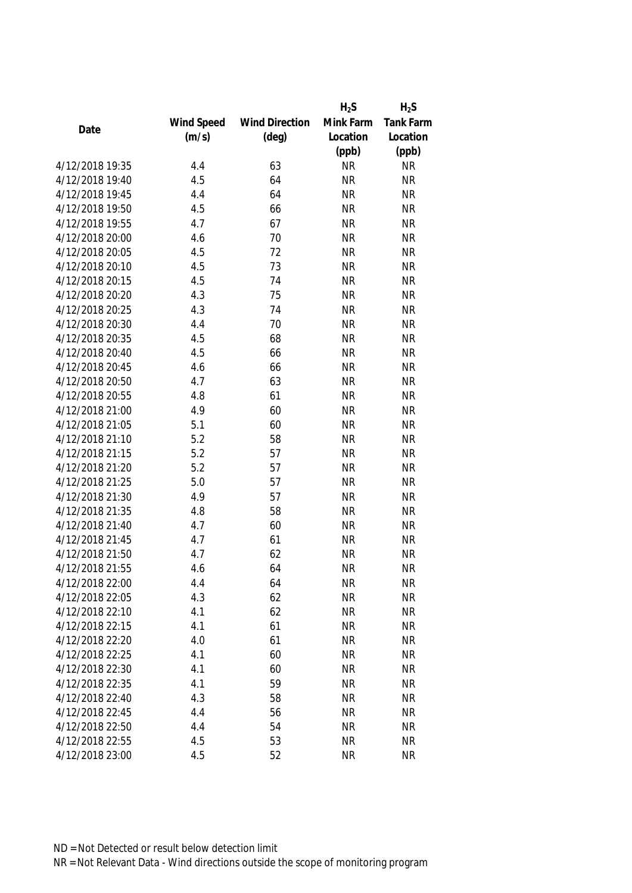| Date | Wind Speed (m/s) | Wind Direction (deg) | $H_2S$ Mink Farm Location (ppb) | $H_2S$ Tank Farm Location (ppb) |
| --- | --- | --- | --- | --- |
| 4/12/2018 19:35 | 4.4 | 63 | NR | NR |
| 4/12/2018 19:40 | 4.5 | 64 | NR | NR |
| 4/12/2018 19:45 | 4.4 | 64 | NR | NR |
| 4/12/2018 19:50 | 4.5 | 66 | NR | NR |
| 4/12/2018 19:55 | 4.7 | 67 | NR | NR |
| 4/12/2018 20:00 | 4.6 | 70 | NR | NR |
| 4/12/2018 20:05 | 4.5 | 72 | NR | NR |
| 4/12/2018 20:10 | 4.5 | 73 | NR | NR |
| 4/12/2018 20:15 | 4.5 | 74 | NR | NR |
| 4/12/2018 20:20 | 4.3 | 75 | NR | NR |
| 4/12/2018 20:25 | 4.3 | 74 | NR | NR |
| 4/12/2018 20:30 | 4.4 | 70 | NR | NR |
| 4/12/2018 20:35 | 4.5 | 68 | NR | NR |
| 4/12/2018 20:40 | 4.5 | 66 | NR | NR |
| 4/12/2018 20:45 | 4.6 | 66 | NR | NR |
| 4/12/2018 20:50 | 4.7 | 63 | NR | NR |
| 4/12/2018 20:55 | 4.8 | 61 | NR | NR |
| 4/12/2018 21:00 | 4.9 | 60 | NR | NR |
| 4/12/2018 21:05 | 5.1 | 60 | NR | NR |
| 4/12/2018 21:10 | 5.2 | 58 | NR | NR |
| 4/12/2018 21:15 | 5.2 | 57 | NR | NR |
| 4/12/2018 21:20 | 5.2 | 57 | NR | NR |
| 4/12/2018 21:25 | 5.0 | 57 | NR | NR |
| 4/12/2018 21:30 | 4.9 | 57 | NR | NR |
| 4/12/2018 21:35 | 4.8 | 58 | NR | NR |
| 4/12/2018 21:40 | 4.7 | 60 | NR | NR |
| 4/12/2018 21:45 | 4.7 | 61 | NR | NR |
| 4/12/2018 21:50 | 4.7 | 62 | NR | NR |
| 4/12/2018 21:55 | 4.6 | 64 | NR | NR |
| 4/12/2018 22:00 | 4.4 | 64 | NR | NR |
| 4/12/2018 22:05 | 4.3 | 62 | NR | NR |
| 4/12/2018 22:10 | 4.1 | 62 | NR | NR |
| 4/12/2018 22:15 | 4.1 | 61 | NR | NR |
| 4/12/2018 22:20 | 4.0 | 61 | NR | NR |
| 4/12/2018 22:25 | 4.1 | 60 | NR | NR |
| 4/12/2018 22:30 | 4.1 | 60 | NR | NR |
| 4/12/2018 22:35 | 4.1 | 59 | NR | NR |
| 4/12/2018 22:40 | 4.3 | 58 | NR | NR |
| 4/12/2018 22:45 | 4.4 | 56 | NR | NR |
| 4/12/2018 22:50 | 4.4 | 54 | NR | NR |
| 4/12/2018 22:55 | 4.5 | 53 | NR | NR |
| 4/12/2018 23:00 | 4.5 | 52 | NR | NR |

ND = Not Detected or result below detection limit

NR = Not Relevant Data - Wind directions outside the scope of monitoring program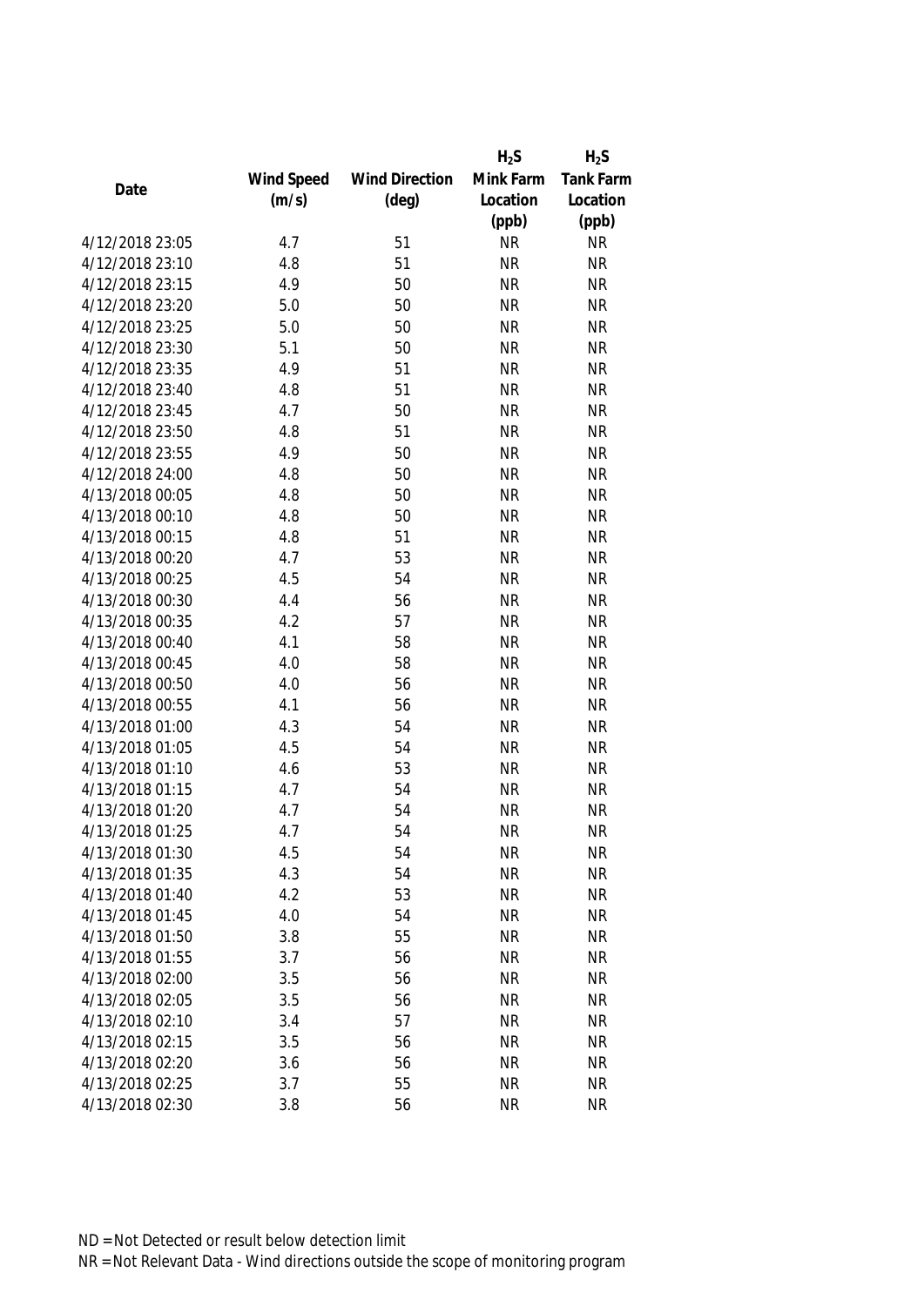| Date | Wind Speed (m/s) | Wind Direction (deg) | $H_2S$ Mink Farm Location (ppb) | $H_2S$ Tank Farm Location (ppb) |
|---|---|---|---|---|
| 4/12/2018 23:05 | 4.7 | 51 | NR | NR |
| 4/12/2018 23:10 | 4.8 | 51 | NR | NR |
| 4/12/2018 23:15 | 4.9 | 50 | NR | NR |
| 4/12/2018 23:20 | 5.0 | 50 | NR | NR |
| 4/12/2018 23:25 | 5.0 | 50 | NR | NR |
| 4/12/2018 23:30 | 5.1 | 50 | NR | NR |
| 4/12/2018 23:35 | 4.9 | 51 | NR | NR |
| 4/12/2018 23:40 | 4.8 | 51 | NR | NR |
| 4/12/2018 23:45 | 4.7 | 50 | NR | NR |
| 4/12/2018 23:50 | 4.8 | 51 | NR | NR |
| 4/12/2018 23:55 | 4.9 | 50 | NR | NR |
| 4/12/2018 24:00 | 4.8 | 50 | NR | NR |
| 4/13/2018 00:05 | 4.8 | 50 | NR | NR |
| 4/13/2018 00:10 | 4.8 | 50 | NR | NR |
| 4/13/2018 00:15 | 4.8 | 51 | NR | NR |
| 4/13/2018 00:20 | 4.7 | 53 | NR | NR |
| 4/13/2018 00:25 | 4.5 | 54 | NR | NR |
| 4/13/2018 00:30 | 4.4 | 56 | NR | NR |
| 4/13/2018 00:35 | 4.2 | 57 | NR | NR |
| 4/13/2018 00:40 | 4.1 | 58 | NR | NR |
| 4/13/2018 00:45 | 4.0 | 58 | NR | NR |
| 4/13/2018 00:50 | 4.0 | 56 | NR | NR |
| 4/13/2018 00:55 | 4.1 | 56 | NR | NR |
| 4/13/2018 01:00 | 4.3 | 54 | NR | NR |
| 4/13/2018 01:05 | 4.5 | 54 | NR | NR |
| 4/13/2018 01:10 | 4.6 | 53 | NR | NR |
| 4/13/2018 01:15 | 4.7 | 54 | NR | NR |
| 4/13/2018 01:20 | 4.7 | 54 | NR | NR |
| 4/13/2018 01:25 | 4.7 | 54 | NR | NR |
| 4/13/2018 01:30 | 4.5 | 54 | NR | NR |
| 4/13/2018 01:35 | 4.3 | 54 | NR | NR |
| 4/13/2018 01:40 | 4.2 | 53 | NR | NR |
| 4/13/2018 01:45 | 4.0 | 54 | NR | NR |
| 4/13/2018 01:50 | 3.8 | 55 | NR | NR |
| 4/13/2018 01:55 | 3.7 | 56 | NR | NR |
| 4/13/2018 02:00 | 3.5 | 56 | NR | NR |
| 4/13/2018 02:05 | 3.5 | 56 | NR | NR |
| 4/13/2018 02:10 | 3.4 | 57 | NR | NR |
| 4/13/2018 02:15 | 3.5 | 56 | NR | NR |
| 4/13/2018 02:20 | 3.6 | 56 | NR | NR |
| 4/13/2018 02:25 | 3.7 | 55 | NR | NR |
| 4/13/2018 02:30 | 3.8 | 56 | NR | NR |

ND = Not Detected or result below detection limit

NR = Not Relevant Data - Wind directions outside the scope of monitoring program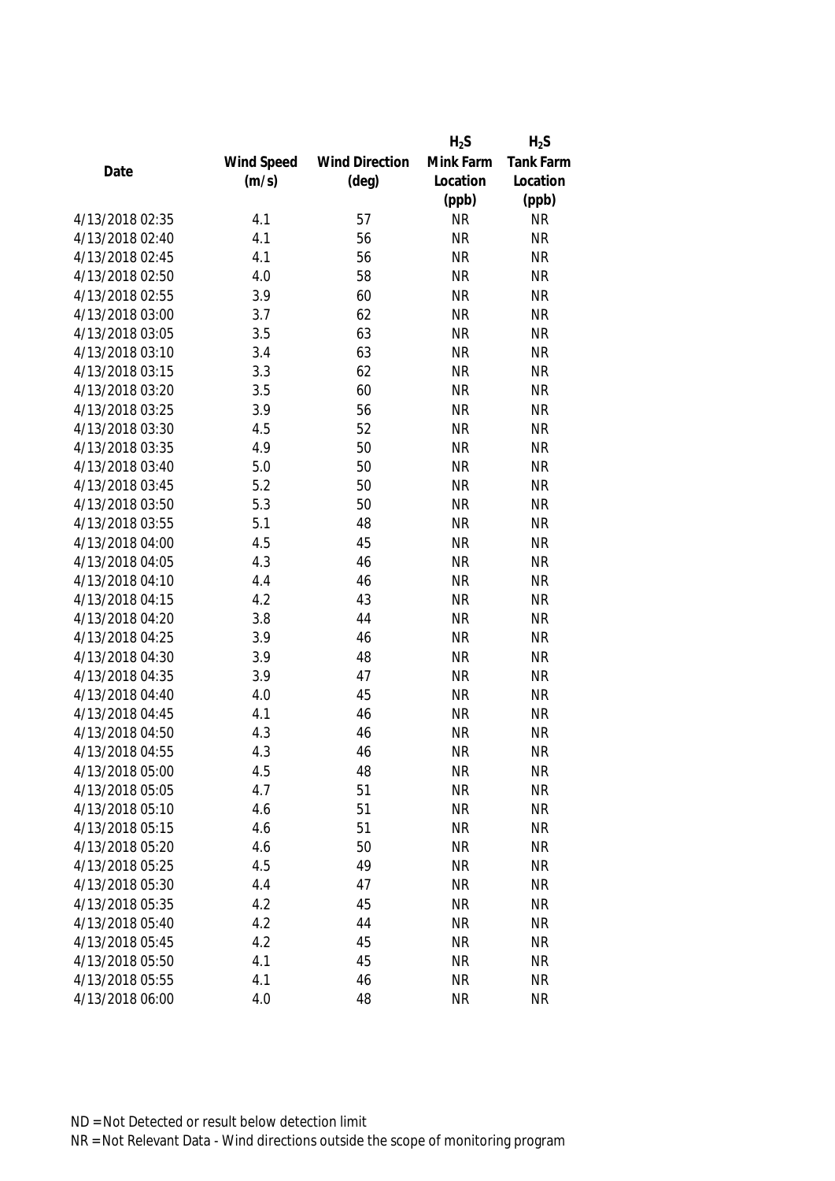| Date | Wind Speed (m/s) | Wind Direction (deg) | $H_2S$ Mink Farm Location (ppb) | $H_2S$ Tank Farm Location (ppb) |
|---|---|---|---|---|
| 4/13/2018 02:35 | 4.1 | 57 | NR | NR |
| 4/13/2018 02:40 | 4.1 | 56 | NR | NR |
| 4/13/2018 02:45 | 4.1 | 56 | NR | NR |
| 4/13/2018 02:50 | 4.0 | 58 | NR | NR |
| 4/13/2018 02:55 | 3.9 | 60 | NR | NR |
| 4/13/2018 03:00 | 3.7 | 62 | NR | NR |
| 4/13/2018 03:05 | 3.5 | 63 | NR | NR |
| 4/13/2018 03:10 | 3.4 | 63 | NR | NR |
| 4/13/2018 03:15 | 3.3 | 62 | NR | NR |
| 4/13/2018 03:20 | 3.5 | 60 | NR | NR |
| 4/13/2018 03:25 | 3.9 | 56 | NR | NR |
| 4/13/2018 03:30 | 4.5 | 52 | NR | NR |
| 4/13/2018 03:35 | 4.9 | 50 | NR | NR |
| 4/13/2018 03:40 | 5.0 | 50 | NR | NR |
| 4/13/2018 03:45 | 5.2 | 50 | NR | NR |
| 4/13/2018 03:50 | 5.3 | 50 | NR | NR |
| 4/13/2018 03:55 | 5.1 | 48 | NR | NR |
| 4/13/2018 04:00 | 4.5 | 45 | NR | NR |
| 4/13/2018 04:05 | 4.3 | 46 | NR | NR |
| 4/13/2018 04:10 | 4.4 | 46 | NR | NR |
| 4/13/2018 04:15 | 4.2 | 43 | NR | NR |
| 4/13/2018 04:20 | 3.8 | 44 | NR | NR |
| 4/13/2018 04:25 | 3.9 | 46 | NR | NR |
| 4/13/2018 04:30 | 3.9 | 48 | NR | NR |
| 4/13/2018 04:35 | 3.9 | 47 | NR | NR |
| 4/13/2018 04:40 | 4.0 | 45 | NR | NR |
| 4/13/2018 04:45 | 4.1 | 46 | NR | NR |
| 4/13/2018 04:50 | 4.3 | 46 | NR | NR |
| 4/13/2018 04:55 | 4.3 | 46 | NR | NR |
| 4/13/2018 05:00 | 4.5 | 48 | NR | NR |
| 4/13/2018 05:05 | 4.7 | 51 | NR | NR |
| 4/13/2018 05:10 | 4.6 | 51 | NR | NR |
| 4/13/2018 05:15 | 4.6 | 51 | NR | NR |
| 4/13/2018 05:20 | 4.6 | 50 | NR | NR |
| 4/13/2018 05:25 | 4.5 | 49 | NR | NR |
| 4/13/2018 05:30 | 4.4 | 47 | NR | NR |
| 4/13/2018 05:35 | 4.2 | 45 | NR | NR |
| 4/13/2018 05:40 | 4.2 | 44 | NR | NR |
| 4/13/2018 05:45 | 4.2 | 45 | NR | NR |
| 4/13/2018 05:50 | 4.1 | 45 | NR | NR |
| 4/13/2018 05:55 | 4.1 | 46 | NR | NR |
| 4/13/2018 06:00 | 4.0 | 48 | NR | NR |

ND = Not Detected or result below detection limit
NR = Not Relevant Data - Wind directions outside the scope of monitoring program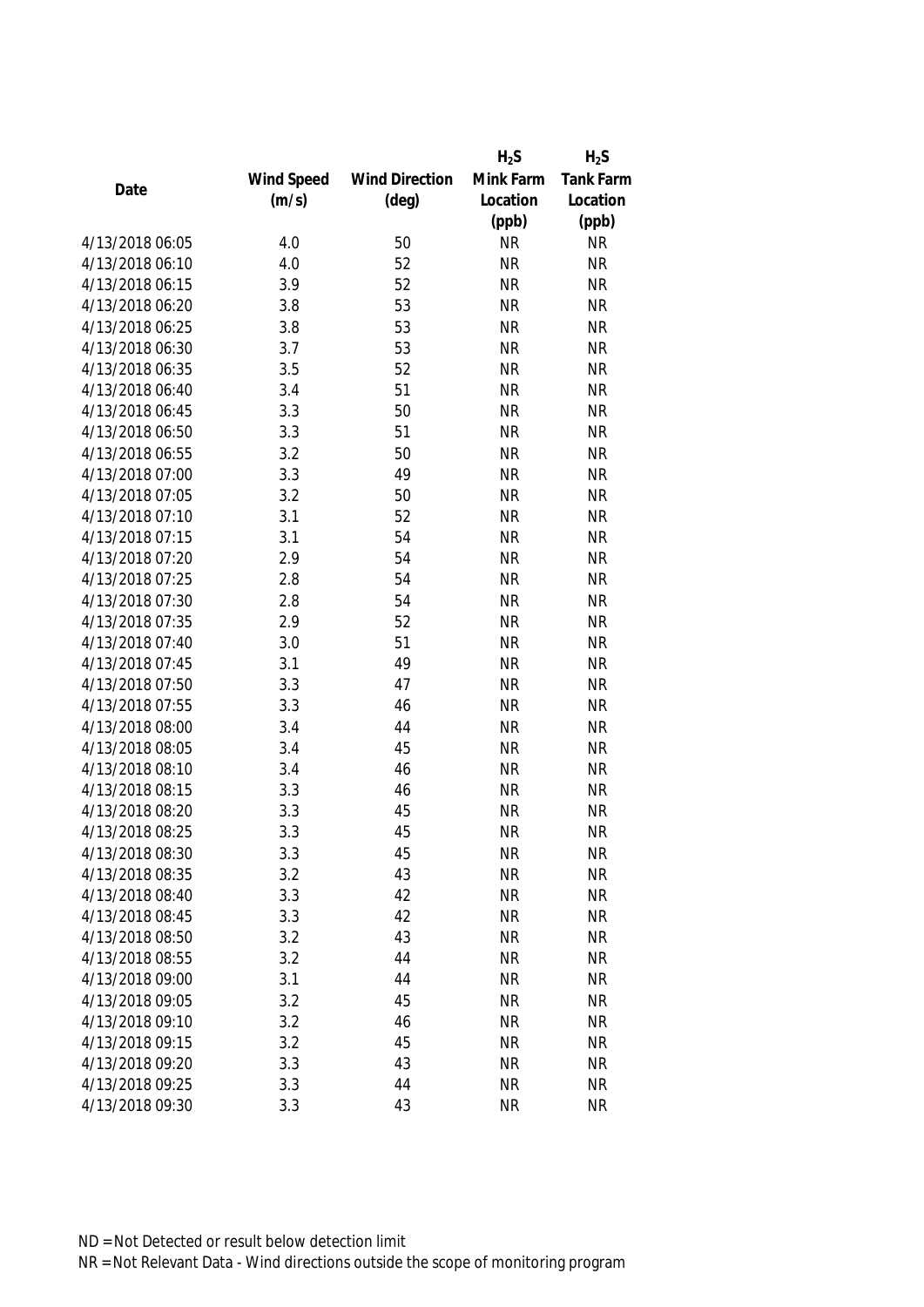| Date | Wind Speed (m/s) | Wind Direction (deg) | $H_2S$ Mink Farm Location (ppb) | $H_2S$ Tank Farm Location (ppb) |
|---|---|---|---|---|
| 4/13/2018 06:05 | 4.0 | 50 | NR | NR |
| 4/13/2018 06:10 | 4.0 | 52 | NR | NR |
| 4/13/2018 06:15 | 3.9 | 52 | NR | NR |
| 4/13/2018 06:20 | 3.8 | 53 | NR | NR |
| 4/13/2018 06:25 | 3.8 | 53 | NR | NR |
| 4/13/2018 06:30 | 3.7 | 53 | NR | NR |
| 4/13/2018 06:35 | 3.5 | 52 | NR | NR |
| 4/13/2018 06:40 | 3.4 | 51 | NR | NR |
| 4/13/2018 06:45 | 3.3 | 50 | NR | NR |
| 4/13/2018 06:50 | 3.3 | 51 | NR | NR |
| 4/13/2018 06:55 | 3.2 | 50 | NR | NR |
| 4/13/2018 07:00 | 3.3 | 49 | NR | NR |
| 4/13/2018 07:05 | 3.2 | 50 | NR | NR |
| 4/13/2018 07:10 | 3.1 | 52 | NR | NR |
| 4/13/2018 07:15 | 3.1 | 54 | NR | NR |
| 4/13/2018 07:20 | 2.9 | 54 | NR | NR |
| 4/13/2018 07:25 | 2.8 | 54 | NR | NR |
| 4/13/2018 07:30 | 2.8 | 54 | NR | NR |
| 4/13/2018 07:35 | 2.9 | 52 | NR | NR |
| 4/13/2018 07:40 | 3.0 | 51 | NR | NR |
| 4/13/2018 07:45 | 3.1 | 49 | NR | NR |
| 4/13/2018 07:50 | 3.3 | 47 | NR | NR |
| 4/13/2018 07:55 | 3.3 | 46 | NR | NR |
| 4/13/2018 08:00 | 3.4 | 44 | NR | NR |
| 4/13/2018 08:05 | 3.4 | 45 | NR | NR |
| 4/13/2018 08:10 | 3.4 | 46 | NR | NR |
| 4/13/2018 08:15 | 3.3 | 46 | NR | NR |
| 4/13/2018 08:20 | 3.3 | 45 | NR | NR |
| 4/13/2018 08:25 | 3.3 | 45 | NR | NR |
| 4/13/2018 08:30 | 3.3 | 45 | NR | NR |
| 4/13/2018 08:35 | 3.2 | 43 | NR | NR |
| 4/13/2018 08:40 | 3.3 | 42 | NR | NR |
| 4/13/2018 08:45 | 3.3 | 42 | NR | NR |
| 4/13/2018 08:50 | 3.2 | 43 | NR | NR |
| 4/13/2018 08:55 | 3.2 | 44 | NR | NR |
| 4/13/2018 09:00 | 3.1 | 44 | NR | NR |
| 4/13/2018 09:05 | 3.2 | 45 | NR | NR |
| 4/13/2018 09:10 | 3.2 | 46 | NR | NR |
| 4/13/2018 09:15 | 3.2 | 45 | NR | NR |
| 4/13/2018 09:20 | 3.3 | 43 | NR | NR |
| 4/13/2018 09:25 | 3.3 | 44 | NR | NR |
| 4/13/2018 09:30 | 3.3 | 43 | NR | NR |

ND = Not Detected or result below detection limit

NR = Not Relevant Data - Wind directions outside the scope of monitoring program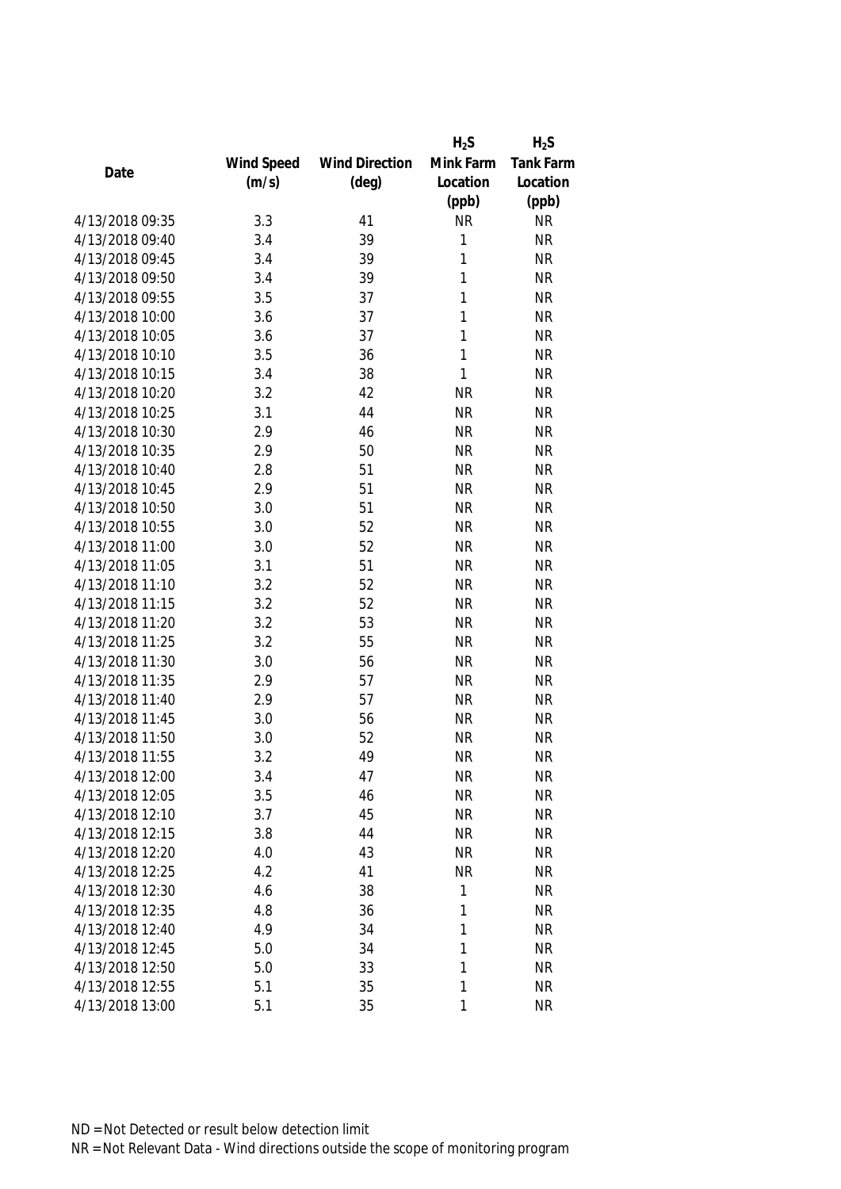| Date | Wind Speed (m/s) | Wind Direction (deg) | $H_2S$ Mink Farm Location (ppb) | $H_2S$ Tank Farm Location (ppb) |
|---|---|---|---|---|
| 4/13/2018 09:35 | 3.3 | 41 | NR | NR |
| 4/13/2018 09:40 | 3.4 | 39 | 1 | NR |
| 4/13/2018 09:45 | 3.4 | 39 | 1 | NR |
| 4/13/2018 09:50 | 3.4 | 39 | 1 | NR |
| 4/13/2018 09:55 | 3.5 | 37 | 1 | NR |
| 4/13/2018 10:00 | 3.6 | 37 | 1 | NR |
| 4/13/2018 10:05 | 3.6 | 37 | 1 | NR |
| 4/13/2018 10:10 | 3.5 | 36 | 1 | NR |
| 4/13/2018 10:15 | 3.4 | 38 | 1 | NR |
| 4/13/2018 10:20 | 3.2 | 42 | NR | NR |
| 4/13/2018 10:25 | 3.1 | 44 | NR | NR |
| 4/13/2018 10:30 | 2.9 | 46 | NR | NR |
| 4/13/2018 10:35 | 2.9 | 50 | NR | NR |
| 4/13/2018 10:40 | 2.8 | 51 | NR | NR |
| 4/13/2018 10:45 | 2.9 | 51 | NR | NR |
| 4/13/2018 10:50 | 3.0 | 51 | NR | NR |
| 4/13/2018 10:55 | 3.0 | 52 | NR | NR |
| 4/13/2018 11:00 | 3.0 | 52 | NR | NR |
| 4/13/2018 11:05 | 3.1 | 51 | NR | NR |
| 4/13/2018 11:10 | 3.2 | 52 | NR | NR |
| 4/13/2018 11:15 | 3.2 | 52 | NR | NR |
| 4/13/2018 11:20 | 3.2 | 53 | NR | NR |
| 4/13/2018 11:25 | 3.2 | 55 | NR | NR |
| 4/13/2018 11:30 | 3.0 | 56 | NR | NR |
| 4/13/2018 11:35 | 2.9 | 57 | NR | NR |
| 4/13/2018 11:40 | 2.9 | 57 | NR | NR |
| 4/13/2018 11:45 | 3.0 | 56 | NR | NR |
| 4/13/2018 11:50 | 3.0 | 52 | NR | NR |
| 4/13/2018 11:55 | 3.2 | 49 | NR | NR |
| 4/13/2018 12:00 | 3.4 | 47 | NR | NR |
| 4/13/2018 12:05 | 3.5 | 46 | NR | NR |
| 4/13/2018 12:10 | 3.7 | 45 | NR | NR |
| 4/13/2018 12:15 | 3.8 | 44 | NR | NR |
| 4/13/2018 12:20 | 4.0 | 43 | NR | NR |
| 4/13/2018 12:25 | 4.2 | 41 | NR | NR |
| 4/13/2018 12:30 | 4.6 | 38 | 1 | NR |
| 4/13/2018 12:35 | 4.8 | 36 | 1 | NR |
| 4/13/2018 12:40 | 4.9 | 34 | 1 | NR |
| 4/13/2018 12:45 | 5.0 | 34 | 1 | NR |
| 4/13/2018 12:50 | 5.0 | 33 | 1 | NR |
| 4/13/2018 12:55 | 5.1 | 35 | 1 | NR |
| 4/13/2018 13:00 | 5.1 | 35 | 1 | NR |

ND = Not Detected or result below detection limit

NR = Not Relevant Data - Wind directions outside the scope of monitoring program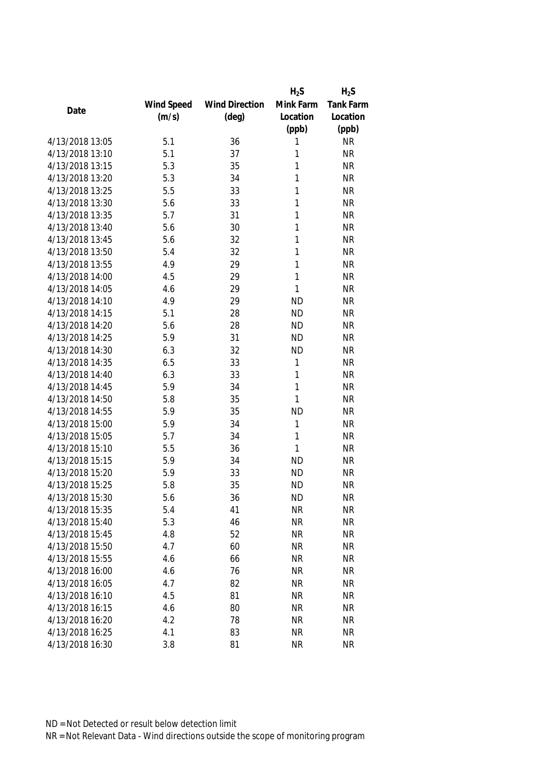| Date | Wind Speed (m/s) | Wind Direction (deg) | $H_2S$ Mink Farm Location (ppb) | $H_2S$ Tank Farm Location (ppb) |
|---|---|---|---|---|
| 4/13/2018 13:05 | 5.1 | 36 | 1 | NR |
| 4/13/2018 13:10 | 5.1 | 37 | 1 | NR |
| 4/13/2018 13:15 | 5.3 | 35 | 1 | NR |
| 4/13/2018 13:20 | 5.3 | 34 | 1 | NR |
| 4/13/2018 13:25 | 5.5 | 33 | 1 | NR |
| 4/13/2018 13:30 | 5.6 | 33 | 1 | NR |
| 4/13/2018 13:35 | 5.7 | 31 | 1 | NR |
| 4/13/2018 13:40 | 5.6 | 30 | 1 | NR |
| 4/13/2018 13:45 | 5.6 | 32 | 1 | NR |
| 4/13/2018 13:50 | 5.4 | 32 | 1 | NR |
| 4/13/2018 13:55 | 4.9 | 29 | 1 | NR |
| 4/13/2018 14:00 | 4.5 | 29 | 1 | NR |
| 4/13/2018 14:05 | 4.6 | 29 | 1 | NR |
| 4/13/2018 14:10 | 4.9 | 29 | ND | NR |
| 4/13/2018 14:15 | 5.1 | 28 | ND | NR |
| 4/13/2018 14:20 | 5.6 | 28 | ND | NR |
| 4/13/2018 14:25 | 5.9 | 31 | ND | NR |
| 4/13/2018 14:30 | 6.3 | 32 | ND | NR |
| 4/13/2018 14:35 | 6.5 | 33 | 1 | NR |
| 4/13/2018 14:40 | 6.3 | 33 | 1 | NR |
| 4/13/2018 14:45 | 5.9 | 34 | 1 | NR |
| 4/13/2018 14:50 | 5.8 | 35 | 1 | NR |
| 4/13/2018 14:55 | 5.9 | 35 | ND | NR |
| 4/13/2018 15:00 | 5.9 | 34 | 1 | NR |
| 4/13/2018 15:05 | 5.7 | 34 | 1 | NR |
| 4/13/2018 15:10 | 5.5 | 36 | 1 | NR |
| 4/13/2018 15:15 | 5.9 | 34 | ND | NR |
| 4/13/2018 15:20 | 5.9 | 33 | ND | NR |
| 4/13/2018 15:25 | 5.8 | 35 | ND | NR |
| 4/13/2018 15:30 | 5.6 | 36 | ND | NR |
| 4/13/2018 15:35 | 5.4 | 41 | NR | NR |
| 4/13/2018 15:40 | 5.3 | 46 | NR | NR |
| 4/13/2018 15:45 | 4.8 | 52 | NR | NR |
| 4/13/2018 15:50 | 4.7 | 60 | NR | NR |
| 4/13/2018 15:55 | 4.6 | 66 | NR | NR |
| 4/13/2018 16:00 | 4.6 | 76 | NR | NR |
| 4/13/2018 16:05 | 4.7 | 82 | NR | NR |
| 4/13/2018 16:10 | 4.5 | 81 | NR | NR |
| 4/13/2018 16:15 | 4.6 | 80 | NR | NR |
| 4/13/2018 16:20 | 4.2 | 78 | NR | NR |
| 4/13/2018 16:25 | 4.1 | 83 | NR | NR |
| 4/13/2018 16:30 | 3.8 | 81 | NR | NR |

ND = Not Detected or result below detection limit
NR = Not Relevant Data - Wind directions outside the scope of monitoring program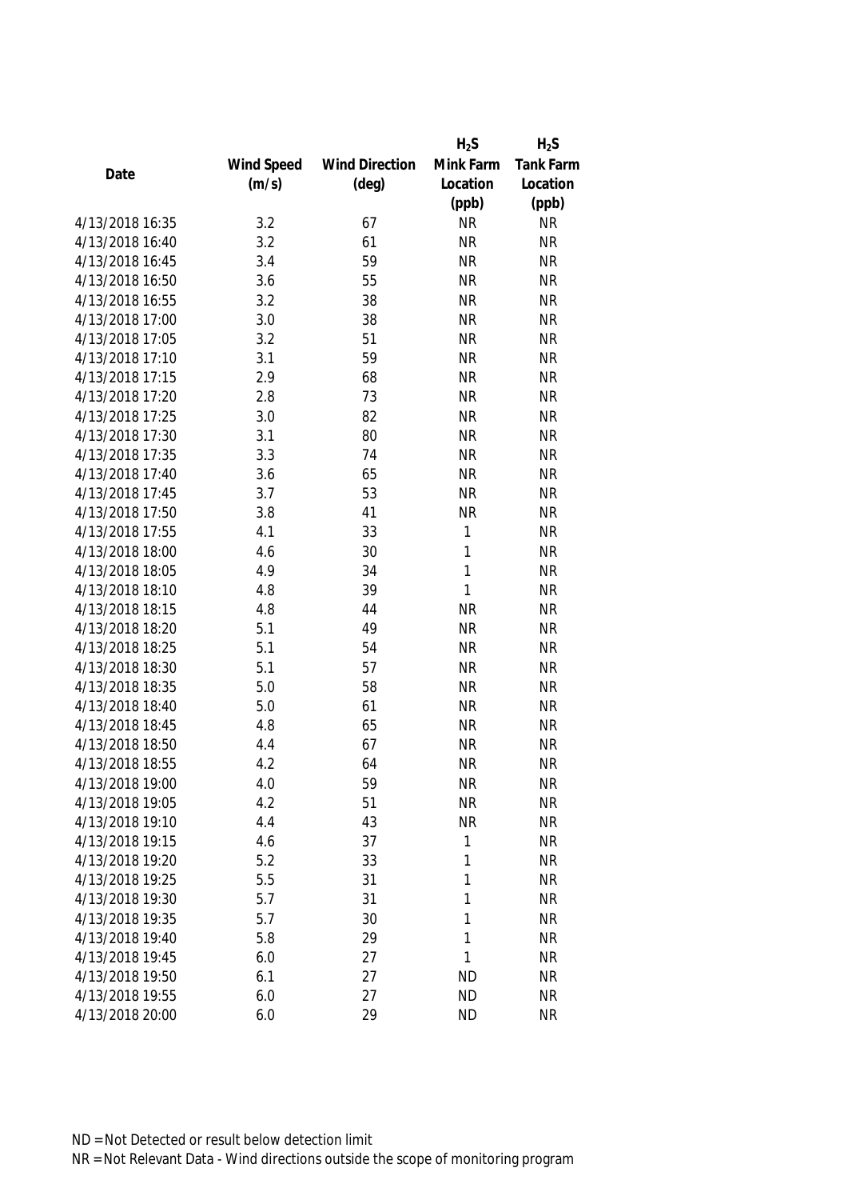| Date | Wind Speed (m/s) | Wind Direction (deg) | $H_2S$ Mink Farm Location (ppb) | $H_2S$ Tank Farm Location (ppb) |
|---|---|---|---|---|
| 4/13/2018 16:35 | 3.2 | 67 | NR | NR |
| 4/13/2018 16:40 | 3.2 | 61 | NR | NR |
| 4/13/2018 16:45 | 3.4 | 59 | NR | NR |
| 4/13/2018 16:50 | 3.6 | 55 | NR | NR |
| 4/13/2018 16:55 | 3.2 | 38 | NR | NR |
| 4/13/2018 17:00 | 3.0 | 38 | NR | NR |
| 4/13/2018 17:05 | 3.2 | 51 | NR | NR |
| 4/13/2018 17:10 | 3.1 | 59 | NR | NR |
| 4/13/2018 17:15 | 2.9 | 68 | NR | NR |
| 4/13/2018 17:20 | 2.8 | 73 | NR | NR |
| 4/13/2018 17:25 | 3.0 | 82 | NR | NR |
| 4/13/2018 17:30 | 3.1 | 80 | NR | NR |
| 4/13/2018 17:35 | 3.3 | 74 | NR | NR |
| 4/13/2018 17:40 | 3.6 | 65 | NR | NR |
| 4/13/2018 17:45 | 3.7 | 53 | NR | NR |
| 4/13/2018 17:50 | 3.8 | 41 | NR | NR |
| 4/13/2018 17:55 | 4.1 | 33 | 1 | NR |
| 4/13/2018 18:00 | 4.6 | 30 | 1 | NR |
| 4/13/2018 18:05 | 4.9 | 34 | 1 | NR |
| 4/13/2018 18:10 | 4.8 | 39 | 1 | NR |
| 4/13/2018 18:15 | 4.8 | 44 | NR | NR |
| 4/13/2018 18:20 | 5.1 | 49 | NR | NR |
| 4/13/2018 18:25 | 5.1 | 54 | NR | NR |
| 4/13/2018 18:30 | 5.1 | 57 | NR | NR |
| 4/13/2018 18:35 | 5.0 | 58 | NR | NR |
| 4/13/2018 18:40 | 5.0 | 61 | NR | NR |
| 4/13/2018 18:45 | 4.8 | 65 | NR | NR |
| 4/13/2018 18:50 | 4.4 | 67 | NR | NR |
| 4/13/2018 18:55 | 4.2 | 64 | NR | NR |
| 4/13/2018 19:00 | 4.0 | 59 | NR | NR |
| 4/13/2018 19:05 | 4.2 | 51 | NR | NR |
| 4/13/2018 19:10 | 4.4 | 43 | NR | NR |
| 4/13/2018 19:15 | 4.6 | 37 | 1 | NR |
| 4/13/2018 19:20 | 5.2 | 33 | 1 | NR |
| 4/13/2018 19:25 | 5.5 | 31 | 1 | NR |
| 4/13/2018 19:30 | 5.7 | 31 | 1 | NR |
| 4/13/2018 19:35 | 5.7 | 30 | 1 | NR |
| 4/13/2018 19:40 | 5.8 | 29 | 1 | NR |
| 4/13/2018 19:45 | 6.0 | 27 | 1 | NR |
| 4/13/2018 19:50 | 6.1 | 27 | ND | NR |
| 4/13/2018 19:55 | 6.0 | 27 | ND | NR |
| 4/13/2018 20:00 | 6.0 | 29 | ND | NR |

ND = Not Detected or result below detection limit

NR = Not Relevant Data - Wind directions outside the scope of monitoring program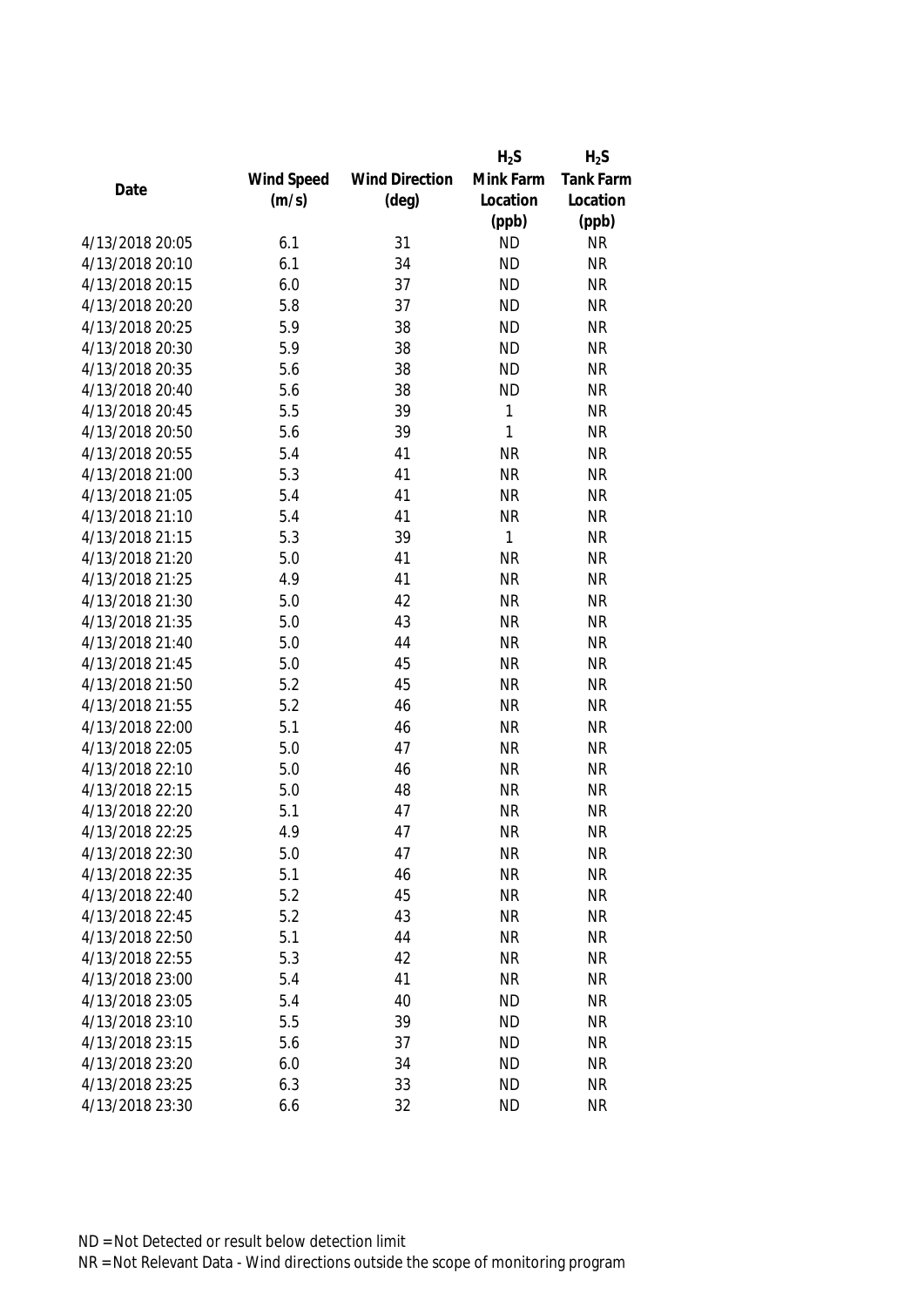| Date | Wind Speed (m/s) | Wind Direction (deg) | $H_2S$ Mink Farm Location (ppb) | $H_2S$ Tank Farm Location (ppb) |
|---|---|---|---|---|
| 4/13/2018 20:05 | 6.1 | 31 | ND | NR |
| 4/13/2018 20:10 | 6.1 | 34 | ND | NR |
| 4/13/2018 20:15 | 6.0 | 37 | ND | NR |
| 4/13/2018 20:20 | 5.8 | 37 | ND | NR |
| 4/13/2018 20:25 | 5.9 | 38 | ND | NR |
| 4/13/2018 20:30 | 5.9 | 38 | ND | NR |
| 4/13/2018 20:35 | 5.6 | 38 | ND | NR |
| 4/13/2018 20:40 | 5.6 | 38 | ND | NR |
| 4/13/2018 20:45 | 5.5 | 39 | 1 | NR |
| 4/13/2018 20:50 | 5.6 | 39 | 1 | NR |
| 4/13/2018 20:55 | 5.4 | 41 | NR | NR |
| 4/13/2018 21:00 | 5.3 | 41 | NR | NR |
| 4/13/2018 21:05 | 5.4 | 41 | NR | NR |
| 4/13/2018 21:10 | 5.4 | 41 | NR | NR |
| 4/13/2018 21:15 | 5.3 | 39 | 1 | NR |
| 4/13/2018 21:20 | 5.0 | 41 | NR | NR |
| 4/13/2018 21:25 | 4.9 | 41 | NR | NR |
| 4/13/2018 21:30 | 5.0 | 42 | NR | NR |
| 4/13/2018 21:35 | 5.0 | 43 | NR | NR |
| 4/13/2018 21:40 | 5.0 | 44 | NR | NR |
| 4/13/2018 21:45 | 5.0 | 45 | NR | NR |
| 4/13/2018 21:50 | 5.2 | 45 | NR | NR |
| 4/13/2018 21:55 | 5.2 | 46 | NR | NR |
| 4/13/2018 22:00 | 5.1 | 46 | NR | NR |
| 4/13/2018 22:05 | 5.0 | 47 | NR | NR |
| 4/13/2018 22:10 | 5.0 | 46 | NR | NR |
| 4/13/2018 22:15 | 5.0 | 48 | NR | NR |
| 4/13/2018 22:20 | 5.1 | 47 | NR | NR |
| 4/13/2018 22:25 | 4.9 | 47 | NR | NR |
| 4/13/2018 22:30 | 5.0 | 47 | NR | NR |
| 4/13/2018 22:35 | 5.1 | 46 | NR | NR |
| 4/13/2018 22:40 | 5.2 | 45 | NR | NR |
| 4/13/2018 22:45 | 5.2 | 43 | NR | NR |
| 4/13/2018 22:50 | 5.1 | 44 | NR | NR |
| 4/13/2018 22:55 | 5.3 | 42 | NR | NR |
| 4/13/2018 23:00 | 5.4 | 41 | NR | NR |
| 4/13/2018 23:05 | 5.4 | 40 | ND | NR |
| 4/13/2018 23:10 | 5.5 | 39 | ND | NR |
| 4/13/2018 23:15 | 5.6 | 37 | ND | NR |
| 4/13/2018 23:20 | 6.0 | 34 | ND | NR |
| 4/13/2018 23:25 | 6.3 | 33 | ND | NR |
| 4/13/2018 23:30 | 6.6 | 32 | ND | NR |

ND = Not Detected or result below detection limit

NR = Not Relevant Data - Wind directions outside the scope of monitoring program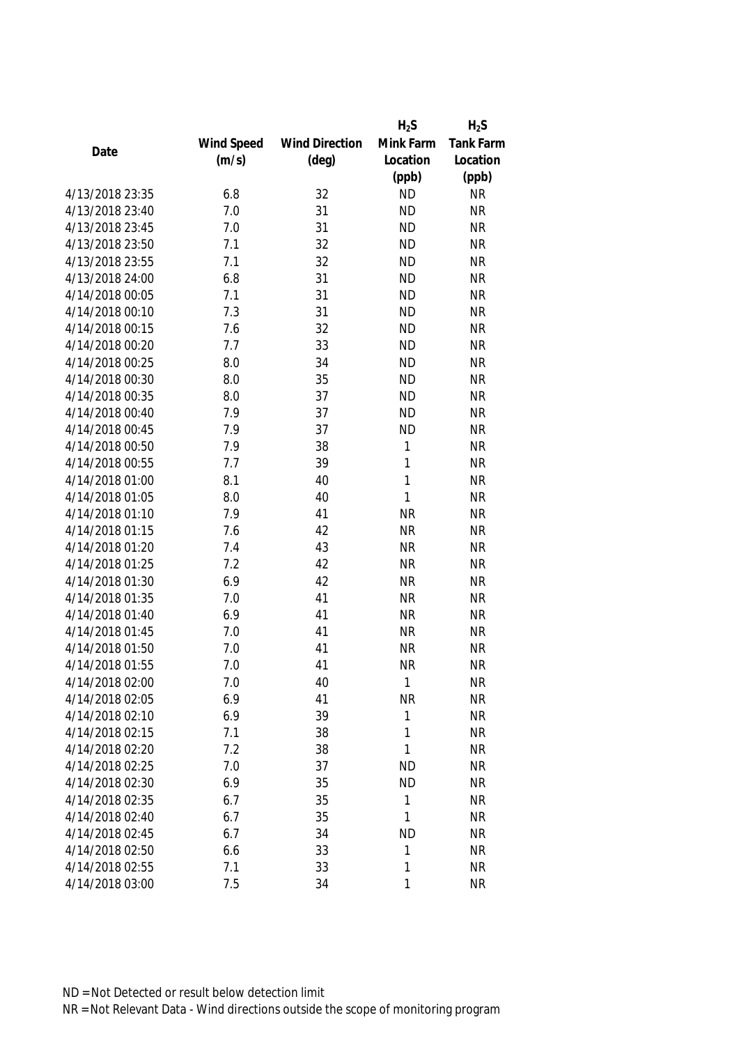| Date | Wind Speed (m/s) | Wind Direction (deg) | $H_2S$ Mink Farm Location (ppb) | $H_2S$ Tank Farm Location (ppb) |
|---|---|---|---|---|
| 4/13/2018 23:35 | 6.8 | 32 | ND | NR |
| 4/13/2018 23:40 | 7.0 | 31 | ND | NR |
| 4/13/2018 23:45 | 7.0 | 31 | ND | NR |
| 4/13/2018 23:50 | 7.1 | 32 | ND | NR |
| 4/13/2018 23:55 | 7.1 | 32 | ND | NR |
| 4/13/2018 24:00 | 6.8 | 31 | ND | NR |
| 4/14/2018 00:05 | 7.1 | 31 | ND | NR |
| 4/14/2018 00:10 | 7.3 | 31 | ND | NR |
| 4/14/2018 00:15 | 7.6 | 32 | ND | NR |
| 4/14/2018 00:20 | 7.7 | 33 | ND | NR |
| 4/14/2018 00:25 | 8.0 | 34 | ND | NR |
| 4/14/2018 00:30 | 8.0 | 35 | ND | NR |
| 4/14/2018 00:35 | 8.0 | 37 | ND | NR |
| 4/14/2018 00:40 | 7.9 | 37 | ND | NR |
| 4/14/2018 00:45 | 7.9 | 37 | ND | NR |
| 4/14/2018 00:50 | 7.9 | 38 | 1 | NR |
| 4/14/2018 00:55 | 7.7 | 39 | 1 | NR |
| 4/14/2018 01:00 | 8.1 | 40 | 1 | NR |
| 4/14/2018 01:05 | 8.0 | 40 | 1 | NR |
| 4/14/2018 01:10 | 7.9 | 41 | NR | NR |
| 4/14/2018 01:15 | 7.6 | 42 | NR | NR |
| 4/14/2018 01:20 | 7.4 | 43 | NR | NR |
| 4/14/2018 01:25 | 7.2 | 42 | NR | NR |
| 4/14/2018 01:30 | 6.9 | 42 | NR | NR |
| 4/14/2018 01:35 | 7.0 | 41 | NR | NR |
| 4/14/2018 01:40 | 6.9 | 41 | NR | NR |
| 4/14/2018 01:45 | 7.0 | 41 | NR | NR |
| 4/14/2018 01:50 | 7.0 | 41 | NR | NR |
| 4/14/2018 01:55 | 7.0 | 41 | NR | NR |
| 4/14/2018 02:00 | 7.0 | 40 | 1 | NR |
| 4/14/2018 02:05 | 6.9 | 41 | NR | NR |
| 4/14/2018 02:10 | 6.9 | 39 | 1 | NR |
| 4/14/2018 02:15 | 7.1 | 38 | 1 | NR |
| 4/14/2018 02:20 | 7.2 | 38 | 1 | NR |
| 4/14/2018 02:25 | 7.0 | 37 | ND | NR |
| 4/14/2018 02:30 | 6.9 | 35 | ND | NR |
| 4/14/2018 02:35 | 6.7 | 35 | 1 | NR |
| 4/14/2018 02:40 | 6.7 | 35 | 1 | NR |
| 4/14/2018 02:45 | 6.7 | 34 | ND | NR |
| 4/14/2018 02:50 | 6.6 | 33 | 1 | NR |
| 4/14/2018 02:55 | 7.1 | 33 | 1 | NR |
| 4/14/2018 03:00 | 7.5 | 34 | 1 | NR |

ND = Not Detected or result below detection limit

NR = Not Relevant Data - Wind directions outside the scope of monitoring program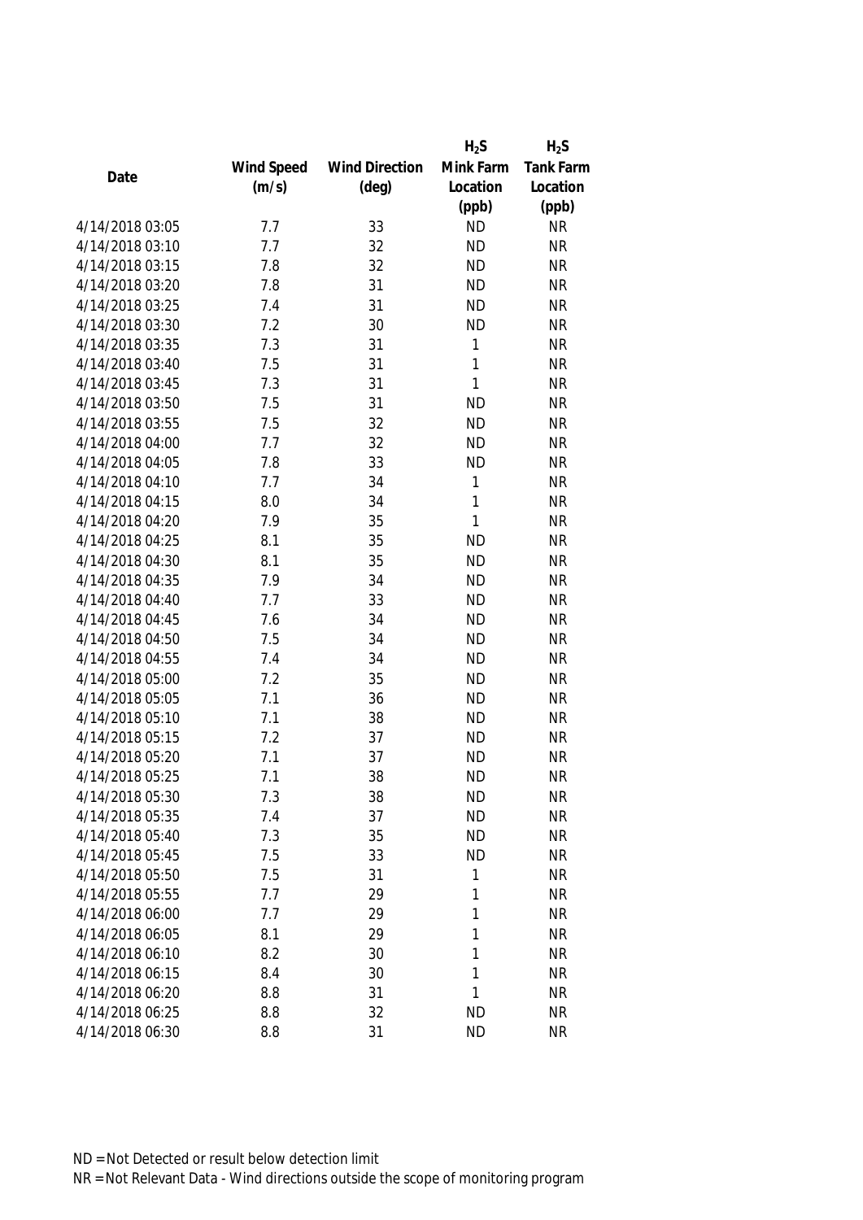| Date | Wind Speed (m/s) | Wind Direction (deg) | $H_2S$ Mink Farm Location (ppb) | $H_2S$ Tank Farm Location (ppb) |
|---|---|---|---|---|
| 4/14/2018 03:05 | 7.7 | 33 | ND | NR |
| 4/14/2018 03:10 | 7.7 | 32 | ND | NR |
| 4/14/2018 03:15 | 7.8 | 32 | ND | NR |
| 4/14/2018 03:20 | 7.8 | 31 | ND | NR |
| 4/14/2018 03:25 | 7.4 | 31 | ND | NR |
| 4/14/2018 03:30 | 7.2 | 30 | ND | NR |
| 4/14/2018 03:35 | 7.3 | 31 | 1 | NR |
| 4/14/2018 03:40 | 7.5 | 31 | 1 | NR |
| 4/14/2018 03:45 | 7.3 | 31 | 1 | NR |
| 4/14/2018 03:50 | 7.5 | 31 | ND | NR |
| 4/14/2018 03:55 | 7.5 | 32 | ND | NR |
| 4/14/2018 04:00 | 7.7 | 32 | ND | NR |
| 4/14/2018 04:05 | 7.8 | 33 | ND | NR |
| 4/14/2018 04:10 | 7.7 | 34 | 1 | NR |
| 4/14/2018 04:15 | 8.0 | 34 | 1 | NR |
| 4/14/2018 04:20 | 7.9 | 35 | 1 | NR |
| 4/14/2018 04:25 | 8.1 | 35 | ND | NR |
| 4/14/2018 04:30 | 8.1 | 35 | ND | NR |
| 4/14/2018 04:35 | 7.9 | 34 | ND | NR |
| 4/14/2018 04:40 | 7.7 | 33 | ND | NR |
| 4/14/2018 04:45 | 7.6 | 34 | ND | NR |
| 4/14/2018 04:50 | 7.5 | 34 | ND | NR |
| 4/14/2018 04:55 | 7.4 | 34 | ND | NR |
| 4/14/2018 05:00 | 7.2 | 35 | ND | NR |
| 4/14/2018 05:05 | 7.1 | 36 | ND | NR |
| 4/14/2018 05:10 | 7.1 | 38 | ND | NR |
| 4/14/2018 05:15 | 7.2 | 37 | ND | NR |
| 4/14/2018 05:20 | 7.1 | 37 | ND | NR |
| 4/14/2018 05:25 | 7.1 | 38 | ND | NR |
| 4/14/2018 05:30 | 7.3 | 38 | ND | NR |
| 4/14/2018 05:35 | 7.4 | 37 | ND | NR |
| 4/14/2018 05:40 | 7.3 | 35 | ND | NR |
| 4/14/2018 05:45 | 7.5 | 33 | ND | NR |
| 4/14/2018 05:50 | 7.5 | 31 | 1 | NR |
| 4/14/2018 05:55 | 7.7 | 29 | 1 | NR |
| 4/14/2018 06:00 | 7.7 | 29 | 1 | NR |
| 4/14/2018 06:05 | 8.1 | 29 | 1 | NR |
| 4/14/2018 06:10 | 8.2 | 30 | 1 | NR |
| 4/14/2018 06:15 | 8.4 | 30 | 1 | NR |
| 4/14/2018 06:20 | 8.8 | 31 | 1 | NR |
| 4/14/2018 06:25 | 8.8 | 32 | ND | NR |
| 4/14/2018 06:30 | 8.8 | 31 | ND | NR |

ND = Not Detected or result below detection limit

NR = Not Relevant Data - Wind directions outside the scope of monitoring program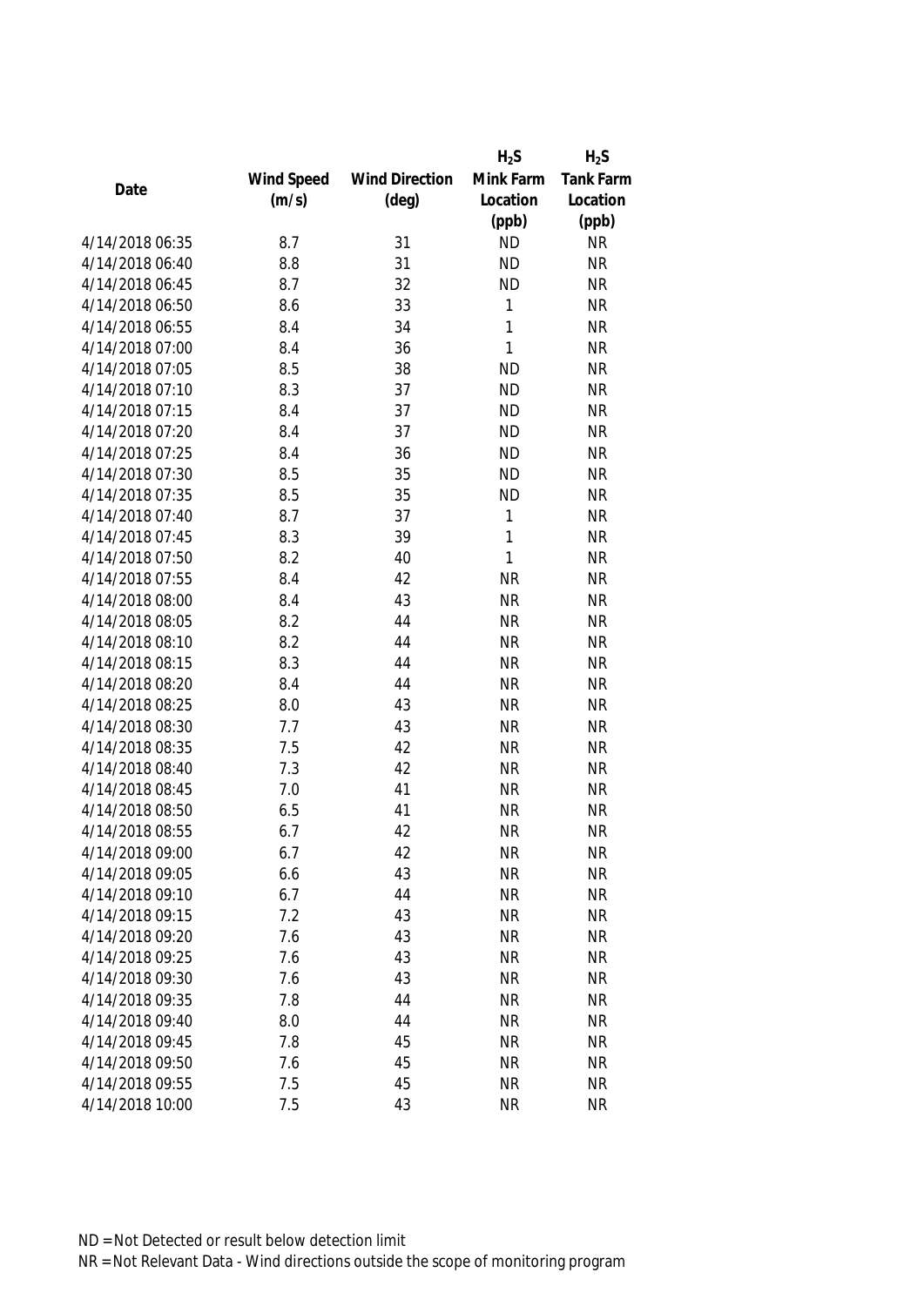| Date | Wind Speed (m/s) | Wind Direction (deg) | $H_2S$ Mink Farm Location (ppb) | $H_2S$ Tank Farm Location (ppb) |
|---|---|---|---|---|
| 4/14/2018 06:35 | 8.7 | 31 | ND | NR |
| 4/14/2018 06:40 | 8.8 | 31 | ND | NR |
| 4/14/2018 06:45 | 8.7 | 32 | ND | NR |
| 4/14/2018 06:50 | 8.6 | 33 | 1 | NR |
| 4/14/2018 06:55 | 8.4 | 34 | 1 | NR |
| 4/14/2018 07:00 | 8.4 | 36 | 1 | NR |
| 4/14/2018 07:05 | 8.5 | 38 | ND | NR |
| 4/14/2018 07:10 | 8.3 | 37 | ND | NR |
| 4/14/2018 07:15 | 8.4 | 37 | ND | NR |
| 4/14/2018 07:20 | 8.4 | 37 | ND | NR |
| 4/14/2018 07:25 | 8.4 | 36 | ND | NR |
| 4/14/2018 07:30 | 8.5 | 35 | ND | NR |
| 4/14/2018 07:35 | 8.5 | 35 | ND | NR |
| 4/14/2018 07:40 | 8.7 | 37 | 1 | NR |
| 4/14/2018 07:45 | 8.3 | 39 | 1 | NR |
| 4/14/2018 07:50 | 8.2 | 40 | 1 | NR |
| 4/14/2018 07:55 | 8.4 | 42 | NR | NR |
| 4/14/2018 08:00 | 8.4 | 43 | NR | NR |
| 4/14/2018 08:05 | 8.2 | 44 | NR | NR |
| 4/14/2018 08:10 | 8.2 | 44 | NR | NR |
| 4/14/2018 08:15 | 8.3 | 44 | NR | NR |
| 4/14/2018 08:20 | 8.4 | 44 | NR | NR |
| 4/14/2018 08:25 | 8.0 | 43 | NR | NR |
| 4/14/2018 08:30 | 7.7 | 43 | NR | NR |
| 4/14/2018 08:35 | 7.5 | 42 | NR | NR |
| 4/14/2018 08:40 | 7.3 | 42 | NR | NR |
| 4/14/2018 08:45 | 7.0 | 41 | NR | NR |
| 4/14/2018 08:50 | 6.5 | 41 | NR | NR |
| 4/14/2018 08:55 | 6.7 | 42 | NR | NR |
| 4/14/2018 09:00 | 6.7 | 42 | NR | NR |
| 4/14/2018 09:05 | 6.6 | 43 | NR | NR |
| 4/14/2018 09:10 | 6.7 | 44 | NR | NR |
| 4/14/2018 09:15 | 7.2 | 43 | NR | NR |
| 4/14/2018 09:20 | 7.6 | 43 | NR | NR |
| 4/14/2018 09:25 | 7.6 | 43 | NR | NR |
| 4/14/2018 09:30 | 7.6 | 43 | NR | NR |
| 4/14/2018 09:35 | 7.8 | 44 | NR | NR |
| 4/14/2018 09:40 | 8.0 | 44 | NR | NR |
| 4/14/2018 09:45 | 7.8 | 45 | NR | NR |
| 4/14/2018 09:50 | 7.6 | 45 | NR | NR |
| 4/14/2018 09:55 | 7.5 | 45 | NR | NR |
| 4/14/2018 10:00 | 7.5 | 43 | NR | NR |

ND = Not Detected or result below detection limit

NR = Not Relevant Data - Wind directions outside the scope of monitoring program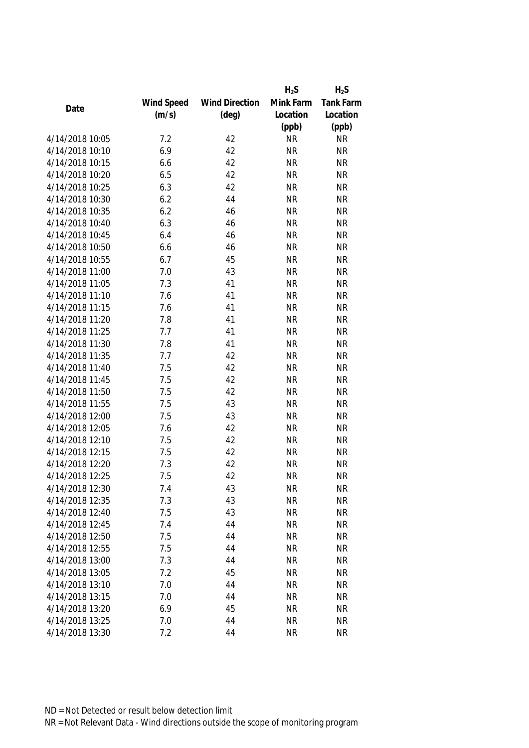| Date | Wind Speed (m/s) | Wind Direction (deg) | $H_2S$ Mink Farm Location (ppb) | $H_2S$ Tank Farm Location (ppb) |
|---|---|---|---|---|
| 4/14/2018 10:05 | 7.2 | 42 | NR | NR |
| 4/14/2018 10:10 | 6.9 | 42 | NR | NR |
| 4/14/2018 10:15 | 6.6 | 42 | NR | NR |
| 4/14/2018 10:20 | 6.5 | 42 | NR | NR |
| 4/14/2018 10:25 | 6.3 | 42 | NR | NR |
| 4/14/2018 10:30 | 6.2 | 44 | NR | NR |
| 4/14/2018 10:35 | 6.2 | 46 | NR | NR |
| 4/14/2018 10:40 | 6.3 | 46 | NR | NR |
| 4/14/2018 10:45 | 6.4 | 46 | NR | NR |
| 4/14/2018 10:50 | 6.6 | 46 | NR | NR |
| 4/14/2018 10:55 | 6.7 | 45 | NR | NR |
| 4/14/2018 11:00 | 7.0 | 43 | NR | NR |
| 4/14/2018 11:05 | 7.3 | 41 | NR | NR |
| 4/14/2018 11:10 | 7.6 | 41 | NR | NR |
| 4/14/2018 11:15 | 7.6 | 41 | NR | NR |
| 4/14/2018 11:20 | 7.8 | 41 | NR | NR |
| 4/14/2018 11:25 | 7.7 | 41 | NR | NR |
| 4/14/2018 11:30 | 7.8 | 41 | NR | NR |
| 4/14/2018 11:35 | 7.7 | 42 | NR | NR |
| 4/14/2018 11:40 | 7.5 | 42 | NR | NR |
| 4/14/2018 11:45 | 7.5 | 42 | NR | NR |
| 4/14/2018 11:50 | 7.5 | 42 | NR | NR |
| 4/14/2018 11:55 | 7.5 | 43 | NR | NR |
| 4/14/2018 12:00 | 7.5 | 43 | NR | NR |
| 4/14/2018 12:05 | 7.6 | 42 | NR | NR |
| 4/14/2018 12:10 | 7.5 | 42 | NR | NR |
| 4/14/2018 12:15 | 7.5 | 42 | NR | NR |
| 4/14/2018 12:20 | 7.3 | 42 | NR | NR |
| 4/14/2018 12:25 | 7.5 | 42 | NR | NR |
| 4/14/2018 12:30 | 7.4 | 43 | NR | NR |
| 4/14/2018 12:35 | 7.3 | 43 | NR | NR |
| 4/14/2018 12:40 | 7.5 | 43 | NR | NR |
| 4/14/2018 12:45 | 7.4 | 44 | NR | NR |
| 4/14/2018 12:50 | 7.5 | 44 | NR | NR |
| 4/14/2018 12:55 | 7.5 | 44 | NR | NR |
| 4/14/2018 13:00 | 7.3 | 44 | NR | NR |
| 4/14/2018 13:05 | 7.2 | 45 | NR | NR |
| 4/14/2018 13:10 | 7.0 | 44 | NR | NR |
| 4/14/2018 13:15 | 7.0 | 44 | NR | NR |
| 4/14/2018 13:20 | 6.9 | 45 | NR | NR |
| 4/14/2018 13:25 | 7.0 | 44 | NR | NR |
| 4/14/2018 13:30 | 7.2 | 44 | NR | NR |

ND = Not Detected or result below detection limit

NR = Not Relevant Data - Wind directions outside the scope of monitoring program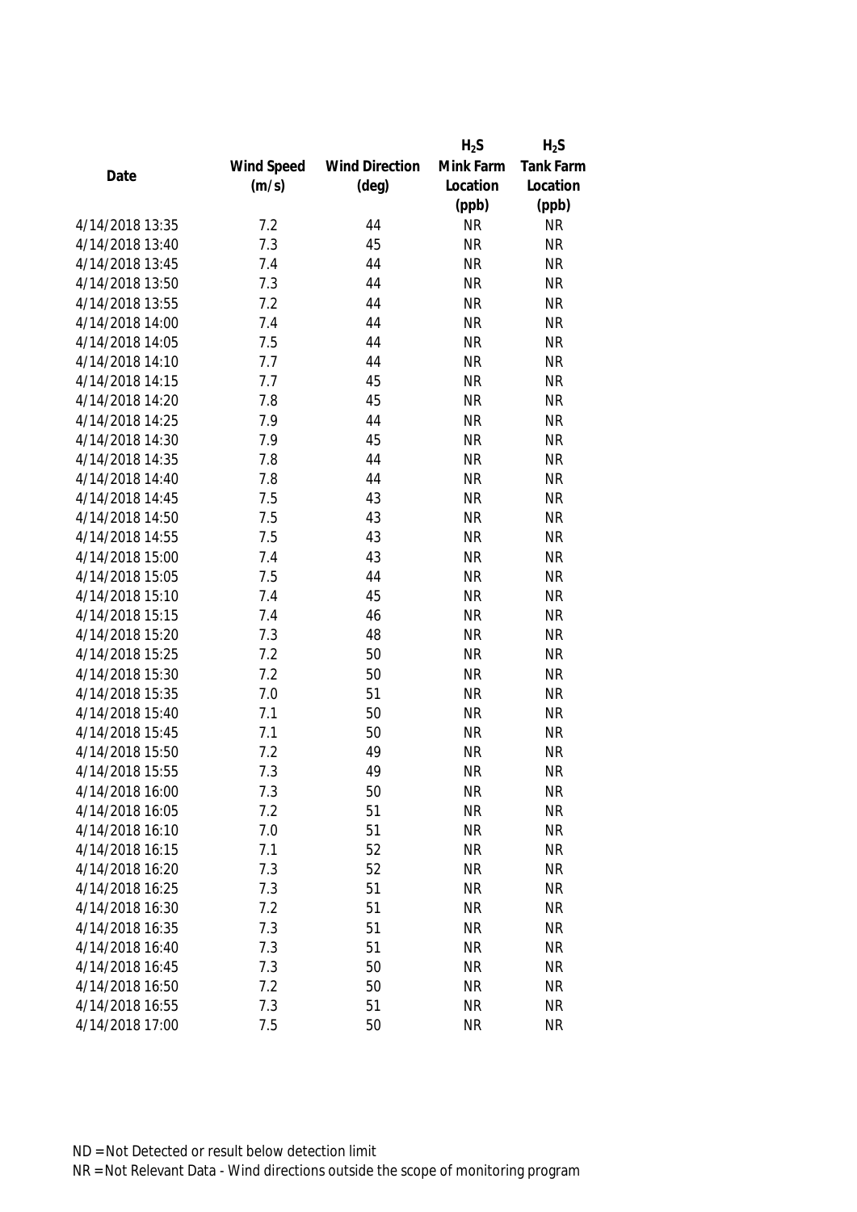| Date | Wind Speed (m/s) | Wind Direction (deg) | $H_2S$ Mink Farm Location (ppb) | $H_2S$ Tank Farm Location (ppb) |
|---|---|---|---|---|
| 4/14/2018 13:35 | 7.2 | 44 | NR | NR |
| 4/14/2018 13:40 | 7.3 | 45 | NR | NR |
| 4/14/2018 13:45 | 7.4 | 44 | NR | NR |
| 4/14/2018 13:50 | 7.3 | 44 | NR | NR |
| 4/14/2018 13:55 | 7.2 | 44 | NR | NR |
| 4/14/2018 14:00 | 7.4 | 44 | NR | NR |
| 4/14/2018 14:05 | 7.5 | 44 | NR | NR |
| 4/14/2018 14:10 | 7.7 | 44 | NR | NR |
| 4/14/2018 14:15 | 7.7 | 45 | NR | NR |
| 4/14/2018 14:20 | 7.8 | 45 | NR | NR |
| 4/14/2018 14:25 | 7.9 | 44 | NR | NR |
| 4/14/2018 14:30 | 7.9 | 45 | NR | NR |
| 4/14/2018 14:35 | 7.8 | 44 | NR | NR |
| 4/14/2018 14:40 | 7.8 | 44 | NR | NR |
| 4/14/2018 14:45 | 7.5 | 43 | NR | NR |
| 4/14/2018 14:50 | 7.5 | 43 | NR | NR |
| 4/14/2018 14:55 | 7.5 | 43 | NR | NR |
| 4/14/2018 15:00 | 7.4 | 43 | NR | NR |
| 4/14/2018 15:05 | 7.5 | 44 | NR | NR |
| 4/14/2018 15:10 | 7.4 | 45 | NR | NR |
| 4/14/2018 15:15 | 7.4 | 46 | NR | NR |
| 4/14/2018 15:20 | 7.3 | 48 | NR | NR |
| 4/14/2018 15:25 | 7.2 | 50 | NR | NR |
| 4/14/2018 15:30 | 7.2 | 50 | NR | NR |
| 4/14/2018 15:35 | 7.0 | 51 | NR | NR |
| 4/14/2018 15:40 | 7.1 | 50 | NR | NR |
| 4/14/2018 15:45 | 7.1 | 50 | NR | NR |
| 4/14/2018 15:50 | 7.2 | 49 | NR | NR |
| 4/14/2018 15:55 | 7.3 | 49 | NR | NR |
| 4/14/2018 16:00 | 7.3 | 50 | NR | NR |
| 4/14/2018 16:05 | 7.2 | 51 | NR | NR |
| 4/14/2018 16:10 | 7.0 | 51 | NR | NR |
| 4/14/2018 16:15 | 7.1 | 52 | NR | NR |
| 4/14/2018 16:20 | 7.3 | 52 | NR | NR |
| 4/14/2018 16:25 | 7.3 | 51 | NR | NR |
| 4/14/2018 16:30 | 7.2 | 51 | NR | NR |
| 4/14/2018 16:35 | 7.3 | 51 | NR | NR |
| 4/14/2018 16:40 | 7.3 | 51 | NR | NR |
| 4/14/2018 16:45 | 7.3 | 50 | NR | NR |
| 4/14/2018 16:50 | 7.2 | 50 | NR | NR |
| 4/14/2018 16:55 | 7.3 | 51 | NR | NR |
| 4/14/2018 17:00 | 7.5 | 50 | NR | NR |

ND = Not Detected or result below detection limit
NR = Not Relevant Data - Wind directions outside the scope of monitoring program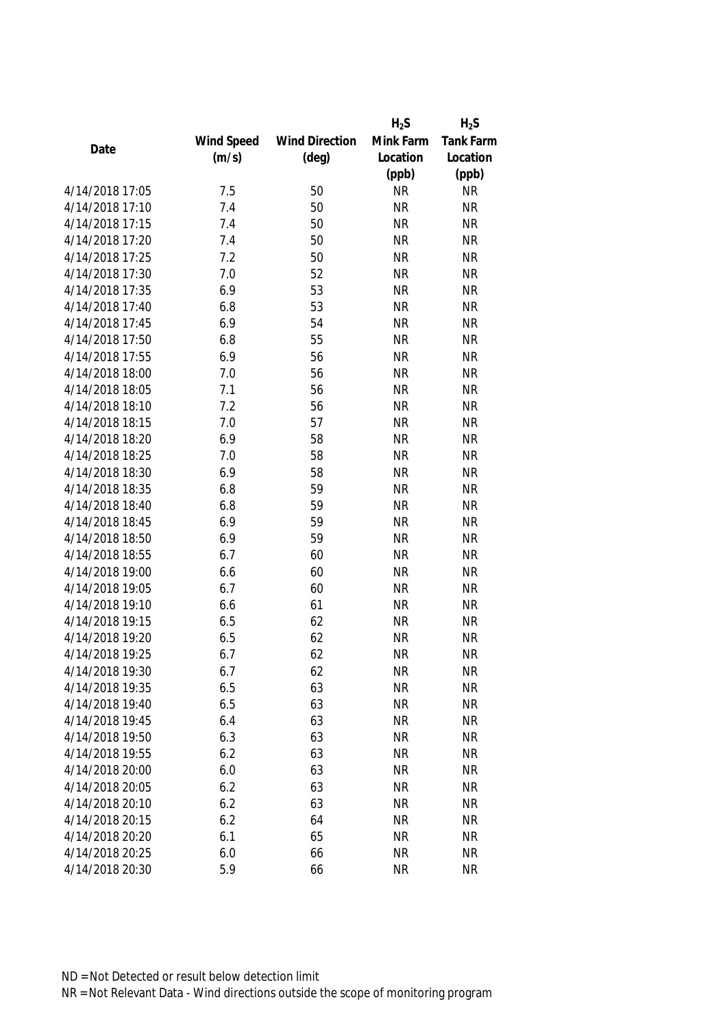| Date | Wind Speed (m/s) | Wind Direction (deg) | $H_2S$ Mink Farm Location (ppb) | $H_2S$ Tank Farm Location (ppb) |
|---|---|---|---|---|
| 4/14/2018 17:05 | 7.5 | 50 | NR | NR |
| 4/14/2018 17:10 | 7.4 | 50 | NR | NR |
| 4/14/2018 17:15 | 7.4 | 50 | NR | NR |
| 4/14/2018 17:20 | 7.4 | 50 | NR | NR |
| 4/14/2018 17:25 | 7.2 | 50 | NR | NR |
| 4/14/2018 17:30 | 7.0 | 52 | NR | NR |
| 4/14/2018 17:35 | 6.9 | 53 | NR | NR |
| 4/14/2018 17:40 | 6.8 | 53 | NR | NR |
| 4/14/2018 17:45 | 6.9 | 54 | NR | NR |
| 4/14/2018 17:50 | 6.8 | 55 | NR | NR |
| 4/14/2018 17:55 | 6.9 | 56 | NR | NR |
| 4/14/2018 18:00 | 7.0 | 56 | NR | NR |
| 4/14/2018 18:05 | 7.1 | 56 | NR | NR |
| 4/14/2018 18:10 | 7.2 | 56 | NR | NR |
| 4/14/2018 18:15 | 7.0 | 57 | NR | NR |
| 4/14/2018 18:20 | 6.9 | 58 | NR | NR |
| 4/14/2018 18:25 | 7.0 | 58 | NR | NR |
| 4/14/2018 18:30 | 6.9 | 58 | NR | NR |
| 4/14/2018 18:35 | 6.8 | 59 | NR | NR |
| 4/14/2018 18:40 | 6.8 | 59 | NR | NR |
| 4/14/2018 18:45 | 6.9 | 59 | NR | NR |
| 4/14/2018 18:50 | 6.9 | 59 | NR | NR |
| 4/14/2018 18:55 | 6.7 | 60 | NR | NR |
| 4/14/2018 19:00 | 6.6 | 60 | NR | NR |
| 4/14/2018 19:05 | 6.7 | 60 | NR | NR |
| 4/14/2018 19:10 | 6.6 | 61 | NR | NR |
| 4/14/2018 19:15 | 6.5 | 62 | NR | NR |
| 4/14/2018 19:20 | 6.5 | 62 | NR | NR |
| 4/14/2018 19:25 | 6.7 | 62 | NR | NR |
| 4/14/2018 19:30 | 6.7 | 62 | NR | NR |
| 4/14/2018 19:35 | 6.5 | 63 | NR | NR |
| 4/14/2018 19:40 | 6.5 | 63 | NR | NR |
| 4/14/2018 19:45 | 6.4 | 63 | NR | NR |
| 4/14/2018 19:50 | 6.3 | 63 | NR | NR |
| 4/14/2018 19:55 | 6.2 | 63 | NR | NR |
| 4/14/2018 20:00 | 6.0 | 63 | NR | NR |
| 4/14/2018 20:05 | 6.2 | 63 | NR | NR |
| 4/14/2018 20:10 | 6.2 | 63 | NR | NR |
| 4/14/2018 20:15 | 6.2 | 64 | NR | NR |
| 4/14/2018 20:20 | 6.1 | 65 | NR | NR |
| 4/14/2018 20:25 | 6.0 | 66 | NR | NR |
| 4/14/2018 20:30 | 5.9 | 66 | NR | NR |

ND = Not Detected or result below detection limit

NR = Not Relevant Data - Wind directions outside the scope of monitoring program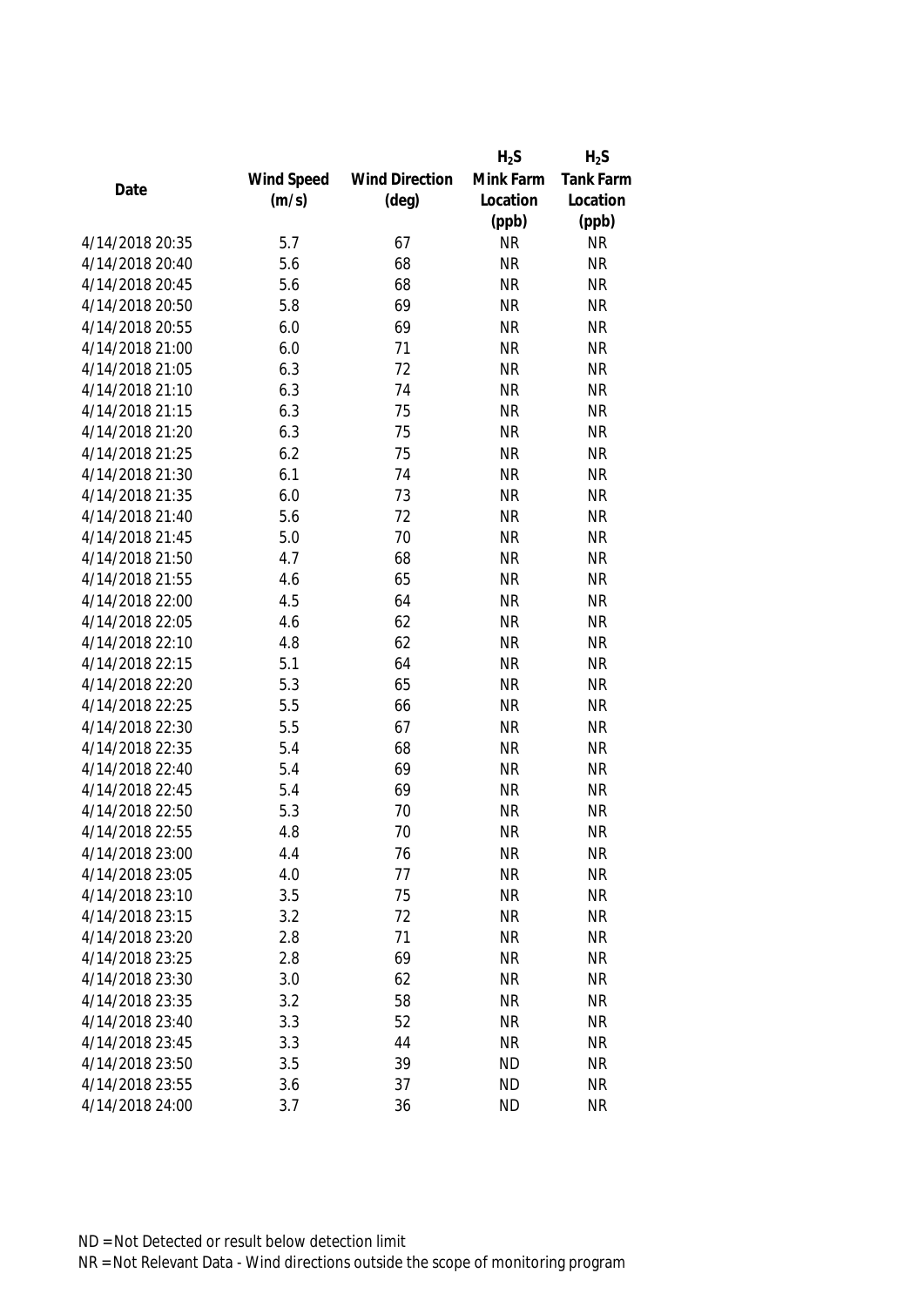| Date | Wind Speed (m/s) | Wind Direction (deg) | $H_2S$ Mink Farm Location (ppb) | $H_2S$ Tank Farm Location (ppb) |
|---|---|---|---|---|
| 4/14/2018 20:35 | 5.7 | 67 | NR | NR |
| 4/14/2018 20:40 | 5.6 | 68 | NR | NR |
| 4/14/2018 20:45 | 5.6 | 68 | NR | NR |
| 4/14/2018 20:50 | 5.8 | 69 | NR | NR |
| 4/14/2018 20:55 | 6.0 | 69 | NR | NR |
| 4/14/2018 21:00 | 6.0 | 71 | NR | NR |
| 4/14/2018 21:05 | 6.3 | 72 | NR | NR |
| 4/14/2018 21:10 | 6.3 | 74 | NR | NR |
| 4/14/2018 21:15 | 6.3 | 75 | NR | NR |
| 4/14/2018 21:20 | 6.3 | 75 | NR | NR |
| 4/14/2018 21:25 | 6.2 | 75 | NR | NR |
| 4/14/2018 21:30 | 6.1 | 74 | NR | NR |
| 4/14/2018 21:35 | 6.0 | 73 | NR | NR |
| 4/14/2018 21:40 | 5.6 | 72 | NR | NR |
| 4/14/2018 21:45 | 5.0 | 70 | NR | NR |
| 4/14/2018 21:50 | 4.7 | 68 | NR | NR |
| 4/14/2018 21:55 | 4.6 | 65 | NR | NR |
| 4/14/2018 22:00 | 4.5 | 64 | NR | NR |
| 4/14/2018 22:05 | 4.6 | 62 | NR | NR |
| 4/14/2018 22:10 | 4.8 | 62 | NR | NR |
| 4/14/2018 22:15 | 5.1 | 64 | NR | NR |
| 4/14/2018 22:20 | 5.3 | 65 | NR | NR |
| 4/14/2018 22:25 | 5.5 | 66 | NR | NR |
| 4/14/2018 22:30 | 5.5 | 67 | NR | NR |
| 4/14/2018 22:35 | 5.4 | 68 | NR | NR |
| 4/14/2018 22:40 | 5.4 | 69 | NR | NR |
| 4/14/2018 22:45 | 5.4 | 69 | NR | NR |
| 4/14/2018 22:50 | 5.3 | 70 | NR | NR |
| 4/14/2018 22:55 | 4.8 | 70 | NR | NR |
| 4/14/2018 23:00 | 4.4 | 76 | NR | NR |
| 4/14/2018 23:05 | 4.0 | 77 | NR | NR |
| 4/14/2018 23:10 | 3.5 | 75 | NR | NR |
| 4/14/2018 23:15 | 3.2 | 72 | NR | NR |
| 4/14/2018 23:20 | 2.8 | 71 | NR | NR |
| 4/14/2018 23:25 | 2.8 | 69 | NR | NR |
| 4/14/2018 23:30 | 3.0 | 62 | NR | NR |
| 4/14/2018 23:35 | 3.2 | 58 | NR | NR |
| 4/14/2018 23:40 | 3.3 | 52 | NR | NR |
| 4/14/2018 23:45 | 3.3 | 44 | NR | NR |
| 4/14/2018 23:50 | 3.5 | 39 | ND | NR |
| 4/14/2018 23:55 | 3.6 | 37 | ND | NR |
| 4/14/2018 24:00 | 3.7 | 36 | ND | NR |

ND = Not Detected or result below detection limit

NR = Not Relevant Data - Wind directions outside the scope of monitoring program